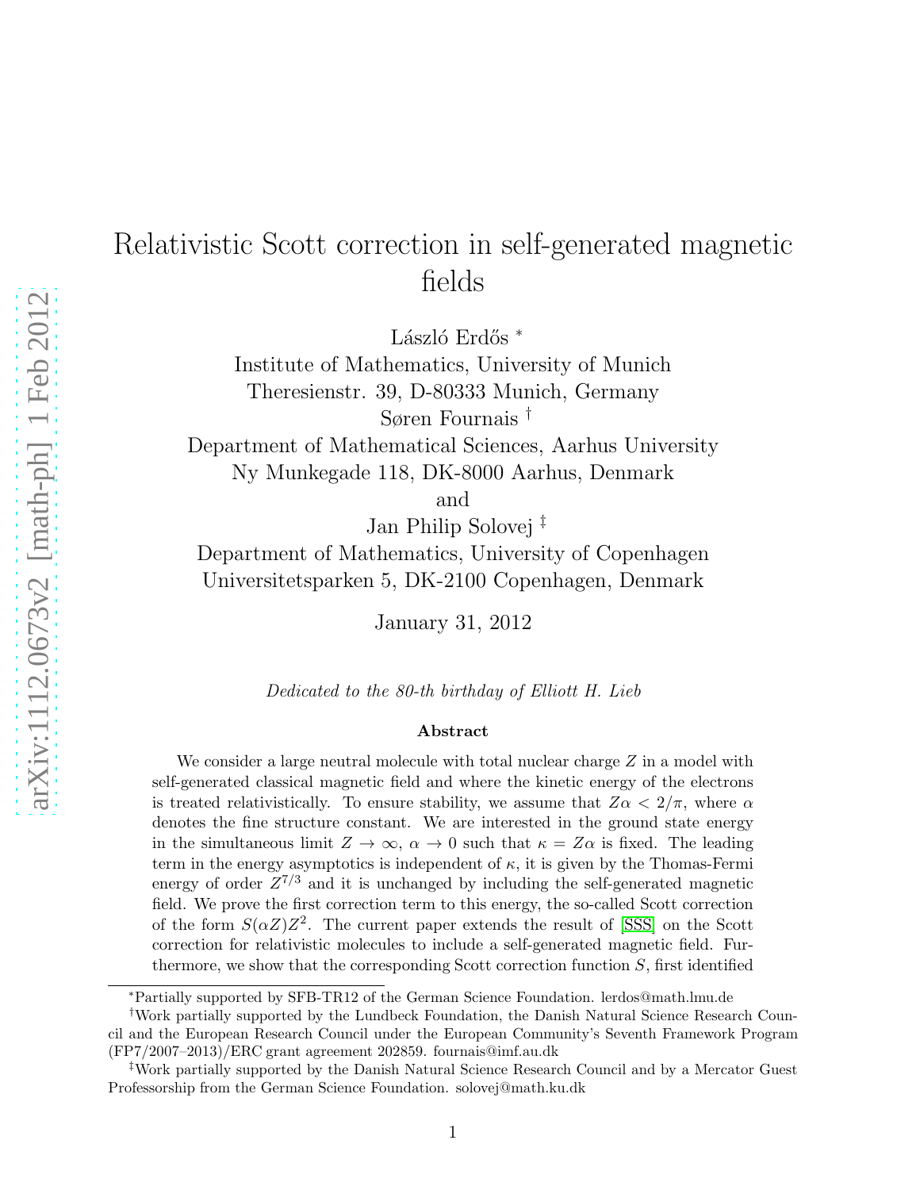# Relativistic Scott correction in self-generated magnetic fields

László Erdős [*]

Institute of Mathematics, University of Munich
Theresienstr. 39, D-80333 Munich, Germany

Søren Fournais [†]

Department of Mathematical Sciences, Aarhus University
Ny Munkegade 118, DK-8000 Aarhus, Denmark

and

Jan Philip Solovej [‡]

Department of Mathematics, University of Copenhagen
Universitetsparken 5, DK-2100 Copenhagen, Denmark

January 31, 2012

*Dedicated to the 80-th birthday of Elliott H. Lieb*

## Abstract

We consider a large neutral molecule with total nuclear charge $Z$ in a model with self-generated classical magnetic field and where the kinetic energy of the electrons is treated relativistically. To ensure stability, we assume that $Z\alpha < 2/\pi$, where $\alpha$ denotes the fine structure constant. We are interested in the ground state energy in the simultaneous limit $Z \to \infty$, $\alpha \to 0$ such that $\kappa = Z\alpha$ is fixed. The leading term in the energy asymptotics is independent of $\kappa$, it is given by the Thomas-Fermi energy of order $Z^{7/3}$ and it is unchanged by including the self-generated magnetic field. We prove the first correction term to this energy, the so-called Scott correction of the form $S(\alpha Z)Z^2$. The current paper extends the result of [SSS] on the Scott correction for relativistic molecules to include a self-generated magnetic field. Furthermore, we show that the corresponding Scott correction function $S$, first identified

---

[*] Partially supported by SFB-TR12 of the German Science Foundation. lerdos@math.lmu.de

[†] Work partially supported by the Lundbeck Foundation, the Danish Natural Science Research Council and the European Research Council under the European Community's Seventh Framework Program (FP7/2007–2013)/ERC grant agreement 202859. fournais@imf.au.dk

[‡] Work partially supported by the Danish Natural Science Research Council and by a Mercator Guest Professorship from the German Science Foundation. solovej@math.ku.dk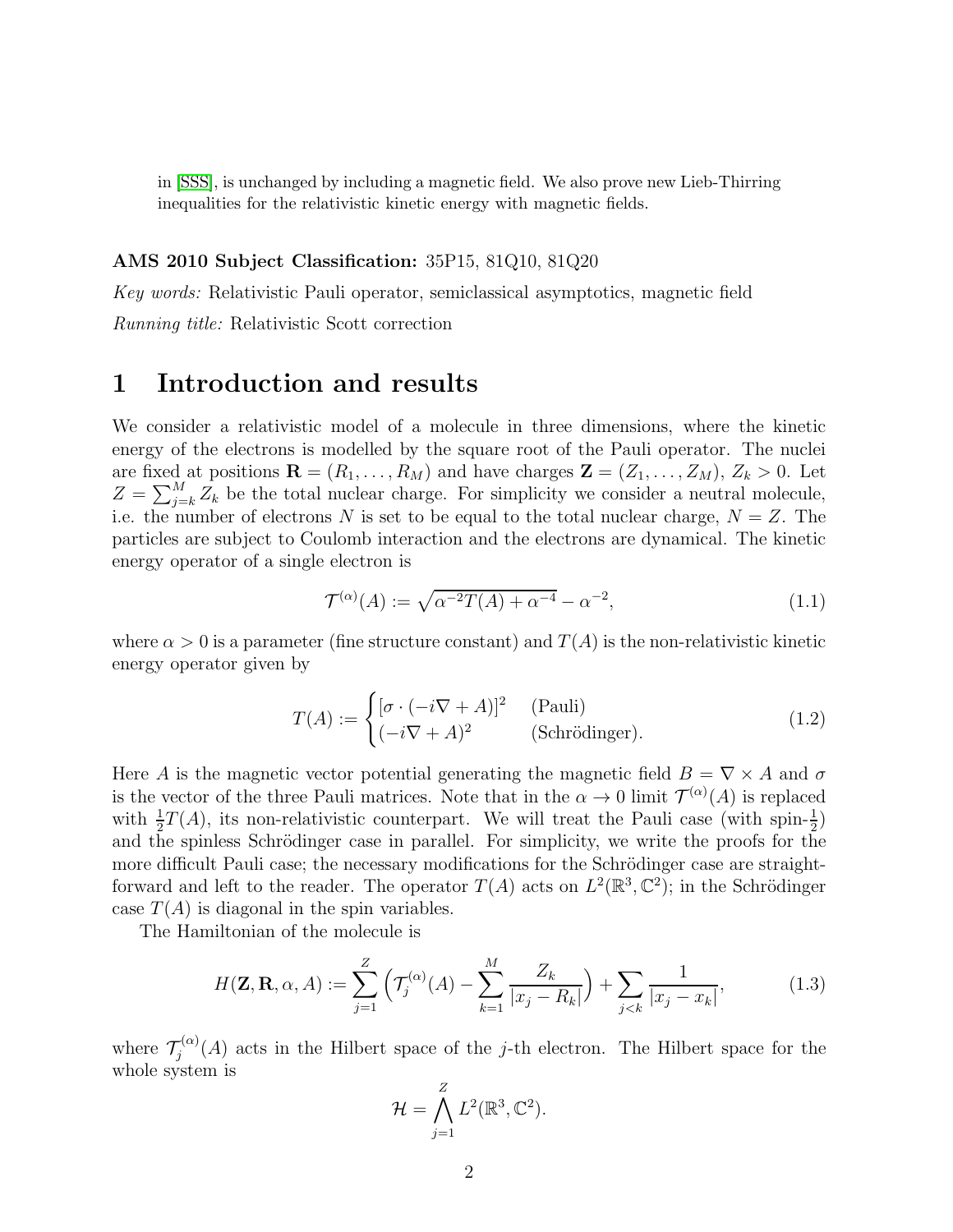in [SSS], is unchanged by including a magnetic field. We also prove new Lieb-Thirring inequalities for the relativistic kinetic energy with magnetic fields.

**AMS 2010 Subject Classification:** 35P15, 81Q10, 81Q20

*Key words:* Relativistic Pauli operator, semiclassical asymptotics, magnetic field

*Running title:* Relativistic Scott correction

# 1 Introduction and results

We consider a relativistic model of a molecule in three dimensions, where the kinetic energy of the electrons is modelled by the square root of the Pauli operator. The nuclei are fixed at positions $\mathbf{R} = (R_1, \ldots, R_M)$ and have charges $\mathbf{Z} = (Z_1, \ldots, Z_M)$, $Z_k > 0$. Let $Z = \sum_{j=k}^{M} Z_k$ be the total nuclear charge. For simplicity we consider a neutral molecule, i.e. the number of electrons $N$ is set to be equal to the total nuclear charge, $N = Z$. The particles are subject to Coulomb interaction and the electrons are dynamical. The kinetic energy operator of a single electron is

$$\mathcal{T}^{(\alpha)}(A) := \sqrt{\alpha^{-2}T(A) + \alpha^{-4}} - \alpha^{-2}, \tag{1.1}$$

where $\alpha > 0$ is a parameter (fine structure constant) and $T(A)$ is the non-relativistic kinetic energy operator given by

$$T(A) := \begin{cases} [\sigma \cdot (-i\nabla + A)]^2 & \text{(Pauli)} \\ (-i\nabla + A)^2 & \text{(Schrödinger)}. \end{cases} \tag{1.2}$$

Here $A$ is the magnetic vector potential generating the magnetic field $B = \nabla \times A$ and $\sigma$ is the vector of the three Pauli matrices. Note that in the $\alpha \to 0$ limit $\mathcal{T}^{(\alpha)}(A)$ is replaced with $\frac{1}{2}T(A)$, its non-relativistic counterpart. We will treat the Pauli case (with spin-$\frac{1}{2}$) and the spinless Schrödinger case in parallel. For simplicity, we write the proofs for the more difficult Pauli case; the necessary modifications for the Schrödinger case are straightforward and left to the reader. The operator $T(A)$ acts on $L^2(\mathbb{R}^3, \mathbb{C}^2)$; in the Schrödinger case $T(A)$ is diagonal in the spin variables.

The Hamiltonian of the molecule is

$$H(\mathbf{Z}, \mathbf{R}, \alpha, A) := \sum_{j=1}^{Z} \Big( \mathcal{T}_j^{(\alpha)}(A) - \sum_{k=1}^{M} \frac{Z_k}{|x_j - R_k|} \Big) + \sum_{j<k} \frac{1}{|x_j - x_k|}, \tag{1.3}$$

where $\mathcal{T}_j^{(\alpha)}(A)$ acts in the Hilbert space of the $j$-th electron. The Hilbert space for the whole system is

$$\mathcal{H} = \bigwedge_{j=1}^{Z} L^2(\mathbb{R}^3, \mathbb{C}^2).$$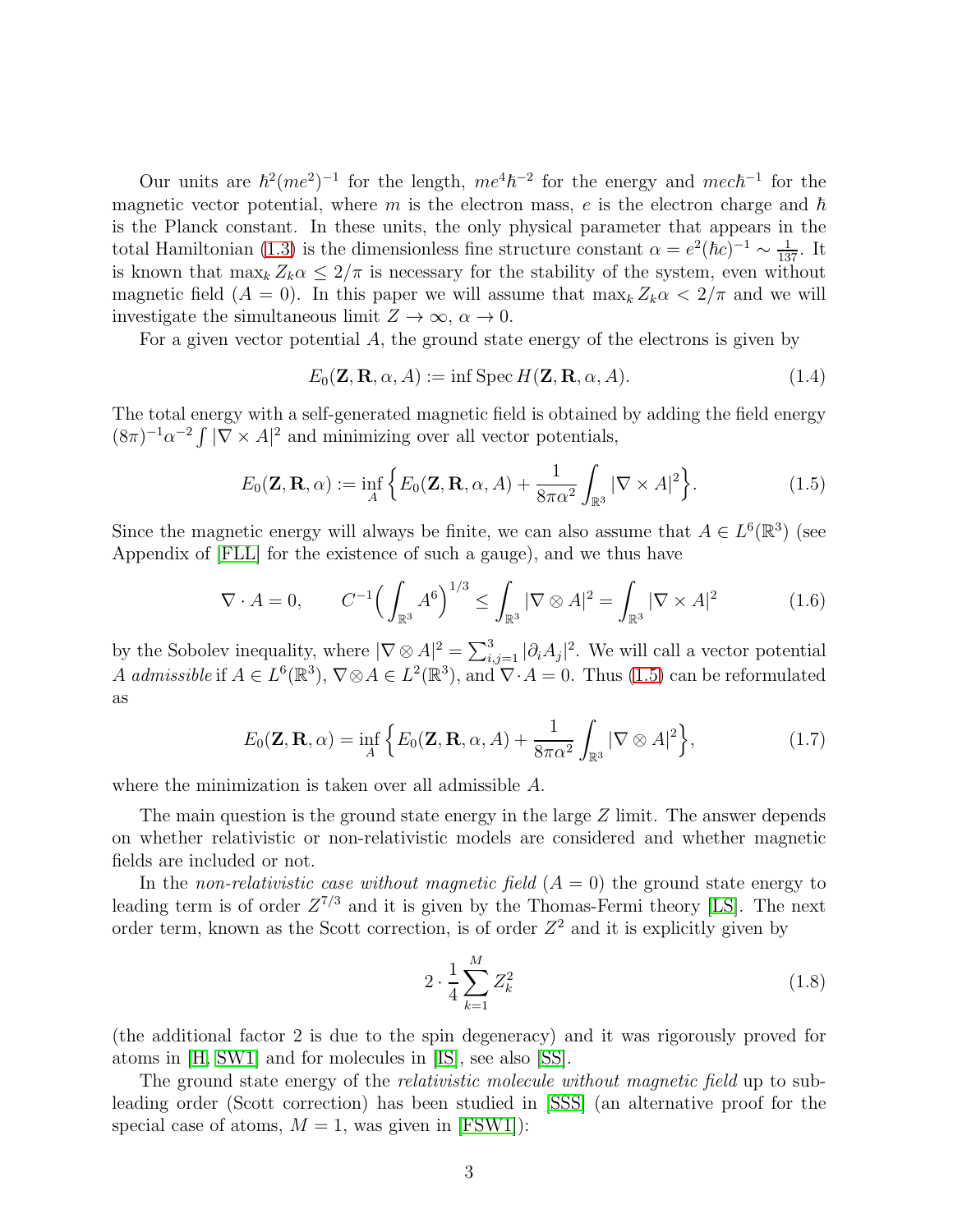Our units are $\hbar^2(me^2)^{-1}$ for the length, $me^4\hbar^{-2}$ for the energy and $mec\hbar^{-1}$ for the magnetic vector potential, where $m$ is the electron mass, $e$ is the electron charge and $\hbar$ is the Planck constant. In these units, the only physical parameter that appears in the total Hamiltonian (1.3) is the dimensionless fine structure constant $\alpha = e^2(\hbar c)^{-1} \sim \frac{1}{137}$. It is known that $\max_k Z_k\alpha \le 2/\pi$ is necessary for the stability of the system, even without magnetic field ($A = 0$). In this paper we will assume that $\max_k Z_k\alpha < 2/\pi$ and we will investigate the simultaneous limit $Z \to \infty$, $\alpha \to 0$.

For a given vector potential $A$, the ground state energy of the electrons is given by

$$E_0(\mathbf{Z}, \mathbf{R}, \alpha, A) := \inf \operatorname{Spec} H(\mathbf{Z}, \mathbf{R}, \alpha, A). \tag{1.4}$$

The total energy with a self-generated magnetic field is obtained by adding the field energy $(8\pi)^{-1}\alpha^{-2}\int |\nabla \times A|^2$ and minimizing over all vector potentials,

$$E_0(\mathbf{Z}, \mathbf{R}, \alpha) := \inf_A \Big\{ E_0(\mathbf{Z}, \mathbf{R}, \alpha, A) + \frac{1}{8\pi\alpha^2}\int_{\mathbb{R}^3} |\nabla \times A|^2 \Big\}. \tag{1.5}$$

Since the magnetic energy will always be finite, we can also assume that $A \in L^6(\mathbb{R}^3)$ (see Appendix of [FLL] for the existence of such a gauge), and we thus have

$$\nabla \cdot A = 0, \qquad C^{-1}\Big(\int_{\mathbb{R}^3} A^6\Big)^{1/3} \le \int_{\mathbb{R}^3} |\nabla \otimes A|^2 = \int_{\mathbb{R}^3} |\nabla \times A|^2 \tag{1.6}$$

by the Sobolev inequality, where $|\nabla \otimes A|^2 = \sum_{i,j=1}^3 |\partial_i A_j|^2$. We will call a vector potential $A$ *admissible* if $A \in L^6(\mathbb{R}^3)$, $\nabla \otimes A \in L^2(\mathbb{R}^3)$, and $\nabla \cdot A = 0$. Thus (1.5) can be reformulated as

$$E_0(\mathbf{Z}, \mathbf{R}, \alpha) = \inf_A \Big\{ E_0(\mathbf{Z}, \mathbf{R}, \alpha, A) + \frac{1}{8\pi\alpha^2}\int_{\mathbb{R}^3} |\nabla \otimes A|^2 \Big\}, \tag{1.7}$$

where the minimization is taken over all admissible $A$.

The main question is the ground state energy in the large $Z$ limit. The answer depends on whether relativistic or non-relativistic models are considered and whether magnetic fields are included or not.

In the *non-relativistic case without magnetic field* ($A = 0$) the ground state energy to leading term is of order $Z^{7/3}$ and it is given by the Thomas-Fermi theory [LS]. The next order term, known as the Scott correction, is of order $Z^2$ and it is explicitly given by

$$2 \cdot \frac{1}{4}\sum_{k=1}^M Z_k^2 \tag{1.8}$$

(the additional factor 2 is due to the spin degeneracy) and it was rigorously proved for atoms in [H, SW1] and for molecules in [IS], see also [SS].

The ground state energy of the *relativistic molecule without magnetic field* up to subleading order (Scott correction) has been studied in [SSS] (an alternative proof for the special case of atoms, $M = 1$, was given in [FSW1]):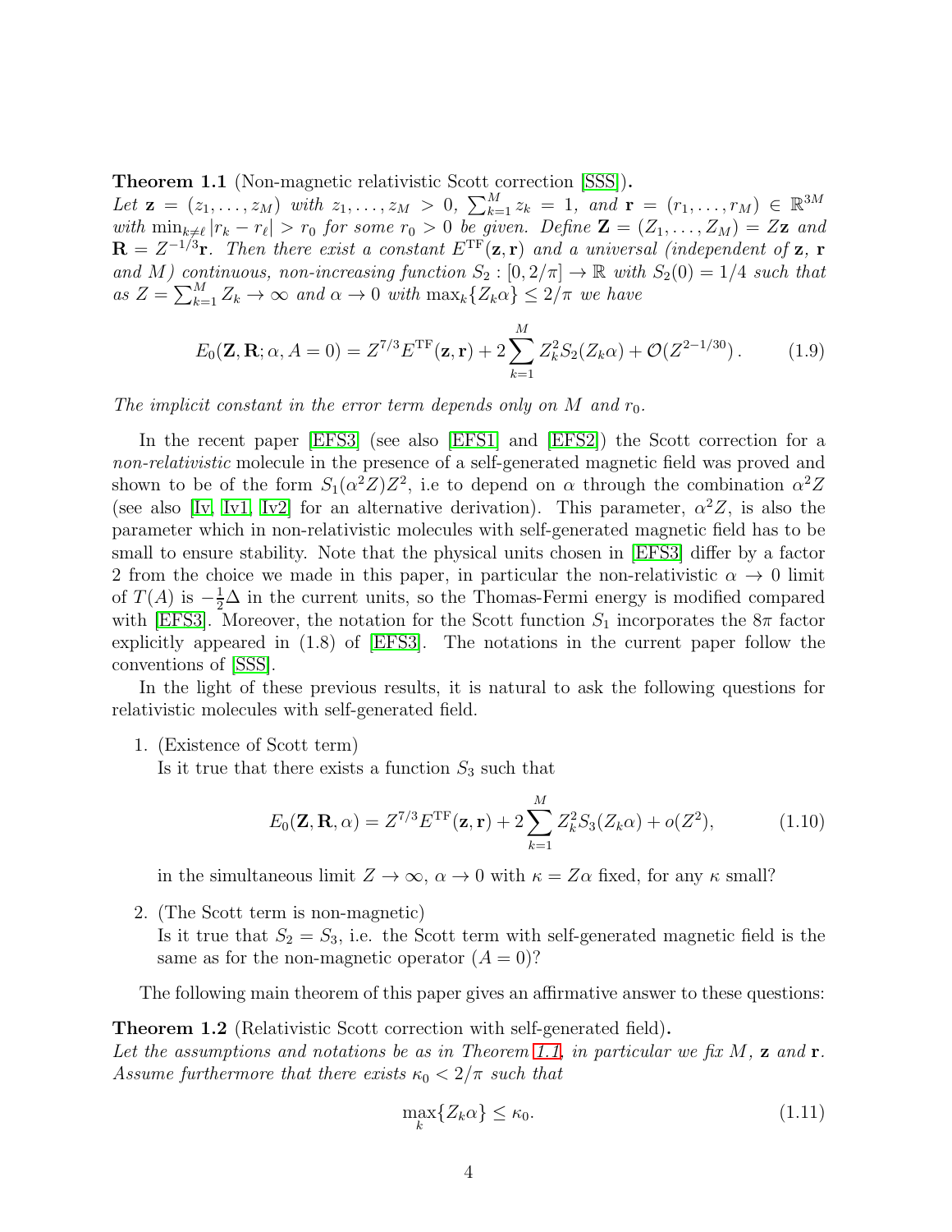**Theorem 1.1** (Non-magnetic relativistic Scott correction [SSS]). *Let $\mathbf{z} = (z_1, \ldots, z_M)$ with $z_1, \ldots, z_M > 0$, $\sum_{k=1}^M z_k = 1$, and $\mathbf{r} = (r_1, \ldots, r_M) \in \mathbb{R}^{3M}$ with $\min_{k \neq \ell} |r_k - r_\ell| > r_0$ for some $r_0 > 0$ be given. Define $\mathbf{Z} = (Z_1, \ldots, Z_M) = Z\mathbf{z}$ and $\mathbf{R} = Z^{-1/3}\mathbf{r}$. Then there exist a constant $E^{\mathrm{TF}}(\mathbf{z}, \mathbf{r})$ and a universal (independent of $\mathbf{z}$, $\mathbf{r}$ and $M$) continuous, non-increasing function $S_2 : [0, 2/\pi] \to \mathbb{R}$ with $S_2(0) = 1/4$ such that as $Z = \sum_{k=1}^M Z_k \to \infty$ and $\alpha \to 0$ with $\max_k\{Z_k\alpha\} \leq 2/\pi$ we have*

$$E_0(\mathbf{Z}, \mathbf{R}; \alpha, A = 0) = Z^{7/3} E^{\mathrm{TF}}(\mathbf{z}, \mathbf{r}) + 2 \sum_{k=1}^M Z_k^2 S_2(Z_k \alpha) + \mathcal{O}(Z^{2-1/30}). \tag{1.9}$$

*The implicit constant in the error term depends only on $M$ and $r_0$.*

In the recent paper [EFS3] (see also [EFS1] and [EFS2]) the Scott correction for a *non-relativistic* molecule in the presence of a self-generated magnetic field was proved and shown to be of the form $S_1(\alpha^2 Z)Z^2$, i.e to depend on $\alpha$ through the combination $\alpha^2 Z$ (see also [Iv, Iv1, Iv2] for an alternative derivation). This parameter, $\alpha^2 Z$, is also the parameter which in non-relativistic molecules with self-generated magnetic field has to be small to ensure stability. Note that the physical units chosen in [EFS3] differ by a factor 2 from the choice we made in this paper, in particular the non-relativistic $\alpha \to 0$ limit of $T(A)$ is $-\frac{1}{2}\Delta$ in the current units, so the Thomas-Fermi energy is modified compared with [EFS3]. Moreover, the notation for the Scott function $S_1$ incorporates the $8\pi$ factor explicitly appeared in (1.8) of [EFS3]. The notations in the current paper follow the conventions of [SSS].

In the light of these previous results, it is natural to ask the following questions for relativistic molecules with self-generated field.

1. (Existence of Scott term)
   Is it true that there exists a function $S_3$ such that

$$E_0(\mathbf{Z}, \mathbf{R}, \alpha) = Z^{7/3} E^{\mathrm{TF}}(\mathbf{z}, \mathbf{r}) + 2 \sum_{k=1}^M Z_k^2 S_3(Z_k \alpha) + o(Z^2), \tag{1.10}$$

   in the simultaneous limit $Z \to \infty$, $\alpha \to 0$ with $\kappa = Z\alpha$ fixed, for any $\kappa$ small?

2. (The Scott term is non-magnetic)
   Is it true that $S_2 = S_3$, i.e. the Scott term with self-generated magnetic field is the same as for the non-magnetic operator ($A = 0$)?

The following main theorem of this paper gives an affirmative answer to these questions:

**Theorem 1.2** (Relativistic Scott correction with self-generated field). *Let the assumptions and notations be as in Theorem 1.1, in particular we fix $M$, $\mathbf{z}$ and $\mathbf{r}$. Assume furthermore that there exists $\kappa_0 < 2/\pi$ such that*

$$\max_k\{Z_k \alpha\} \leq \kappa_0. \tag{1.11}$$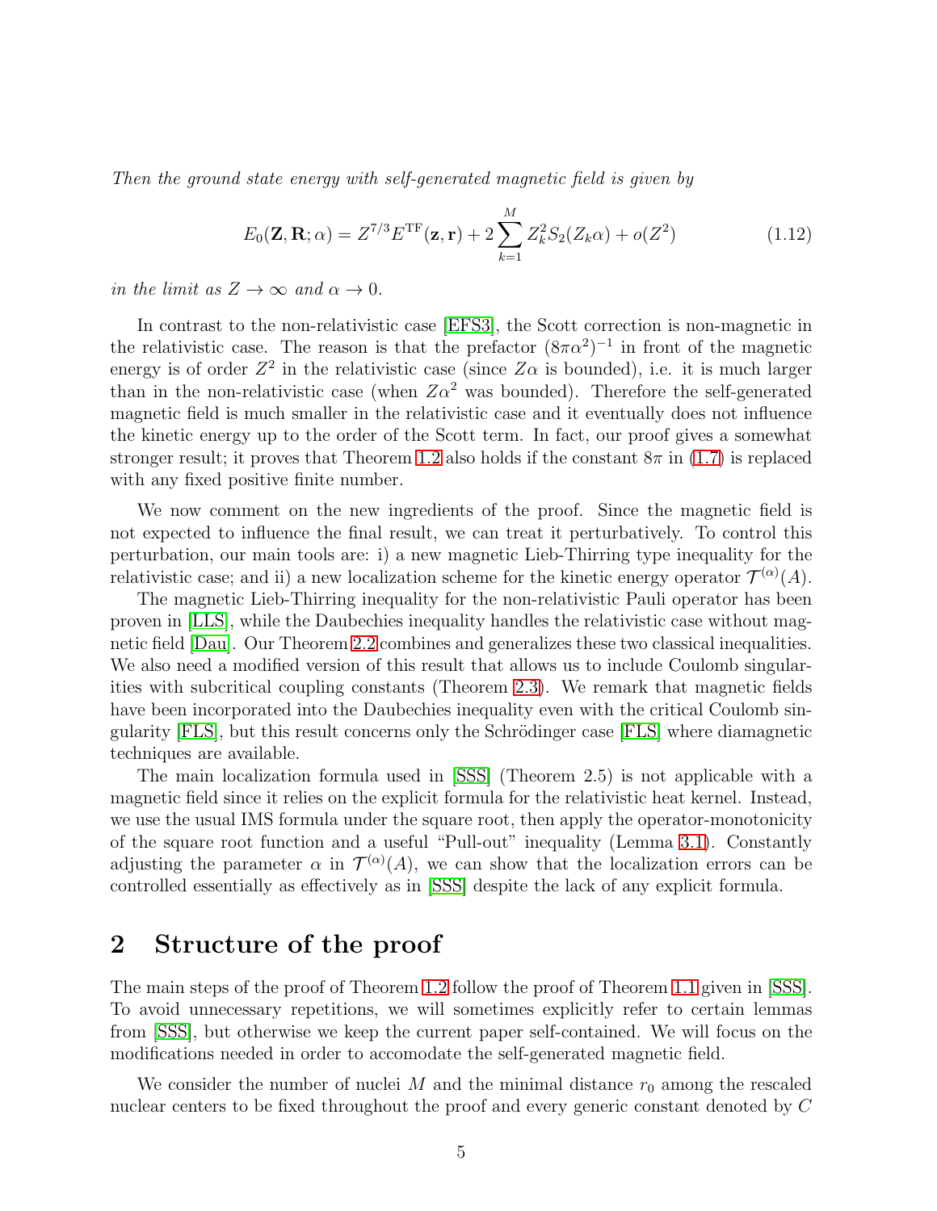*Then the ground state energy with self-generated magnetic field is given by*

$$E_0(\mathbf{Z}, \mathbf{R}; \alpha) = Z^{7/3} E^{\mathrm{TF}}(\mathbf{z}, \mathbf{r}) + 2 \sum_{k=1}^{M} Z_k^2 S_2(Z_k \alpha) + o(Z^2) \tag{1.12}$$

*in the limit as $Z \to \infty$ and $\alpha \to 0$.*

In contrast to the non-relativistic case [EFS3], the Scott correction is non-magnetic in the relativistic case. The reason is that the prefactor $(8\pi\alpha^2)^{-1}$ in front of the magnetic energy is of order $Z^2$ in the relativistic case (since $Z\alpha$ is bounded), i.e. it is much larger than in the non-relativistic case (when $Z\alpha^2$ was bounded). Therefore the self-generated magnetic field is much smaller in the relativistic case and it eventually does not influence the kinetic energy up to the order of the Scott term. In fact, our proof gives a somewhat stronger result; it proves that Theorem 1.2 also holds if the constant $8\pi$ in (1.7) is replaced with any fixed positive finite number.

We now comment on the new ingredients of the proof. Since the magnetic field is not expected to influence the final result, we can treat it perturbatively. To control this perturbation, our main tools are: i) a new magnetic Lieb-Thirring type inequality for the relativistic case; and ii) a new localization scheme for the kinetic energy operator $\mathcal{T}^{(\alpha)}(A)$.

The magnetic Lieb-Thirring inequality for the non-relativistic Pauli operator has been proven in [LLS], while the Daubechies inequality handles the relativistic case without magnetic field [Dau]. Our Theorem 2.2 combines and generalizes these two classical inequalities. We also need a modified version of this result that allows us to include Coulomb singularities with subcritical coupling constants (Theorem 2.3). We remark that magnetic fields have been incorporated into the Daubechies inequality even with the critical Coulomb singularity [FLS], but this result concerns only the Schrödinger case [FLS] where diamagnetic techniques are available.

The main localization formula used in [SSS] (Theorem 2.5) is not applicable with a magnetic field since it relies on the explicit formula for the relativistic heat kernel. Instead, we use the usual IMS formula under the square root, then apply the operator-monotonicity of the square root function and a useful "Pull-out" inequality (Lemma 3.1). Constantly adjusting the parameter $\alpha$ in $\mathcal{T}^{(\alpha)}(A)$, we can show that the localization errors can be controlled essentially as effectively as in [SSS] despite the lack of any explicit formula.

## 2 Structure of the proof

The main steps of the proof of Theorem 1.2 follow the proof of Theorem 1.1 given in [SSS]. To avoid unnecessary repetitions, we will sometimes explicitly refer to certain lemmas from [SSS], but otherwise we keep the current paper self-contained. We will focus on the modifications needed in order to accomodate the self-generated magnetic field.

We consider the number of nuclei $M$ and the minimal distance $r_0$ among the rescaled nuclear centers to be fixed throughout the proof and every generic constant denoted by $C$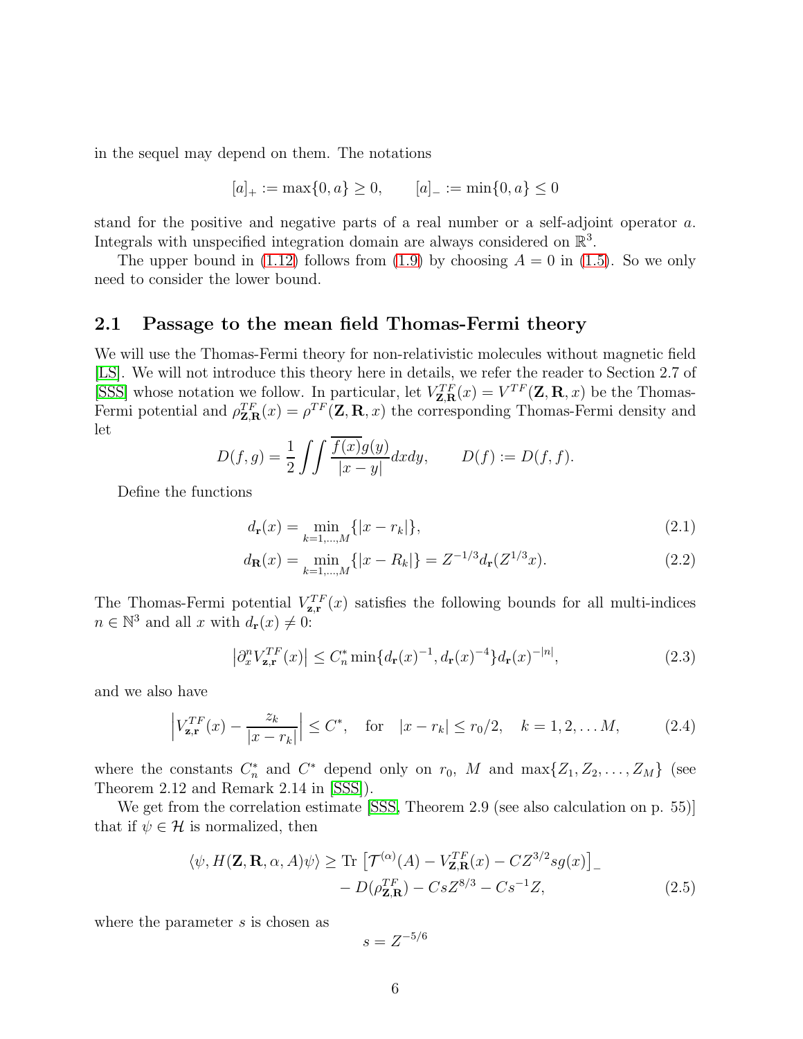in the sequel may depend on them. The notations

$$[a]_+ := \max\{0, a\} \geq 0, \qquad [a]_- := \min\{0, a\} \leq 0$$

stand for the positive and negative parts of a real number or a self-adjoint operator $a$. Integrals with unspecified integration domain are always considered on $\mathbb{R}^3$.

The upper bound in (1.12) follows from (1.9) by choosing $A = 0$ in (1.5). So we only need to consider the lower bound.

## 2.1 Passage to the mean field Thomas-Fermi theory

We will use the Thomas-Fermi theory for non-relativistic molecules without magnetic field [LS]. We will not introduce this theory here in details, we refer the reader to Section 2.7 of [SSS] whose notation we follow. In particular, let $V^{TF}_{\mathbf{Z},\mathbf{R}}(x) = V^{TF}(\mathbf{Z}, \mathbf{R}, x)$ be the Thomas-Fermi potential and $\rho^{TF}_{\mathbf{Z},\mathbf{R}}(x) = \rho^{TF}(\mathbf{Z}, \mathbf{R}, x)$ the corresponding Thomas-Fermi density and let

$$D(f, g) = \frac{1}{2} \iint \frac{\overline{f(x)} g(y)}{|x - y|} dx dy, \qquad D(f) := D(f, f).$$

Define the functions

$$d_{\mathbf{r}}(x) = \min_{k=1,\ldots,M} \{|x - r_k|\}, \tag{2.1}$$

$$d_{\mathbf{R}}(x) = \min_{k=1,\ldots,M} \{|x - R_k|\} = Z^{-1/3} d_{\mathbf{r}}(Z^{1/3} x). \tag{2.2}$$

The Thomas-Fermi potential $V^{TF}_{\mathbf{z},\mathbf{r}}(x)$ satisfies the following bounds for all multi-indices $n \in \mathbb{N}^3$ and all $x$ with $d_{\mathbf{r}}(x) \neq 0$:

$$\left|\partial_x^n V^{TF}_{\mathbf{z},\mathbf{r}}(x)\right| \leq C_n^* \min\{d_{\mathbf{r}}(x)^{-1}, d_{\mathbf{r}}(x)^{-4}\} d_{\mathbf{r}}(x)^{-|n|}, \tag{2.3}$$

and we also have

$$\left|V^{TF}_{\mathbf{z},\mathbf{r}}(x) - \frac{z_k}{|x - r_k|}\right| \leq C^*, \quad \text{for} \quad |x - r_k| \leq r_0/2, \quad k = 1, 2, \ldots M, \tag{2.4}$$

where the constants $C_n^*$ and $C^*$ depend only on $r_0$, $M$ and $\max\{Z_1, Z_2, \ldots, Z_M\}$ (see Theorem 2.12 and Remark 2.14 in [SSS]).

We get from the correlation estimate [SSS, Theorem 2.9 (see also calculation on p. 55)] that if $\psi \in \mathcal{H}$ is normalized, then

$$\begin{aligned}\langle \psi, H(\mathbf{Z}, \mathbf{R}, \alpha, A)\psi \rangle \geq \operatorname{Tr} \left[\mathcal{T}^{(\alpha)}(A) - V^{TF}_{\mathbf{Z},\mathbf{R}}(x) - C Z^{3/2} s g(x)\right]_- \\ - D(\rho^{TF}_{\mathbf{Z},\mathbf{R}}) - C s Z^{8/3} - C s^{-1} Z,\end{aligned} \tag{2.5}$$

where the parameter $s$ is chosen as

$$s = Z^{-5/6}$$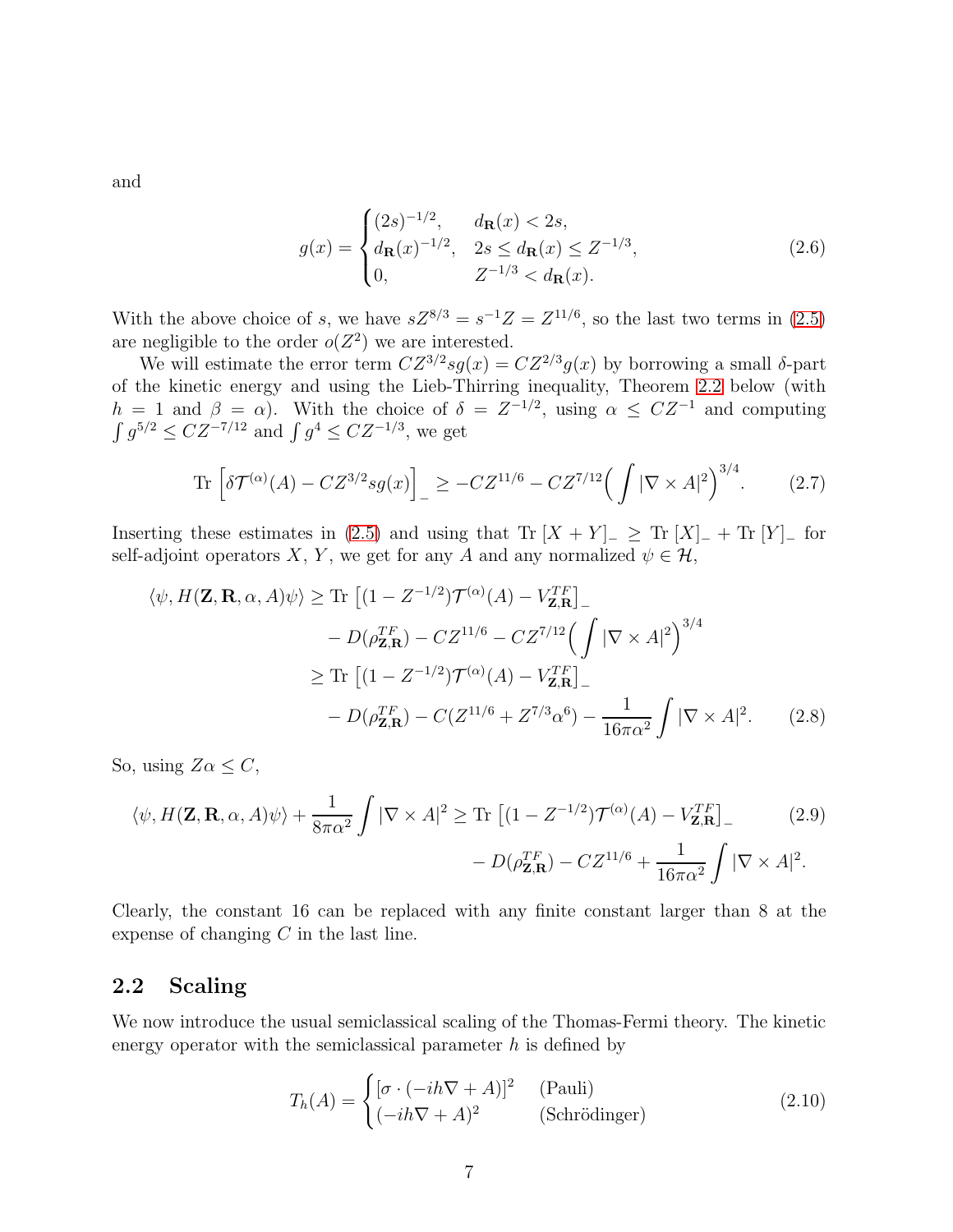and

$$
g(x) = \begin{cases} (2s)^{-1/2}, & d_{\mathbf{R}}(x) < 2s, \\ d_{\mathbf{R}}(x)^{-1/2}, & 2s \leq d_{\mathbf{R}}(x) \leq Z^{-1/3}, \\ 0, & Z^{-1/3} < d_{\mathbf{R}}(x). \end{cases} \tag{2.6}
$$

With the above choice of $s$, we have $sZ^{8/3} = s^{-1}Z = Z^{11/6}$, so the last two terms in (2.5) are negligible to the order $o(Z^2)$ we are interested.

We will estimate the error term $CZ^{3/2}sg(x) = CZ^{2/3}g(x)$ by borrowing a small $\delta$-part of the kinetic energy and using the Lieb-Thirring inequality, Theorem 2.2 below (with $h = 1$ and $\beta = \alpha$). With the choice of $\delta = Z^{-1/2}$, using $\alpha \leq CZ^{-1}$ and computing $\int g^{5/2} \leq CZ^{-7/12}$ and $\int g^4 \leq CZ^{-1/3}$, we get

$$
\mathrm{Tr}\left[\delta \mathcal{T}^{(\alpha)}(A) - CZ^{3/2}sg(x)\right]_- \geq -CZ^{11/6} - CZ^{7/12}\Big(\int |\nabla \times A|^2\Big)^{3/4}. \tag{2.7}
$$

Inserting these estimates in (2.5) and using that $\mathrm{Tr}\,[X+Y]_- \geq \mathrm{Tr}\,[X]_- + \mathrm{Tr}\,[Y]_-$ for self-adjoint operators $X$, $Y$, we get for any $A$ and any normalized $\psi \in \mathcal{H}$,

$$
\begin{aligned}
\langle \psi, H(\mathbf{Z}, \mathbf{R}, \alpha, A)\psi\rangle &\geq \mathrm{Tr}\left[(1 - Z^{-1/2})\mathcal{T}^{(\alpha)}(A) - V^{TF}_{\mathbf{Z},\mathbf{R}}\right]_- \\
&\quad - D(\rho^{TF}_{\mathbf{Z},\mathbf{R}}) - CZ^{11/6} - CZ^{7/12}\Big(\int |\nabla \times A|^2\Big)^{3/4} \\
&\geq \mathrm{Tr}\left[(1 - Z^{-1/2})\mathcal{T}^{(\alpha)}(A) - V^{TF}_{\mathbf{Z},\mathbf{R}}\right]_- \\
&\quad - D(\rho^{TF}_{\mathbf{Z},\mathbf{R}}) - C(Z^{11/6} + Z^{7/3}\alpha^6) - \frac{1}{16\pi\alpha^2}\int |\nabla \times A|^2.
\end{aligned} \tag{2.8}
$$

So, using $Z\alpha \leq C$,

$$
\begin{aligned}
\langle \psi, H(\mathbf{Z}, \mathbf{R}, \alpha, A)\psi\rangle + \frac{1}{8\pi\alpha^2}\int |\nabla \times A|^2 &\geq \mathrm{Tr}\left[(1 - Z^{-1/2})\mathcal{T}^{(\alpha)}(A) - V^{TF}_{\mathbf{Z},\mathbf{R}}\right]_- \\
&\quad - D(\rho^{TF}_{\mathbf{Z},\mathbf{R}}) - CZ^{11/6} + \frac{1}{16\pi\alpha^2}\int |\nabla \times A|^2.
\end{aligned} \tag{2.9}
$$

Clearly, the constant 16 can be replaced with any finite constant larger than 8 at the expense of changing $C$ in the last line.

## 2.2 Scaling

We now introduce the usual semiclassical scaling of the Thomas-Fermi theory. The kinetic energy operator with the semiclassical parameter $h$ is defined by

$$
T_h(A) = \begin{cases} [\sigma \cdot (-ih\nabla + A)]^2 & \text{(Pauli)} \\ (-ih\nabla + A)^2 & \text{(Schrödinger)} \end{cases} \tag{2.10}
$$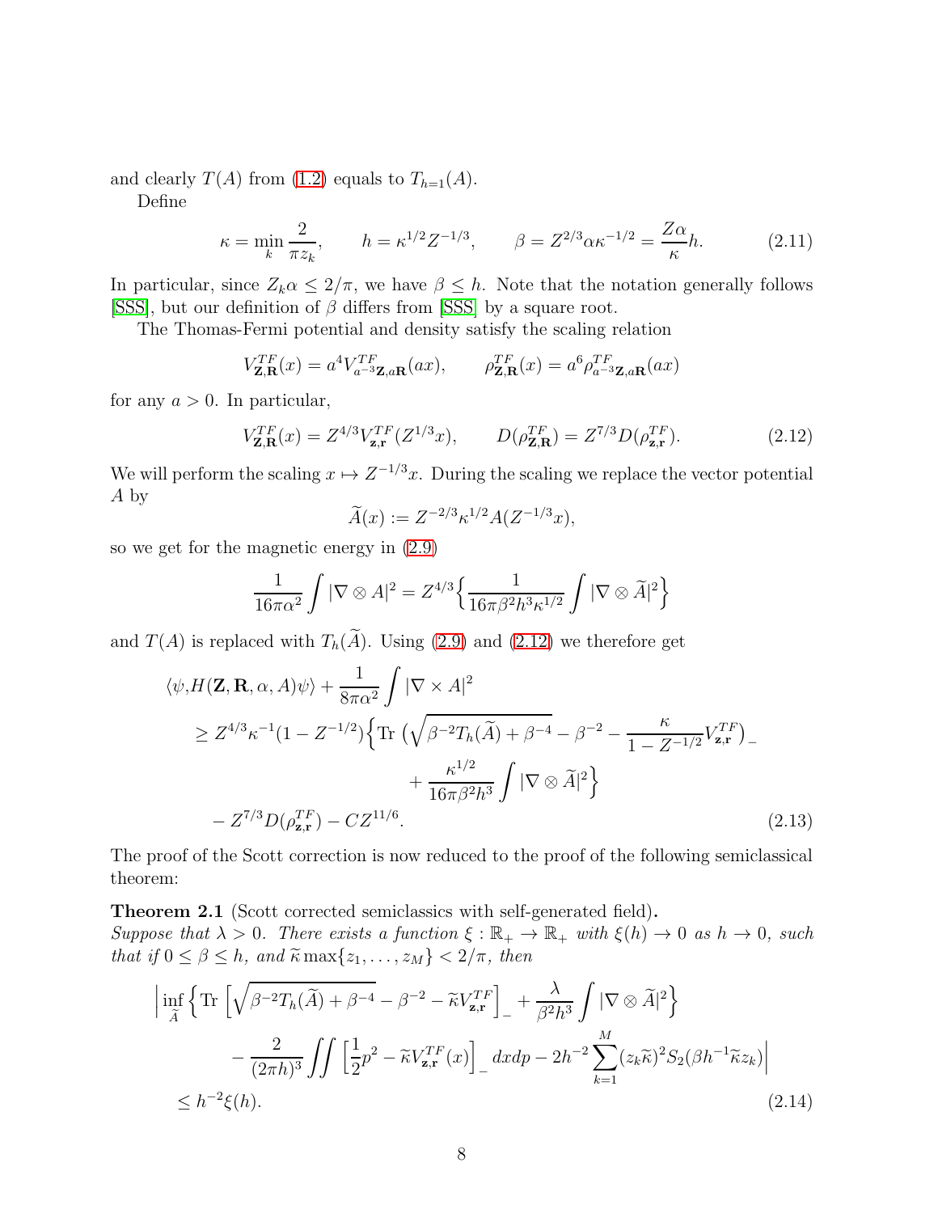and clearly $T(A)$ from (1.2) equals to $T_{h=1}(A)$.

Define

$$\kappa = \min_k \frac{2}{\pi z_k}, \qquad h = \kappa^{1/2} Z^{-1/3}, \qquad \beta = Z^{2/3}\alpha\kappa^{-1/2} = \frac{Z\alpha}{\kappa}h. \tag{2.11}$$

In particular, since $Z_k\alpha \le 2/\pi$, we have $\beta \le h$. Note that the notation generally follows [SSS], but our definition of $\beta$ differs from [SSS] by a square root.

The Thomas-Fermi potential and density satisfy the scaling relation

$$V^{TF}_{\mathbf{Z},\mathbf{R}}(x) = a^4 V^{TF}_{a^{-3}\mathbf{Z},a\mathbf{R}}(ax), \qquad \rho^{TF}_{\mathbf{Z},\mathbf{R}}(x) = a^6 \rho^{TF}_{a^{-3}\mathbf{Z},a\mathbf{R}}(ax)$$

for any $a > 0$. In particular,

$$V^{TF}_{\mathbf{Z},\mathbf{R}}(x) = Z^{4/3} V^{TF}_{\mathbf{z},\mathbf{r}}(Z^{1/3}x), \qquad D(\rho^{TF}_{\mathbf{Z},\mathbf{R}}) = Z^{7/3} D(\rho^{TF}_{\mathbf{z},\mathbf{r}}). \tag{2.12}$$

We will perform the scaling $x \mapsto Z^{-1/3}x$. During the scaling we replace the vector potential $A$ by

$$\widetilde{A}(x) := Z^{-2/3}\kappa^{1/2} A(Z^{-1/3}x),$$

so we get for the magnetic energy in (2.9)

$$\frac{1}{16\pi\alpha^2}\int |\nabla \otimes A|^2 = Z^{4/3}\Big\{\frac{1}{16\pi\beta^2 h^3 \kappa^{1/2}}\int |\nabla\otimes\widetilde{A}|^2\Big\}$$

and $T(A)$ is replaced with $T_h(\widetilde{A})$. Using (2.9) and (2.12) we therefore get

$$\begin{aligned}
\langle\psi, &H(\mathbf{Z},\mathbf{R},\alpha,A)\psi\rangle + \frac{1}{8\pi\alpha^2}\int |\nabla\times A|^2 \\
&\ge Z^{4/3}\kappa^{-1}(1-Z^{-1/2})\Big\{\mathrm{Tr}\,\Big(\sqrt{\beta^{-2}T_h(\widetilde{A})+\beta^{-4}} - \beta^{-2} - \frac{\kappa}{1-Z^{-1/2}}V^{TF}_{\mathbf{z},\mathbf{r}}\Big)_- \\
&\qquad\qquad + \frac{\kappa^{1/2}}{16\pi\beta^2 h^3}\int|\nabla\otimes\widetilde{A}|^2\Big\} \\
&\quad - Z^{7/3}D(\rho^{TF}_{\mathbf{z},\mathbf{r}}) - CZ^{11/6}.
\end{aligned}\tag{2.13}$$

The proof of the Scott correction is now reduced to the proof of the following semiclassical theorem:

**Theorem 2.1** (Scott corrected semiclassics with self-generated field)**.**
*Suppose that $\lambda > 0$. There exists a function $\xi:\mathbb{R}_+\to\mathbb{R}_+$ with $\xi(h)\to 0$ as $h\to 0$, such that if $0\le\beta\le h$, and $\widetilde{\kappa}\max\{z_1,\ldots,z_M\} < 2/\pi$, then*

$$\begin{aligned}
\Big|\inf_{\widetilde{A}}&\Big\{\mathrm{Tr}\,\Big[\sqrt{\beta^{-2}T_h(\widetilde{A})+\beta^{-4}} - \beta^{-2} - \widetilde{\kappa}V^{TF}_{\mathbf{z},\mathbf{r}}\Big]_- + \frac{\lambda}{\beta^2h^3}\int|\nabla\otimes\widetilde{A}|^2\Big\} \\
&- \frac{2}{(2\pi h)^3}\iint\Big[\frac{1}{2}p^2 - \widetilde{\kappa}V^{TF}_{\mathbf{z},\mathbf{r}}(x)\Big]_- dxdp - 2h^{-2}\sum_{k=1}^M (z_k\widetilde{\kappa})^2 S_2(\beta h^{-1}\widetilde{\kappa}z_k)\Big| \\
\le h^{-2}\xi(h).
\end{aligned}\tag{2.14}$$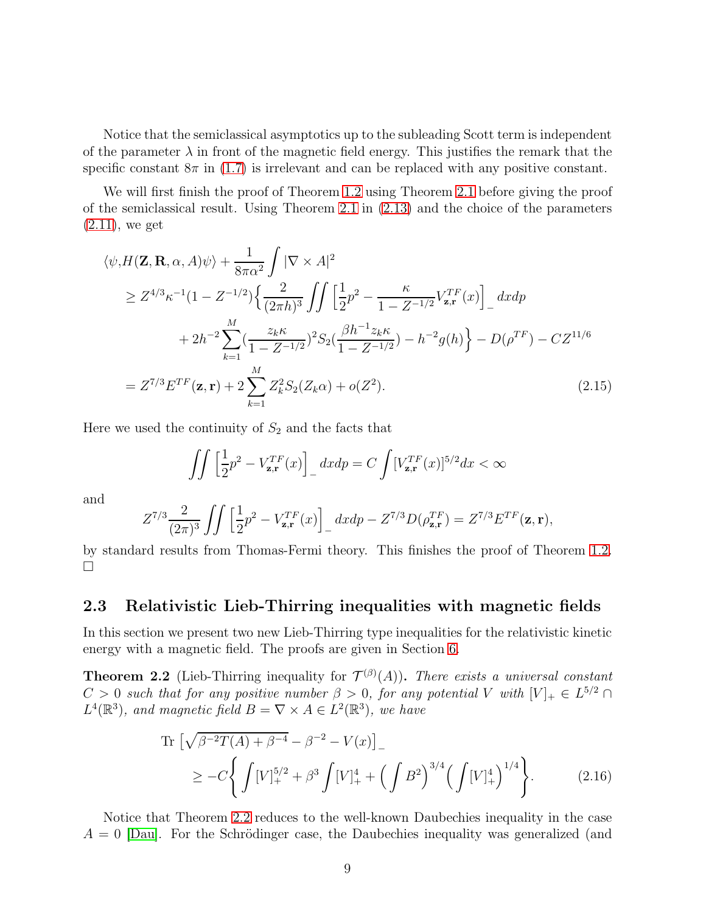Notice that the semiclassical asymptotics up to the subleading Scott term is independent of the parameter $\lambda$ in front of the magnetic field energy. This justifies the remark that the specific constant $8\pi$ in (1.7) is irrelevant and can be replaced with any positive constant.

We will first finish the proof of Theorem 1.2 using Theorem 2.1 before giving the proof of the semiclassical result. Using Theorem 2.1 in (2.13) and the choice of the parameters (2.11), we get

$$
\begin{aligned}
\langle \psi, & H(\mathbf{Z}, \mathbf{R}, \alpha, A)\psi\rangle + \frac{1}{8\pi\alpha^2}\int |\nabla \times A|^2 \\
&\geq Z^{4/3}\kappa^{-1}(1 - Z^{-1/2})\Big\{ \frac{2}{(2\pi h)^3} \iint \Big[\frac{1}{2}p^2 - \frac{\kappa}{1 - Z^{-1/2}} V^{TF}_{\mathbf{z},\mathbf{r}}(x)\Big]_- dxdp \\
&\qquad + 2h^{-2}\sum_{k=1}^{M} \big(\frac{z_k\kappa}{1 - Z^{-1/2}}\big)^2 S_2\big(\frac{\beta h^{-1} z_k \kappa}{1 - Z^{-1/2}}\big) - h^{-2}g(h)\Big\} - D(\rho^{TF}) - CZ^{11/6} \\
&= Z^{7/3}E^{TF}(\mathbf{z}, \mathbf{r}) + 2\sum_{k=1}^{M} Z_k^2 S_2(Z_k\alpha) + o(Z^2).
\end{aligned}
\tag{2.15}
$$

Here we used the continuity of $S_2$ and the facts that

$$
\iint \Big[\frac{1}{2}p^2 - V^{TF}_{\mathbf{z},\mathbf{r}}(x)\Big]_- dxdp = C\int [V^{TF}_{\mathbf{z},\mathbf{r}}(x)]^{5/2}dx < \infty
$$

and

$$
Z^{7/3}\frac{2}{(2\pi)^3}\iint \Big[\frac{1}{2}p^2 - V^{TF}_{\mathbf{z},\mathbf{r}}(x)\Big]_- dxdp - Z^{7/3}D(\rho^{TF}_{\mathbf{z},\mathbf{r}}) = Z^{7/3}E^{TF}(\mathbf{z}, \mathbf{r}),
$$

by standard results from Thomas-Fermi theory. This finishes the proof of Theorem 1.2. □

### 2.3 Relativistic Lieb-Thirring inequalities with magnetic fields

In this section we present two new Lieb-Thirring type inequalities for the relativistic kinetic energy with a magnetic field. The proofs are given in Section 6.

**Theorem 2.2** (Lieb-Thirring inequality for $\mathcal{T}^{(\beta)}(A)$)**.** *There exists a universal constant $C > 0$ such that for any positive number $\beta > 0$, for any potential $V$ with $[V]_+ \in L^{5/2} \cap L^4(\mathbb{R}^3)$, and magnetic field $B = \nabla \times A \in L^2(\mathbb{R}^3)$, we have*

$$
\begin{aligned}
\mathrm{Tr}\,\Big[\sqrt{\beta^{-2}T(A) + \beta^{-4}} - \beta^{-2} - V(x)\Big]_- \\
\geq -C\Big\{\int [V]_+^{5/2} + \beta^3\int [V]_+^4 + \Big(\int B^2\Big)^{3/4}\Big(\int [V]_+^4\Big)^{1/4}\Big\}.
\end{aligned}
\tag{2.16}
$$

Notice that Theorem 2.2 reduces to the well-known Daubechies inequality in the case $A = 0$ [Dau]. For the Schrödinger case, the Daubechies inequality was generalized (and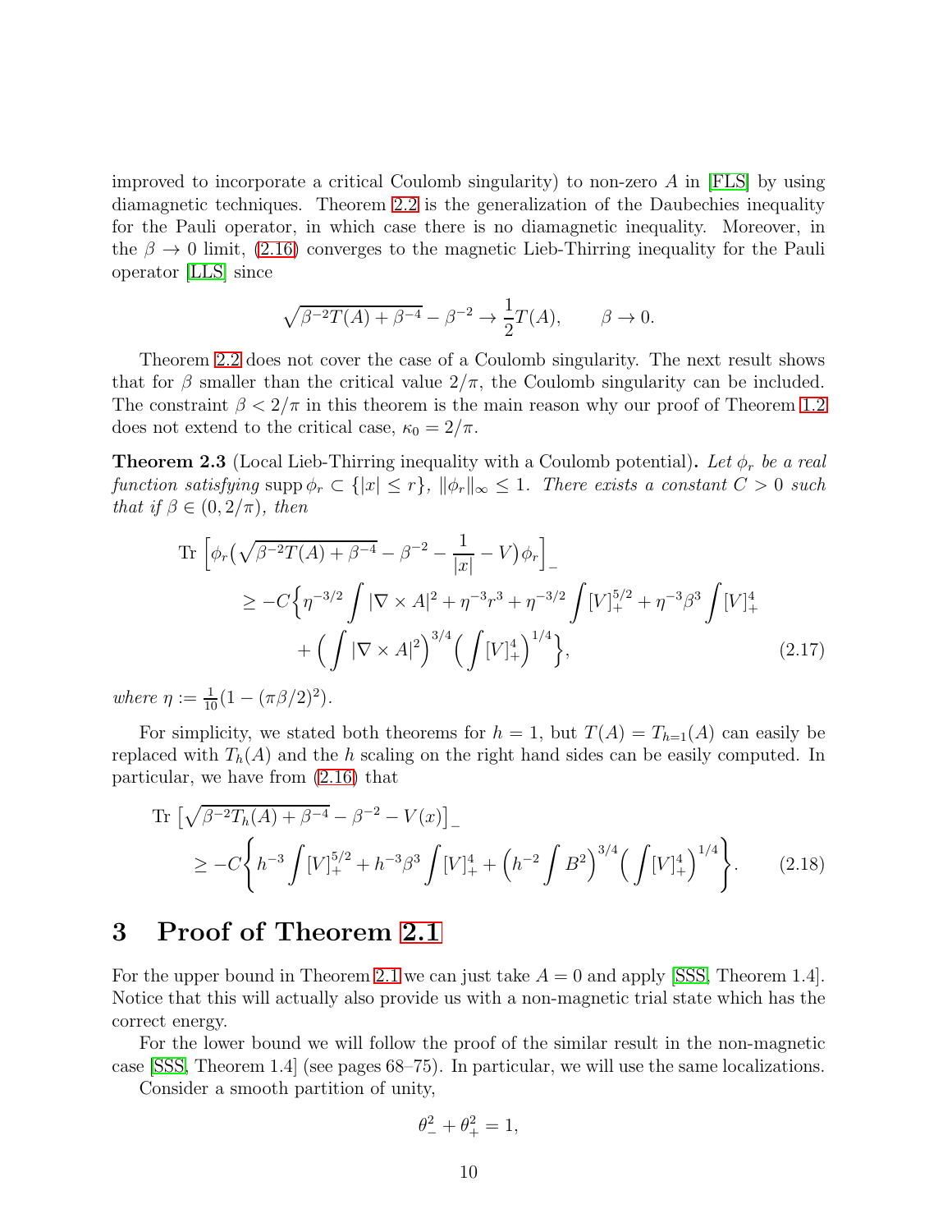improved to incorporate a critical Coulomb singularity) to non-zero $A$ in [FLS] by using diamagnetic techniques. Theorem 2.2 is the generalization of the Daubechies inequality for the Pauli operator, in which case there is no diamagnetic inequality. Moreover, in the $\beta \to 0$ limit, (2.16) converges to the magnetic Lieb-Thirring inequality for the Pauli operator [LLS] since

$$\sqrt{\beta^{-2}T(A) + \beta^{-4}} - \beta^{-2} \to \frac{1}{2}T(A), \qquad \beta \to 0.$$

Theorem 2.2 does not cover the case of a Coulomb singularity. The next result shows that for $\beta$ smaller than the critical value $2/\pi$, the Coulomb singularity can be included. The constraint $\beta < 2/\pi$ in this theorem is the main reason why our proof of Theorem 1.2 does not extend to the critical case, $\kappa_0 = 2/\pi$.

**Theorem 2.3** (Local Lieb-Thirring inequality with a Coulomb potential)**.** *Let $\phi_r$ be a real function satisfying* $\operatorname{supp}\phi_r \subset \{|x| \le r\}$, $\|\phi_r\|_\infty \le 1$. *There exists a constant $C > 0$ such that if $\beta \in (0, 2/\pi)$, then*

$$\begin{aligned}
\operatorname{Tr}\Big[\phi_r\big(\sqrt{\beta^{-2}T(A)+\beta^{-4}} - \beta^{-2} - \frac{1}{|x|} - V\big)\phi_r\Big]_- \\
\ge -C\Big\{\eta^{-3/2}\int |\nabla \times A|^2 + \eta^{-3}r^3 + \eta^{-3/2}\int [V]_+^{5/2} + \eta^{-3}\beta^3\int [V]_+^4 \\
+ \Big(\int |\nabla \times A|^2\Big)^{3/4}\Big(\int [V]_+^4\Big)^{1/4}\Big\},
\end{aligned} \tag{2.17}$$

*where* $\eta := \frac{1}{10}(1 - (\pi\beta/2)^2)$.

For simplicity, we stated both theorems for $h = 1$, but $T(A) = T_{h=1}(A)$ can easily be replaced with $T_h(A)$ and the $h$ scaling on the right hand sides can be easily computed. In particular, we have from (2.16) that

$$\begin{aligned}
\operatorname{Tr}\big[\sqrt{\beta^{-2}T_h(A)+\beta^{-4}} - \beta^{-2} - V(x)\big]_- \\
\ge -C\Bigg\{h^{-3}\int [V]_+^{5/2} + h^{-3}\beta^3\int [V]_+^4 + \Big(h^{-2}\int B^2\Big)^{3/4}\Big(\int [V]_+^4\Big)^{1/4}\Bigg\}.
\end{aligned} \tag{2.18}$$

# 3 Proof of Theorem 2.1

For the upper bound in Theorem 2.1 we can just take $A = 0$ and apply [SSS, Theorem 1.4]. Notice that this will actually also provide us with a non-magnetic trial state which has the correct energy.

For the lower bound we will follow the proof of the similar result in the non-magnetic case [SSS, Theorem 1.4] (see pages 68–75). In particular, we will use the same localizations.

Consider a smooth partition of unity,

$$\theta_-^2 + \theta_+^2 = 1,$$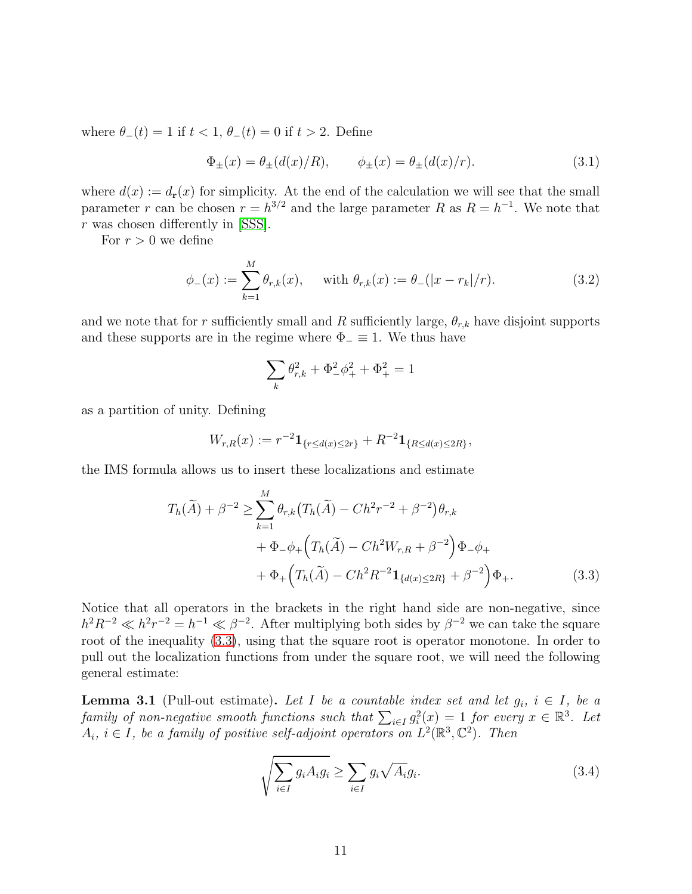where $\theta_-(t) = 1$ if $t < 1$, $\theta_-(t) = 0$ if $t > 2$. Define

$$\Phi_\pm(x) = \theta_\pm(d(x)/R), \qquad \phi_\pm(x) = \theta_\pm(d(x)/r). \tag{3.1}$$

where $d(x) := d_{\mathbf{r}}(x)$ for simplicity. At the end of the calculation we will see that the small parameter $r$ can be chosen $r = h^{3/2}$ and the large parameter $R$ as $R = h^{-1}$. We note that $r$ was chosen differently in [SSS].

For $r > 0$ we define

$$\phi_-(x) := \sum_{k=1}^{M} \theta_{r,k}(x), \quad \text{ with } \theta_{r,k}(x) := \theta_-(|x - r_k|/r). \tag{3.2}$$

and we note that for $r$ sufficiently small and $R$ sufficiently large, $\theta_{r,k}$ have disjoint supports and these supports are in the regime where $\Phi_- \equiv 1$. We thus have

$$\sum_k \theta_{r,k}^2 + \Phi_-^2 \phi_+^2 + \Phi_+^2 = 1$$

as a partition of unity. Defining

$$W_{r,R}(x) := r^{-2} \mathbf{1}_{\{r \le d(x) \le 2r\}} + R^{-2} \mathbf{1}_{\{R \le d(x) \le 2R\}},$$

the IMS formula allows us to insert these localizations and estimate

$$\begin{aligned}
T_h(\widetilde{A}) + \beta^{-2} \ge & \sum_{k=1}^{M} \theta_{r,k} \big( T_h(\widetilde{A}) - Ch^2 r^{-2} + \beta^{-2} \big) \theta_{r,k} \\
& + \Phi_- \phi_+ \Big( T_h(\widetilde{A}) - Ch^2 W_{r,R} + \beta^{-2} \Big) \Phi_- \phi_+ \\
& + \Phi_+ \Big( T_h(\widetilde{A}) - Ch^2 R^{-2} \mathbf{1}_{\{d(x) \le 2R\}} + \beta^{-2} \Big) \Phi_+.
\end{aligned} \tag{3.3}$$

Notice that all operators in the brackets in the right hand side are non-negative, since $h^2 R^{-2} \ll h^2 r^{-2} = h^{-1} \ll \beta^{-2}$. After multiplying both sides by $\beta^{-2}$ we can take the square root of the inequality (3.3), using that the square root is operator monotone. In order to pull out the localization functions from under the square root, we will need the following general estimate:

**Lemma 3.1** (Pull-out estimate)**.** *Let $I$ be a countable index set and let $g_i$, $i \in I$, be a family of non-negative smooth functions such that $\sum_{i \in I} g_i^2(x) = 1$ for every $x \in \mathbb{R}^3$. Let $A_i$, $i \in I$, be a family of positive self-adjoint operators on $L^2(\mathbb{R}^3, \mathbb{C}^2)$. Then*

$$\sqrt{\sum_{i \in I} g_i A_i g_i} \ge \sum_{i \in I} g_i \sqrt{A_i} g_i. \tag{3.4}$$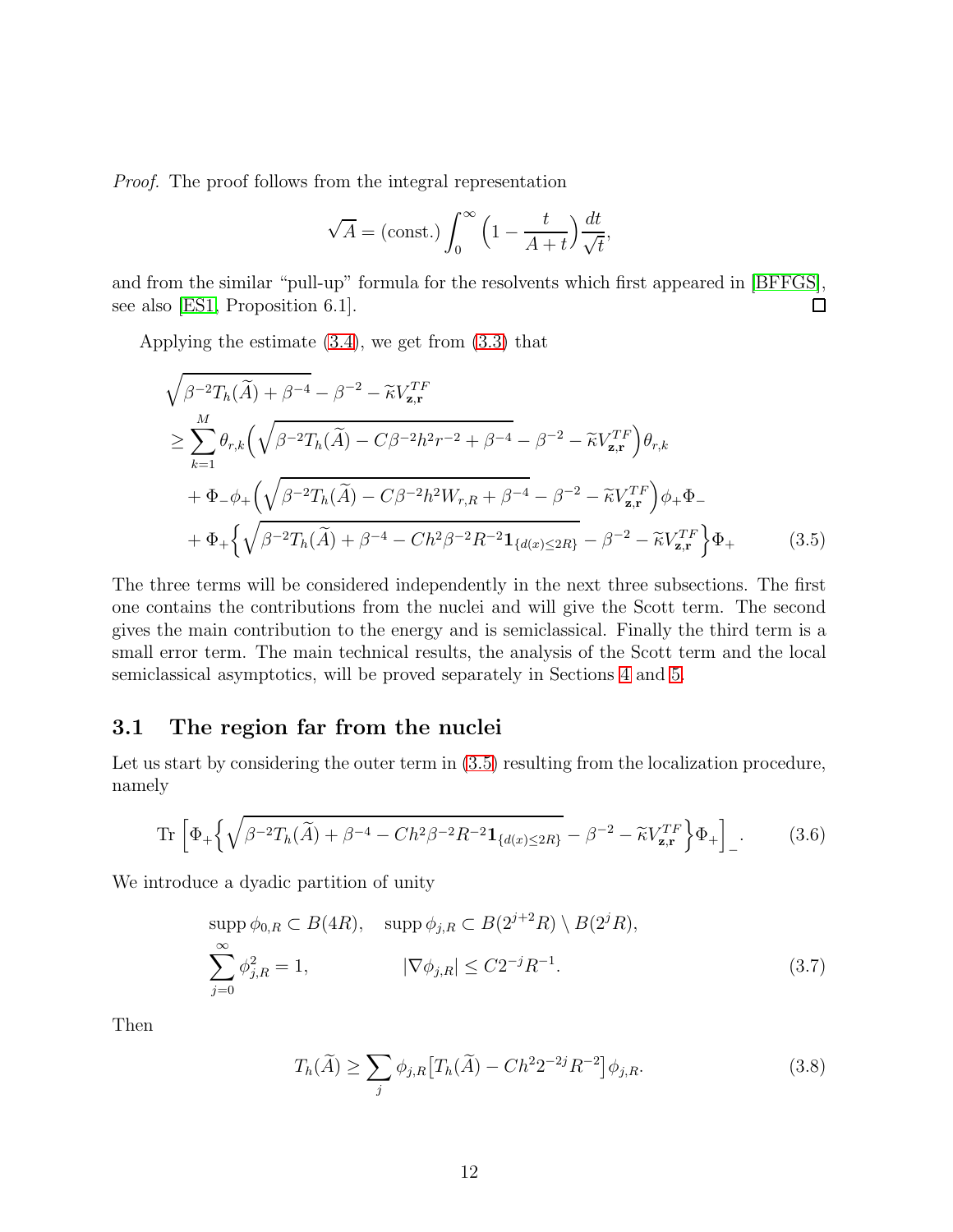*Proof.* The proof follows from the integral representation

$$\sqrt{A} = (\text{const.}) \int_0^\infty \Big(1 - \frac{t}{A+t}\Big) \frac{dt}{\sqrt{t}},$$

and from the similar "pull-up" formula for the resolvents which first appeared in [BFFGS], see also [ES1, Proposition 6.1]. □

Applying the estimate (3.4), we get from (3.3) that

$$\begin{aligned}
&\sqrt{\beta^{-2} T_h(\widetilde{A}) + \beta^{-4}} - \beta^{-2} - \widetilde{\kappa} V^{TF}_{\mathbf{z},\mathbf{r}} \\
&\geq \sum_{k=1}^{M} \theta_{r,k} \Big( \sqrt{\beta^{-2} T_h(\widetilde{A}) - C\beta^{-2} h^2 r^{-2} + \beta^{-4}} - \beta^{-2} - \widetilde{\kappa} V^{TF}_{\mathbf{z},\mathbf{r}} \Big) \theta_{r,k} \\
&\quad + \Phi_- \phi_+ \Big( \sqrt{\beta^{-2} T_h(\widetilde{A}) - C\beta^{-2} h^2 W_{r,R} + \beta^{-4}} - \beta^{-2} - \widetilde{\kappa} V^{TF}_{\mathbf{z},\mathbf{r}} \Big) \phi_+ \Phi_- \\
&\quad + \Phi_+ \Big\{ \sqrt{\beta^{-2} T_h(\widetilde{A}) + \beta^{-4} - C h^2 \beta^{-2} R^{-2} \mathbf{1}_{\{d(x) \leq 2R\}}} - \beta^{-2} - \widetilde{\kappa} V^{TF}_{\mathbf{z},\mathbf{r}} \Big\} \Phi_+
\end{aligned} \tag{3.5}$$

The three terms will be considered independently in the next three subsections. The first one contains the contributions from the nuclei and will give the Scott term. The second gives the main contribution to the energy and is semiclassical. Finally the third term is a small error term. The main technical results, the analysis of the Scott term and the local semiclassical asymptotics, will be proved separately in Sections 4 and 5.

## 3.1 The region far from the nuclei

Let us start by considering the outer term in (3.5) resulting from the localization procedure, namely

$$\mathrm{Tr}\, \Big[ \Phi_+ \Big\{ \sqrt{\beta^{-2} T_h(\widetilde{A}) + \beta^{-4} - C h^2 \beta^{-2} R^{-2} \mathbf{1}_{\{d(x) \leq 2R\}}} - \beta^{-2} - \widetilde{\kappa} V^{TF}_{\mathbf{z},\mathbf{r}} \Big\} \Phi_+ \Big]_-. \tag{3.6}$$

We introduce a dyadic partition of unity

$$\begin{aligned}
&\mathrm{supp}\, \phi_{0,R} \subset B(4R), \quad \mathrm{supp}\, \phi_{j,R} \subset B(2^{j+2}R) \setminus B(2^j R), \\
&\sum_{j=0}^{\infty} \phi_{j,R}^2 = 1, \qquad\qquad |\nabla \phi_{j,R}| \leq C 2^{-j} R^{-1}.
\end{aligned} \tag{3.7}$$

Then

$$T_h(\widetilde{A}) \geq \sum_j \phi_{j,R} \big[ T_h(\widetilde{A}) - C h^2 2^{-2j} R^{-2} \big] \phi_{j,R}. \tag{3.8}$$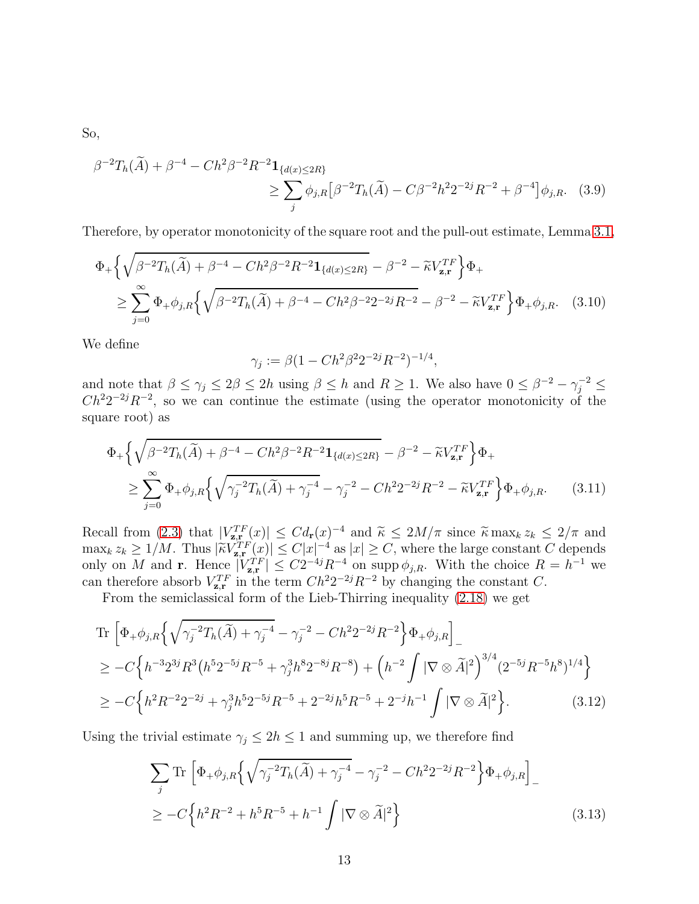So,

$$
\beta^{-2}T_h(\widetilde{A}) + \beta^{-4} - Ch^2\beta^{-2}R^{-2}\mathbf{1}_{\{d(x)\leq 2R\}} \\
\geq \sum_j \phi_{j,R}\big[\beta^{-2}T_h(\widetilde{A}) - C\beta^{-2}h^2 2^{-2j}R^{-2} + \beta^{-4}\big]\phi_{j,R}. \quad (3.9)
$$

Therefore, by operator monotonicity of the square root and the pull-out estimate, Lemma 3.1,

$$
\Phi_+\Big\{\sqrt{\beta^{-2}T_h(\widetilde{A}) + \beta^{-4} - Ch^2\beta^{-2}R^{-2}\mathbf{1}_{\{d(x)\leq 2R\}}} - \beta^{-2} - \widetilde{\kappa}V^{TF}_{\mathbf{z},\mathbf{r}}\Big\}\Phi_+ \\
\geq \sum_{j=0}^{\infty}\Phi_+\phi_{j,R}\Big\{\sqrt{\beta^{-2}T_h(\widetilde{A}) + \beta^{-4} - Ch^2\beta^{-2}2^{-2j}R^{-2}} - \beta^{-2} - \widetilde{\kappa}V^{TF}_{\mathbf{z},\mathbf{r}}\Big\}\Phi_+\phi_{j,R}. \quad (3.10)
$$

We define

$$
\gamma_j := \beta(1 - Ch^2\beta^2 2^{-2j}R^{-2})^{-1/4},
$$

and note that $\beta \leq \gamma_j \leq 2\beta \leq 2h$ using $\beta \leq h$ and $R \geq 1$. We also have $0 \leq \beta^{-2} - \gamma_j^{-2} \leq Ch^2 2^{-2j}R^{-2}$, so we can continue the estimate (using the operator monotonicity of the square root) as

$$
\Phi_+\Big\{\sqrt{\beta^{-2}T_h(\widetilde{A}) + \beta^{-4} - Ch^2\beta^{-2}R^{-2}\mathbf{1}_{\{d(x)\leq 2R\}}} - \beta^{-2} - \widetilde{\kappa}V^{TF}_{\mathbf{z},\mathbf{r}}\Big\}\Phi_+ \\
\geq \sum_{j=0}^{\infty}\Phi_+\phi_{j,R}\Big\{\sqrt{\gamma_j^{-2}T_h(\widetilde{A}) + \gamma_j^{-4}} - \gamma_j^{-2} - Ch^2 2^{-2j}R^{-2} - \widetilde{\kappa}V^{TF}_{\mathbf{z},\mathbf{r}}\Big\}\Phi_+\phi_{j,R}. \quad (3.11)
$$

Recall from (2.3) that $|V^{TF}_{\mathbf{z},\mathbf{r}}(x)| \leq Cd_{\mathbf{r}}(x)^{-4}$ and $\widetilde{\kappa} \leq 2M/\pi$ since $\widetilde{\kappa}\max_k z_k \leq 2/\pi$ and $\max_k z_k \geq 1/M$. Thus $|\widetilde{\kappa}V^{TF}_{\mathbf{z},\mathbf{r}}(x)| \leq C|x|^{-4}$ as $|x| \geq C$, where the large constant $C$ depends only on $M$ and $\mathbf{r}$. Hence $|V^{TF}_{\mathbf{z},\mathbf{r}}| \leq C2^{-4j}R^{-4}$ on $\operatorname{supp}\phi_{j,R}$. With the choice $R = h^{-1}$ we can therefore absorb $V^{TF}_{\mathbf{z},\mathbf{r}}$ in the term $Ch^2 2^{-2j}R^{-2}$ by changing the constant $C$.

From the semiclassical form of the Lieb-Thirring inequality (2.18) we get

$$
\begin{aligned}
&\operatorname{Tr}\Big[\Phi_+\phi_{j,R}\Big\{\sqrt{\gamma_j^{-2}T_h(\widetilde{A}) + \gamma_j^{-4}} - \gamma_j^{-2} - Ch^2 2^{-2j}R^{-2}\Big\}\Phi_+\phi_{j,R}\Big]_- \\
&\geq -C\Big\{h^{-3}2^{3j}R^3\big(h^5 2^{-5j}R^{-5} + \gamma_j^3 h^8 2^{-8j}R^{-8}\big) + \Big(h^{-2}\int|\nabla\otimes\widetilde{A}|^2\Big)^{3/4}(2^{-5j}R^{-5}h^8)^{1/4}\Big\} \\
&\geq -C\Big\{h^2R^{-2}2^{-2j} + \gamma_j^3 h^5 2^{-5j}R^{-5} + 2^{-2j}h^5R^{-5} + 2^{-j}h^{-1}\int|\nabla\otimes\widetilde{A}|^2\Big\}. \quad (3.12)
\end{aligned}
$$

Using the trivial estimate $\gamma_j \leq 2h \leq 1$ and summing up, we therefore find

$$
\begin{aligned}
&\sum_j \operatorname{Tr}\Big[\Phi_+\phi_{j,R}\Big\{\sqrt{\gamma_j^{-2}T_h(\widetilde{A}) + \gamma_j^{-4}} - \gamma_j^{-2} - Ch^2 2^{-2j}R^{-2}\Big\}\Phi_+\phi_{j,R}\Big]_- \\
&\geq -C\Big\{h^2R^{-2} + h^5R^{-5} + h^{-1}\int|\nabla\otimes\widetilde{A}|^2\Big\} \quad (3.13)
\end{aligned}
$$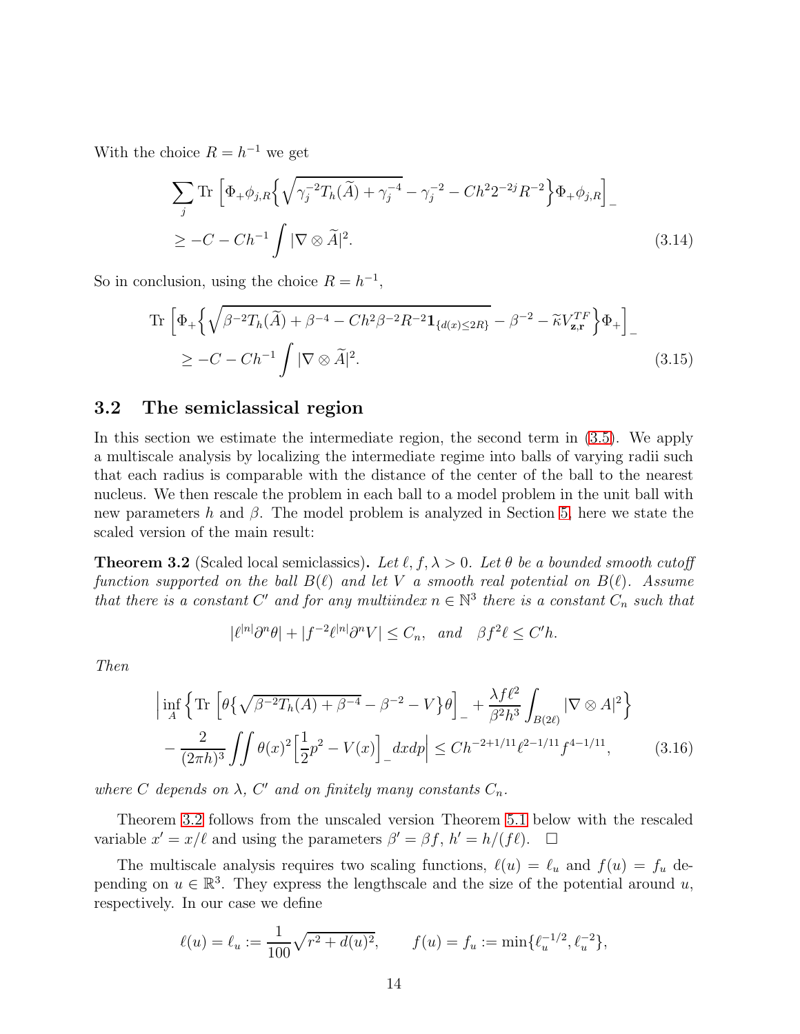With the choice $R = h^{-1}$ we get

$$
\sum_j \operatorname{Tr}\Big[\Phi_+\phi_{j,R}\Big\{\sqrt{\gamma_j^{-2}T_h(\widetilde{A})+\gamma_j^{-4}}-\gamma_j^{-2}-Ch^2 2^{-2j}R^{-2}\Big\}\Phi_+\phi_{j,R}\Big]_- \\
\geq -C - Ch^{-1}\int |\nabla\otimes\widetilde{A}|^2. \tag{3.14}
$$

So in conclusion, using the choice $R = h^{-1}$,

$$
\operatorname{Tr}\Big[\Phi_+\Big\{\sqrt{\beta^{-2}T_h(\widetilde{A})+\beta^{-4}-Ch^2\beta^{-2}R^{-2}\mathbf{1}_{\{d(x)\leq 2R\}}}-\beta^{-2}-\widetilde{\kappa}V^{TF}_{\mathbf{z},\mathbf{r}}\Big\}\Phi_+\Big]_- \\
\geq -C - Ch^{-1}\int |\nabla\otimes\widetilde{A}|^2. \tag{3.15}
$$

## 3.2 The semiclassical region

In this section we estimate the intermediate region, the second term in (3.5). We apply a multiscale analysis by localizing the intermediate regime into balls of varying radii such that each radius is comparable with the distance of the center of the ball to the nearest nucleus. We then rescale the problem in each ball to a model problem in the unit ball with new parameters $h$ and $\beta$. The model problem is analyzed in Section 5, here we state the scaled version of the main result:

**Theorem 3.2** (Scaled local semiclassics)**.** *Let $\ell, f, \lambda > 0$. Let $\theta$ be a bounded smooth cutoff function supported on the ball $B(\ell)$ and let $V$ a smooth real potential on $B(\ell)$. Assume that there is a constant $C'$ and for any multiindex $n \in \mathbb{N}^3$ there is a constant $C_n$ such that*

$$
|\ell^{|n|}\partial^n\theta| + |f^{-2}\ell^{|n|}\partial^n V| \leq C_n, \quad \text{and} \quad \beta f^2\ell \leq C'h.
$$

*Then*

$$
\Big|\inf_A\Big\{\operatorname{Tr}\Big[\theta\big\{\sqrt{\beta^{-2}T_h(A)+\beta^{-4}}-\beta^{-2}-V\big\}\theta\Big]_- + \frac{\lambda f\ell^2}{\beta^2h^3}\int_{B(2\ell)}|\nabla\otimes A|^2\Big\} \\
-\frac{2}{(2\pi h)^3}\iint\theta(x)^2\Big[\frac{1}{2}p^2-V(x)\Big]_- dxdp\Big| \leq Ch^{-2+1/11}\ell^{2-1/11}f^{4-1/11}, \tag{3.16}
$$

*where $C$ depends on $\lambda$, $C'$ and on finitely many constants $C_n$.*

Theorem 3.2 follows from the unscaled version Theorem 5.1 below with the rescaled variable $x' = x/\ell$ and using the parameters $\beta' = \beta f$, $h' = h/(f\ell)$. $\square$

The multiscale analysis requires two scaling functions, $\ell(u) = \ell_u$ and $f(u) = f_u$ depending on $u \in \mathbb{R}^3$. They express the lengthscale and the size of the potential around $u$, respectively. In our case we define

$$
\ell(u) = \ell_u := \frac{1}{100}\sqrt{r^2+d(u)^2}, \qquad f(u) = f_u := \min\{\ell_u^{-1/2}, \ell_u^{-2}\},
$$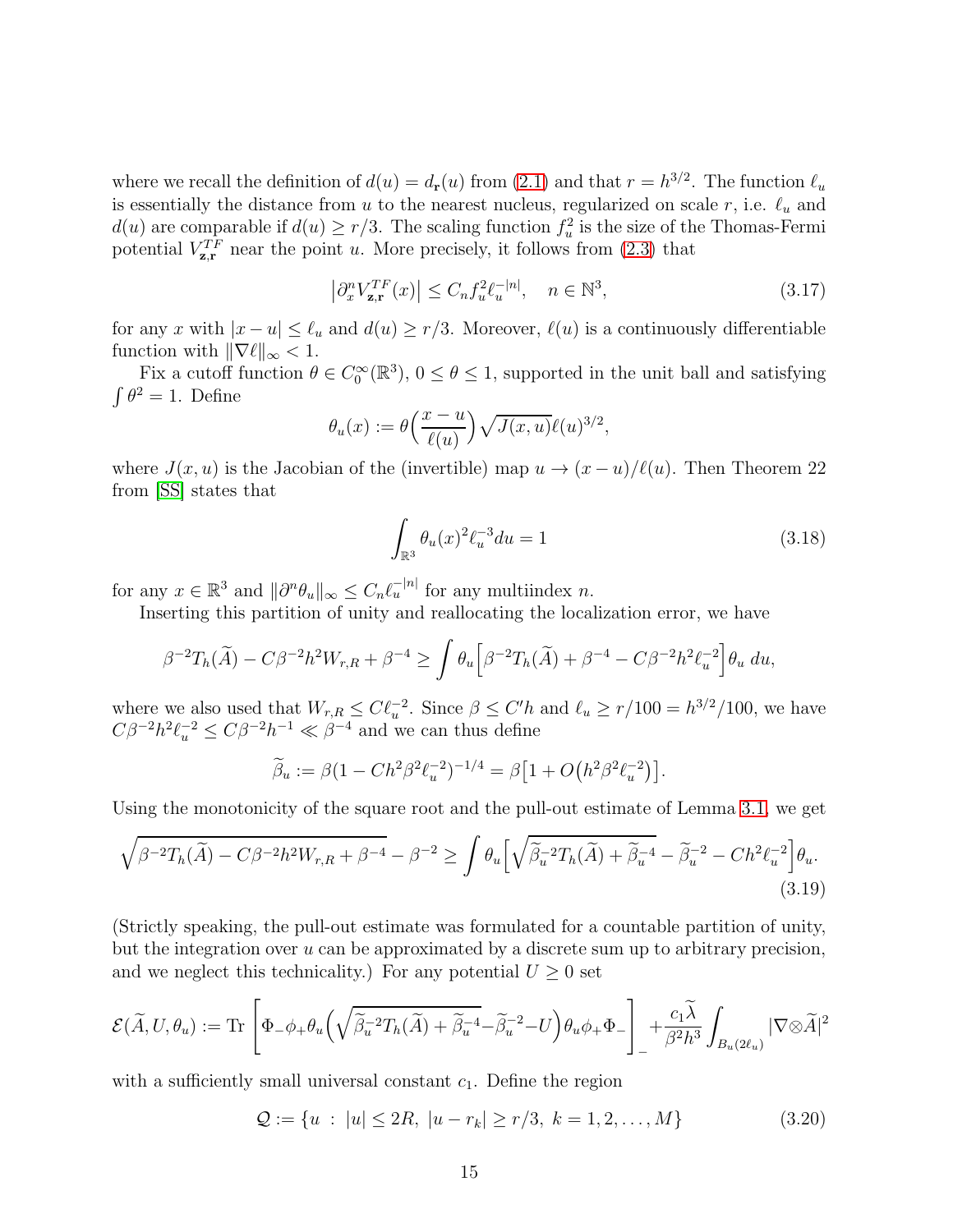where we recall the definition of $d(u) = d_{\mathbf{r}}(u)$ from (2.1) and that $r = h^{3/2}$. The function $\ell_u$ is essentially the distance from $u$ to the nearest nucleus, regularized on scale $r$, i.e. $\ell_u$ and $d(u)$ are comparable if $d(u) \geq r/3$. The scaling function $f_u^2$ is the size of the Thomas-Fermi potential $V_{\mathbf{z},\mathbf{r}}^{TF}$ near the point $u$. More precisely, it follows from (2.3) that

$$\left|\partial_x^n V_{\mathbf{z},\mathbf{r}}^{TF}(x)\right| \leq C_n f_u^2 \ell_u^{-|n|}, \quad n \in \mathbb{N}^3, \tag{3.17}$$

for any $x$ with $|x-u| \leq \ell_u$ and $d(u) \geq r/3$. Moreover, $\ell(u)$ is a continuously differentiable function with $\|\nabla \ell\|_\infty < 1$.

Fix a cutoff function $\theta \in C_0^\infty(\mathbb{R}^3)$, $0 \leq \theta \leq 1$, supported in the unit ball and satisfying $\int \theta^2 = 1$. Define

$$\theta_u(x) := \theta\Big(\frac{x-u}{\ell(u)}\Big)\sqrt{J(x,u)}\,\ell(u)^{3/2},$$

where $J(x,u)$ is the Jacobian of the (invertible) map $u \to (x-u)/\ell(u)$. Then Theorem 22 from [SS] states that

$$\int_{\mathbb{R}^3} \theta_u(x)^2 \ell_u^{-3} du = 1 \tag{3.18}$$

for any $x \in \mathbb{R}^3$ and $\|\partial^n \theta_u\|_\infty \leq C_n \ell_u^{-|n|}$ for any multiindex $n$.

Inserting this partition of unity and reallocating the localization error, we have

$$\beta^{-2} T_h(\widetilde{A}) - C\beta^{-2}h^2 W_{r,R} + \beta^{-4} \geq \int \theta_u \Big[\beta^{-2}T_h(\widetilde{A}) + \beta^{-4} - C\beta^{-2}h^2\ell_u^{-2}\Big]\theta_u \, du,$$

where we also used that $W_{r,R} \leq C\ell_u^{-2}$. Since $\beta \leq C'h$ and $\ell_u \geq r/100 = h^{3/2}/100$, we have $C\beta^{-2}h^2\ell_u^{-2} \leq C\beta^{-2}h^{-1} \ll \beta^{-4}$ and we can thus define

$$\widetilde{\beta}_u := \beta(1 - Ch^2\beta^2\ell_u^{-2})^{-1/4} = \beta\big[1 + O\big(h^2\beta^2\ell_u^{-2}\big)\big].$$

Using the monotonicity of the square root and the pull-out estimate of Lemma 3.1, we get

$$\sqrt{\beta^{-2}T_h(\widetilde{A}) - C\beta^{-2}h^2W_{r,R} + \beta^{-4}} - \beta^{-2} \geq \int \theta_u \Big[\sqrt{\widetilde{\beta}_u^{-2}T_h(\widetilde{A}) + \widetilde{\beta}_u^{-4}} - \widetilde{\beta}_u^{-2} - Ch^2\ell_u^{-2}\Big]\theta_u. \tag{3.19}$$

(Strictly speaking, the pull-out estimate was formulated for a countable partition of unity, but the integration over $u$ can be approximated by a discrete sum up to arbitrary precision, and we neglect this technicality.) For any potential $U \geq 0$ set

$$\mathcal{E}(\widetilde{A}, U, \theta_u) := \mathrm{Tr}\left[\Phi_-\phi_+\theta_u\Big(\sqrt{\widetilde{\beta}_u^{-2}T_h(\widetilde{A}) + \widetilde{\beta}_u^{-4}} - \widetilde{\beta}_u^{-2} - U\Big)\theta_u\phi_+\Phi_-\right]_- + \frac{c_1\widetilde{\lambda}}{\beta^2h^3}\int_{B_u(2\ell_u)} |\nabla \otimes \widetilde{A}|^2$$

with a sufficiently small universal constant $c_1$. Define the region

$$\mathcal{Q} := \{u \;:\; |u| \leq 2R, \; |u - r_k| \geq r/3, \; k = 1, 2, \ldots, M\} \tag{3.20}$$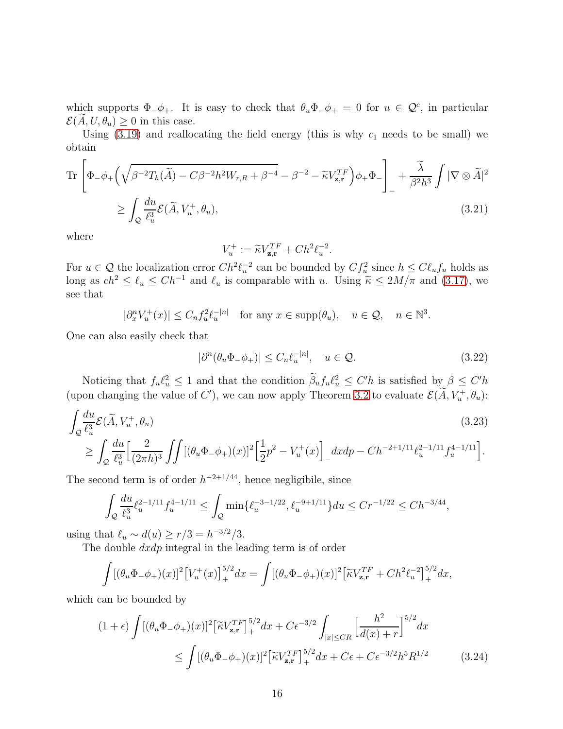which supports $\Phi_-\phi_+$. It is easy to check that $\theta_u\Phi_-\phi_+ = 0$ for $u \in \mathcal{Q}^c$, in particular $\mathcal{E}(\widetilde{A}, U, \theta_u) \geq 0$ in this case.

Using (3.19) and reallocating the field energy (this is why $c_1$ needs to be small) we obtain

$$
\begin{aligned}
\operatorname{Tr}\Big[\Phi_-\phi_+\Big(\sqrt{\beta^{-2}T_h(\widetilde{A}) - C\beta^{-2}h^2 W_{r,R} + \beta^{-4}} - \beta^{-2} - \widetilde{\kappa}V^{TF}_{\mathbf{z},\mathbf{r}}\Big)\phi_+\Phi_-\Big]_- &+ \frac{\widetilde{\lambda}}{\beta^2 h^3}\int |\nabla \otimes \widetilde{A}|^2 \\
&\geq \int_{\mathcal{Q}} \frac{du}{\ell_u^3}\mathcal{E}(\widetilde{A}, V_u^+, \theta_u),
\end{aligned} \tag{3.21}
$$

where

$$
V_u^+ := \widetilde{\kappa}V^{TF}_{\mathbf{z},\mathbf{r}} + Ch^2\ell_u^{-2}.
$$

For $u \in \mathcal{Q}$ the localization error $Ch^2\ell_u^{-2}$ can be bounded by $Cf_u^2$ since $h \leq C\ell_u f_u$ holds as long as $ch^2 \leq \ell_u \leq Ch^{-1}$ and $\ell_u$ is comparable with $u$. Using $\widetilde{\kappa} \leq 2M/\pi$ and (3.17), we see that

$$
|\partial_x^n V_u^+(x)| \leq C_n f_u^2 \ell_u^{-|n|} \quad \text{for any } x \in \operatorname{supp}(\theta_u), \quad u \in \mathcal{Q}, \quad n \in \mathbb{N}^3.
$$

One can also easily check that

$$
|\partial^n(\theta_u\Phi_-\phi_+)| \leq C_n \ell_u^{-|n|}, \quad u \in \mathcal{Q}. \tag{3.22}
$$

Noticing that $f_u\ell_u^2 \leq 1$ and that the condition $\widetilde{\beta}_u f_u \ell_u^2 \leq C'h$ is satisfied by $\beta \leq C'h$ (upon changing the value of $C'$), we can now apply Theorem 3.2 to evaluate $\mathcal{E}(\widetilde{A}, V_u^+, \theta_u)$:

$$
\begin{aligned}
&\int_{\mathcal{Q}} \frac{du}{\ell_u^3}\mathcal{E}(\widetilde{A}, V_u^+, \theta_u) \\
&\quad \geq \int_{\mathcal{Q}} \frac{du}{\ell_u^3}\Big[\frac{2}{(2\pi h)^3}\iint [(\theta_u\Phi_-\phi_+)(x)]^2\Big[\frac{1}{2}p^2 - V_u^+(x)\Big]_- dx dp - Ch^{-2+1/11}\ell_u^{2-1/11}f_u^{4-1/11}\Big].
\end{aligned} \tag{3.23}
$$

The second term is of order $h^{-2+1/44}$, hence negligibile, since

$$
\int_{\mathcal{Q}} \frac{du}{\ell_u^3}\ell_u^{2-1/11}f_u^{4-1/11} \leq \int_{\mathcal{Q}} \min\{\ell_u^{-3-1/22}, \ell_u^{-9+1/11}\}du \leq Cr^{-1/22} \leq Ch^{-3/44},
$$

using that $\ell_u \sim d(u) \geq r/3 = h^{-3/2}/3$.

The double $dxdp$ integral in the leading term is of order

$$
\int [(\theta_u\Phi_-\phi_+)(x)]^2\big[V_u^+(x)\big]_+^{5/2}dx = \int [(\theta_u\Phi_-\phi_+)(x)]^2\big[\widetilde{\kappa}V^{TF}_{\mathbf{z},\mathbf{r}} + Ch^2\ell_u^{-2}\big]_+^{5/2}dx,
$$

which can be bounded by

$$
\begin{aligned}
(1+\epsilon)\int [(\theta_u\Phi_-\phi_+)(x)]^2\big[\widetilde{\kappa}V^{TF}_{\mathbf{z},\mathbf{r}}\big]_+^{5/2}dx &+ C\epsilon^{-3/2}\int_{|x|\leq CR}\Big[\frac{h^2}{d(x)+r}\Big]^{5/2}dx \\
&\leq \int [(\theta_u\Phi_-\phi_+)(x)]^2\big[\widetilde{\kappa}V^{TF}_{\mathbf{z},\mathbf{r}}\big]_+^{5/2}dx + C\epsilon + C\epsilon^{-3/2}h^5R^{1/2}
\end{aligned} \tag{3.24}
$$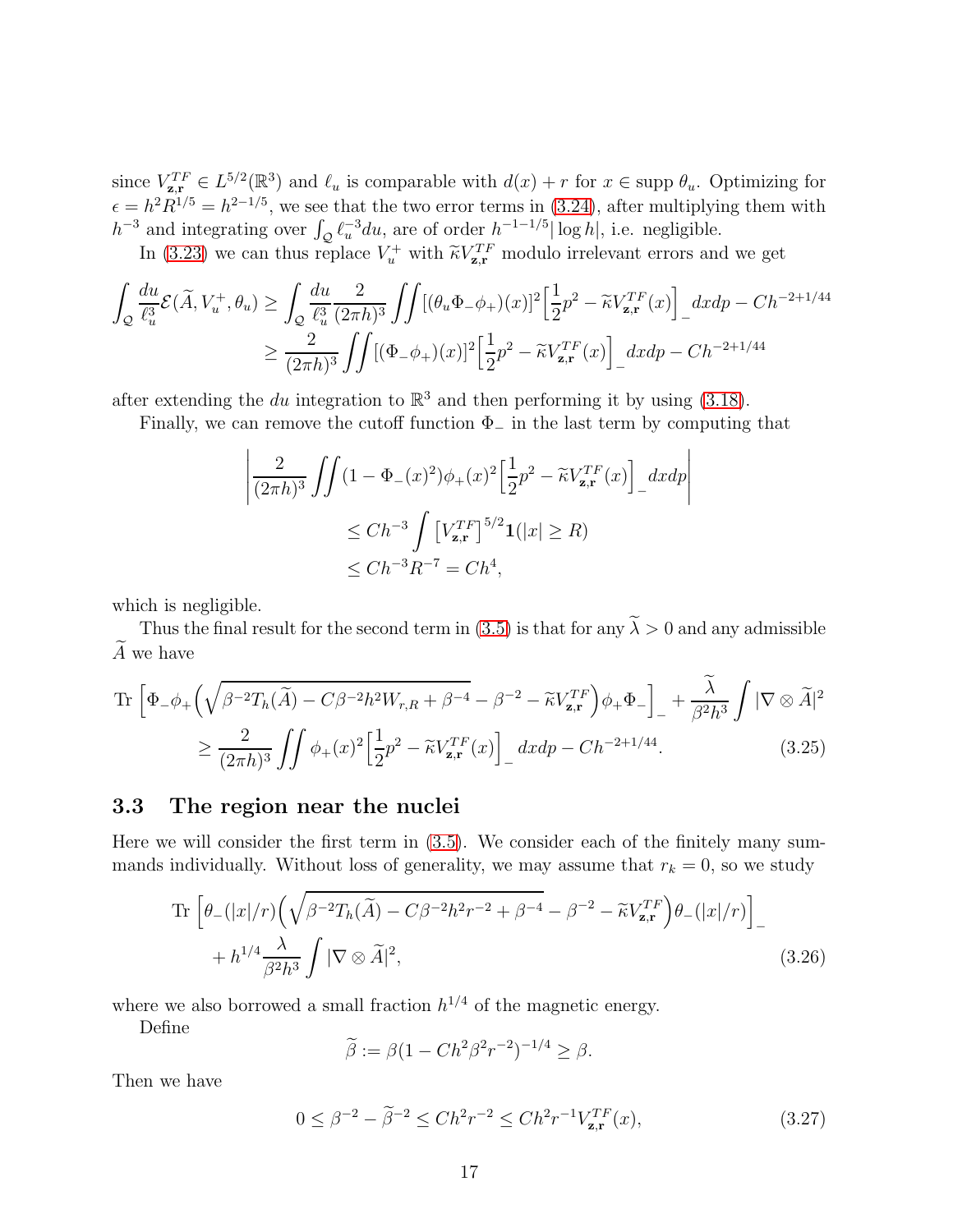since $V_{\mathbf{z},\mathbf{r}}^{TF} \in L^{5/2}(\mathbb{R}^3)$ and $\ell_u$ is comparable with $d(x) + r$ for $x \in \operatorname{supp} \theta_u$. Optimizing for $\epsilon = h^2 R^{1/5} = h^{2-1/5}$, we see that the two error terms in (3.24), after multiplying them with $h^{-3}$ and integrating over $\int_{\mathcal{Q}} \ell_u^{-3} du$, are of order $h^{-1-1/5}|\log h|$, i.e. negligible.

In (3.23) we can thus replace $V_u^+$ with $\widetilde{\kappa} V_{\mathbf{z},\mathbf{r}}^{TF}$ modulo irrelevant errors and we get

$$
\begin{aligned}
\int_{\mathcal{Q}} \frac{du}{\ell_u^3} \mathcal{E}(\widetilde{A}, V_u^+, \theta_u) &\geq \int_{\mathcal{Q}} \frac{du}{\ell_u^3} \frac{2}{(2\pi h)^3} \iint [(\theta_u \Phi_- \phi_+)(x)]^2 \Big[\frac{1}{2}p^2 - \widetilde{\kappa} V_{\mathbf{z},\mathbf{r}}^{TF}(x)\Big]_- dx dp - Ch^{-2+1/44} \\
&\geq \frac{2}{(2\pi h)^3} \iint [(\Phi_- \phi_+)(x)]^2 \Big[\frac{1}{2}p^2 - \widetilde{\kappa} V_{\mathbf{z},\mathbf{r}}^{TF}(x)\Big]_- dx dp - Ch^{-2+1/44}
\end{aligned}
$$

after extending the $du$ integration to $\mathbb{R}^3$ and then performing it by using (3.18).

Finally, we can remove the cutoff function $\Phi_-$ in the last term by computing that

$$
\begin{aligned}
&\left| \frac{2}{(2\pi h)^3} \iint (1 - \Phi_-(x)^2) \phi_+(x)^2 \Big[\frac{1}{2}p^2 - \widetilde{\kappa} V_{\mathbf{z},\mathbf{r}}^{TF}(x)\Big]_- dx dp \right| \\
&\qquad \leq Ch^{-3} \int \big[V_{\mathbf{z},\mathbf{r}}^{TF}\big]^{5/2} \mathbf{1}(|x| \geq R) \\
&\qquad \leq Ch^{-3} R^{-7} = Ch^4,
\end{aligned}
$$

which is negligible.

Thus the final result for the second term in (3.5) is that for any $\widetilde{\lambda} > 0$ and any admissible $\widetilde{A}$ we have

$$
\begin{aligned}
\operatorname{Tr} \Big[ \Phi_- \phi_+ \Big( \sqrt{\beta^{-2} T_h(\widetilde{A}) - C\beta^{-2} h^2 W_{r,R} + \beta^{-4}} - \beta^{-2} - \widetilde{\kappa} V_{\mathbf{z},\mathbf{r}}^{TF} \Big) \phi_+ \Phi_- \Big]_- + \frac{\widetilde{\lambda}}{\beta^2 h^3} \int |\nabla \otimes \widetilde{A}|^2 \\
\geq \frac{2}{(2\pi h)^3} \iint \phi_+(x)^2 \Big[\frac{1}{2}p^2 - \widetilde{\kappa} V_{\mathbf{z},\mathbf{r}}^{TF}(x)\Big]_- dx dp - Ch^{-2+1/44}. \qquad (3.25)
\end{aligned}
$$

## 3.3 The region near the nuclei

Here we will consider the first term in (3.5). We consider each of the finitely many summands individually. Without loss of generality, we may assume that $r_k = 0$, so we study

$$
\begin{aligned}
\operatorname{Tr} \Big[ \theta_-(|x|/r) \Big( \sqrt{\beta^{-2} T_h(\widetilde{A}) - C\beta^{-2} h^2 r^{-2} + \beta^{-4}} - \beta^{-2} - \widetilde{\kappa} V_{\mathbf{z},\mathbf{r}}^{TF} \Big) \theta_-(|x|/r) \Big]_- \\
+ h^{1/4} \frac{\lambda}{\beta^2 h^3} \int |\nabla \otimes \widetilde{A}|^2, \qquad (3.26)
\end{aligned}
$$

where we also borrowed a small fraction $h^{1/4}$ of the magnetic energy.

Define

$$
\widetilde{\beta} := \beta(1 - Ch^2 \beta^2 r^{-2})^{-1/4} \geq \beta.
$$

Then we have

$$
0 \leq \beta^{-2} - \widetilde{\beta}^{-2} \leq Ch^2 r^{-2} \leq Ch^2 r^{-1} V_{\mathbf{z},\mathbf{r}}^{TF}(x), \qquad (3.27)
$$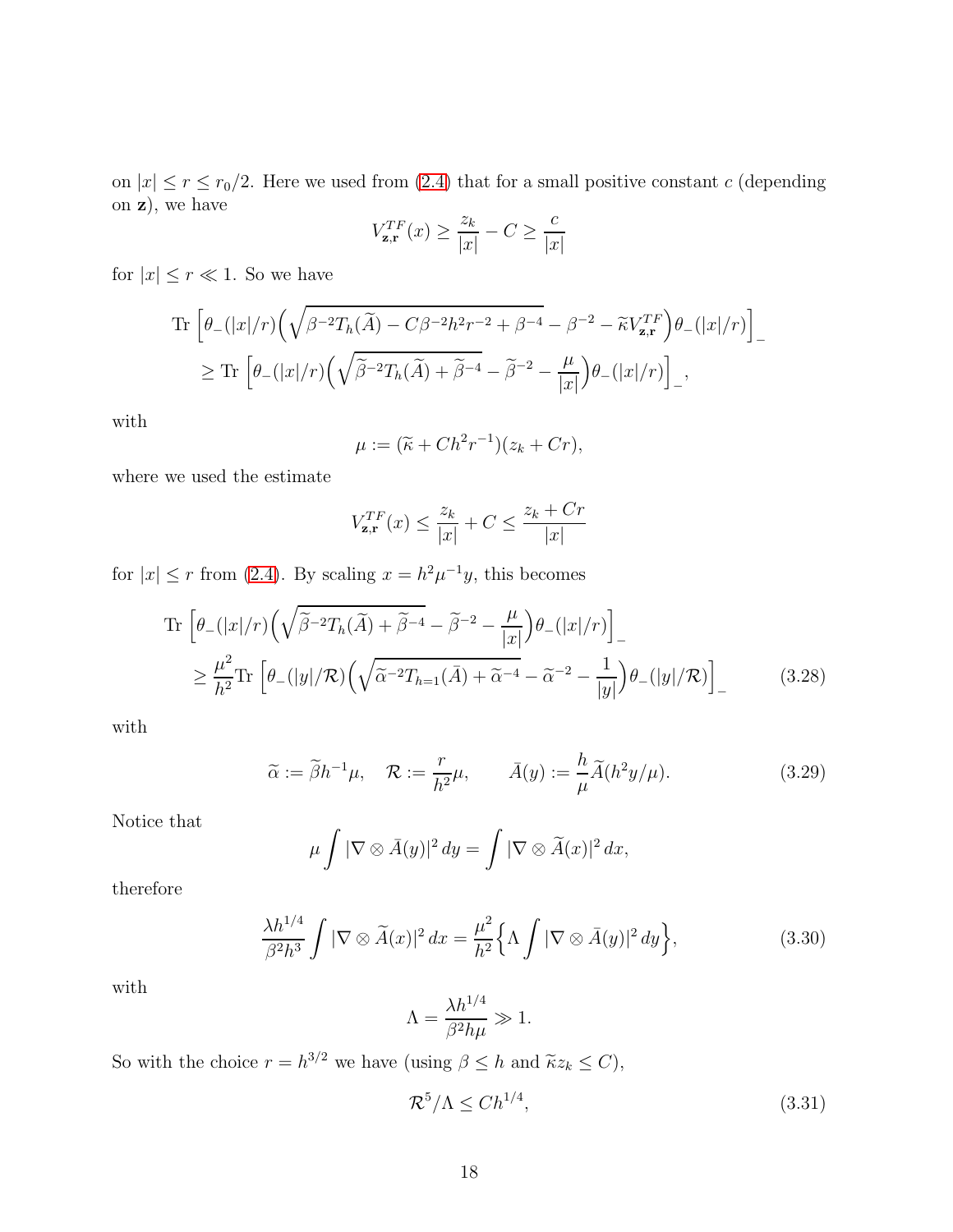on $|x| \leq r \leq r_0/2$. Here we used from (2.4) that for a small positive constant $c$ (depending on $\mathbf{z}$), we have

$$V_{\mathbf{z},\mathbf{r}}^{TF}(x) \geq \frac{z_k}{|x|} - C \geq \frac{c}{|x|}$$

for $|x| \leq r \ll 1$. So we have

$$\begin{aligned}
&\mathrm{Tr}\,\Big[\theta_-(|x|/r)\Big(\sqrt{\beta^{-2}T_h(\widetilde{A}) - C\beta^{-2}h^2r^{-2} + \beta^{-4}} - \beta^{-2} - \widetilde{\kappa}V_{\mathbf{z},\mathbf{r}}^{TF}\Big)\theta_-(|x|/r)\Big]_- \\
&\quad \geq \mathrm{Tr}\,\Big[\theta_-(|x|/r)\Big(\sqrt{\widetilde{\beta}^{-2}T_h(\widetilde{A}) + \widetilde{\beta}^{-4}} - \widetilde{\beta}^{-2} - \frac{\mu}{|x|}\Big)\theta_-(|x|/r)\Big]_-,
\end{aligned}$$

with

$$\mu := (\widetilde{\kappa} + Ch^2r^{-1})(z_k + Cr),$$

where we used the estimate

$$V_{\mathbf{z},\mathbf{r}}^{TF}(x) \leq \frac{z_k}{|x|} + C \leq \frac{z_k + Cr}{|x|}$$

for $|x| \leq r$ from (2.4). By scaling $x = h^2\mu^{-1}y$, this becomes

$$\begin{aligned}
&\mathrm{Tr}\,\Big[\theta_-(|x|/r)\Big(\sqrt{\widetilde{\beta}^{-2}T_h(\widetilde{A}) + \widetilde{\beta}^{-4}} - \widetilde{\beta}^{-2} - \frac{\mu}{|x|}\Big)\theta_-(|x|/r)\Big]_- \\
&\quad \geq \frac{\mu^2}{h^2}\mathrm{Tr}\,\Big[\theta_-(|y|/\mathcal{R})\Big(\sqrt{\widetilde{\alpha}^{-2}T_{h=1}(\bar{A}) + \widetilde{\alpha}^{-4}} - \widetilde{\alpha}^{-2} - \frac{1}{|y|}\Big)\theta_-(|y|/\mathcal{R})\Big]_-
\end{aligned} \tag{3.28}$$

with

$$\widetilde{\alpha} := \widetilde{\beta}h^{-1}\mu, \quad \mathcal{R} := \frac{r}{h^2}\mu, \qquad \bar{A}(y) := \frac{h}{\mu}\widetilde{A}(h^2y/\mu). \tag{3.29}$$

Notice that

$$\mu\int |\nabla \otimes \bar{A}(y)|^2\,dy = \int |\nabla \otimes \widetilde{A}(x)|^2\,dx,$$

therefore

$$\frac{\lambda h^{1/4}}{\beta^2 h^3}\int |\nabla \otimes \widetilde{A}(x)|^2\,dx = \frac{\mu^2}{h^2}\Big\{\Lambda\int |\nabla \otimes \bar{A}(y)|^2\,dy\Big\}, \tag{3.30}$$

with

$$\Lambda = \frac{\lambda h^{1/4}}{\beta^2 h\mu} \gg 1.$$

So with the choice $r = h^{3/2}$ we have (using $\beta \leq h$ and $\widetilde{\kappa}z_k \leq C$),

$$\mathcal{R}^5/\Lambda \leq Ch^{1/4}, \tag{3.31}$$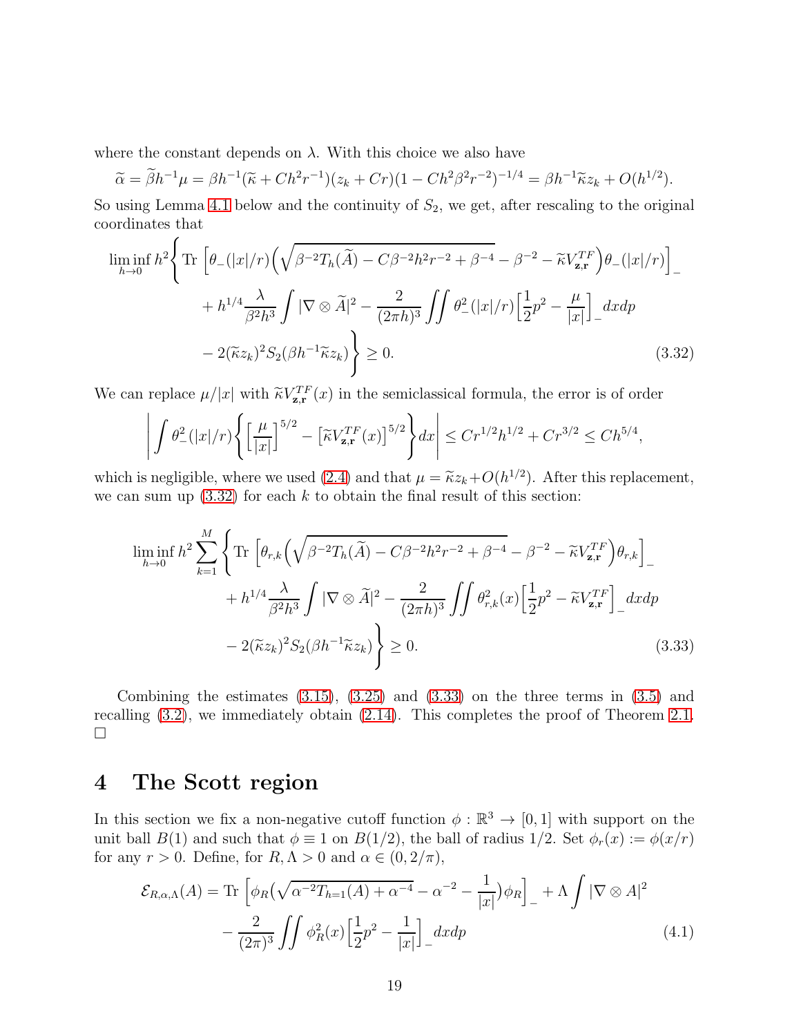where the constant depends on $\lambda$. With this choice we also have

$$\widetilde{\alpha} = \widetilde{\beta} h^{-1}\mu = \beta h^{-1}(\widetilde{\kappa} + Ch^2 r^{-1})(z_k + Cr)(1 - Ch^2\beta^2 r^{-2})^{-1/4} = \beta h^{-1}\widetilde{\kappa} z_k + O(h^{1/2}).$$

So using Lemma 4.1 below and the continuity of $S_2$, we get, after rescaling to the original coordinates that

$$\begin{aligned}\liminf_{h\to 0} h^2 \Bigg\{ &\mathrm{Tr}\,\Big[\theta_-(|x|/r)\Big(\sqrt{\beta^{-2}T_h(\widetilde{A}) - C\beta^{-2}h^2 r^{-2} + \beta^{-4}} - \beta^{-2} - \widetilde{\kappa} V^{TF}_{\mathbf{z},\mathbf{r}}\Big)\theta_-(|x|/r)\Big]_- \\ &+ h^{1/4}\frac{\lambda}{\beta^2 h^3}\int |\nabla\otimes\widetilde{A}|^2 - \frac{2}{(2\pi h)^3}\iint \theta_-^2(|x|/r)\Big[\frac{1}{2}p^2 - \frac{\mu}{|x|}\Big]_- dxdp \\ &- 2(\widetilde{\kappa} z_k)^2 S_2(\beta h^{-1}\widetilde{\kappa} z_k)\Bigg\} \geq 0. \end{aligned} \tag{3.32}$$

We can replace $\mu/|x|$ with $\widetilde{\kappa} V^{TF}_{\mathbf{z},\mathbf{r}}(x)$ in the semiclassical formula, the error is of order

$$\left|\int \theta_-^2(|x|/r)\left\{\Big[\frac{\mu}{|x|}\Big]^{5/2} - \big[\widetilde{\kappa} V^{TF}_{\mathbf{z},\mathbf{r}}(x)\big]^{5/2}\right\}dx\right| \leq Cr^{1/2}h^{1/2} + Cr^{3/2} \leq Ch^{5/4},$$

which is negligible, where we used (2.4) and that $\mu = \widetilde{\kappa} z_k + O(h^{1/2})$. After this replacement, we can sum up (3.32) for each $k$ to obtain the final result of this section:

$$\begin{aligned}\liminf_{h\to 0} h^2 \sum_{k=1}^{M} \Bigg\{ &\mathrm{Tr}\,\Big[\theta_{r,k}\Big(\sqrt{\beta^{-2}T_h(\widetilde{A}) - C\beta^{-2}h^2 r^{-2} + \beta^{-4}} - \beta^{-2} - \widetilde{\kappa} V^{TF}_{\mathbf{z},\mathbf{r}}\Big)\theta_{r,k}\Big]_- \\ &+ h^{1/4}\frac{\lambda}{\beta^2 h^3}\int |\nabla\otimes\widetilde{A}|^2 - \frac{2}{(2\pi h)^3}\iint \theta_{r,k}^2(x)\Big[\frac{1}{2}p^2 - \widetilde{\kappa} V^{TF}_{\mathbf{z},\mathbf{r}}\Big]_- dxdp \\ &- 2(\widetilde{\kappa} z_k)^2 S_2(\beta h^{-1}\widetilde{\kappa} z_k)\Bigg\} \geq 0. \end{aligned} \tag{3.33}$$

Combining the estimates (3.15), (3.25) and (3.33) on the three terms in (3.5) and recalling (3.2), we immediately obtain (2.14). This completes the proof of Theorem 2.1. □

# 4 The Scott region

In this section we fix a non-negative cutoff function $\phi : \mathbb{R}^3 \to [0,1]$ with support on the unit ball $B(1)$ and such that $\phi \equiv 1$ on $B(1/2)$, the ball of radius $1/2$. Set $\phi_r(x) := \phi(x/r)$ for any $r > 0$. Define, for $R, \Lambda > 0$ and $\alpha \in (0, 2/\pi)$,

$$\begin{aligned}\mathcal{E}_{R,\alpha,\Lambda}(A) = \mathrm{Tr}\,&\Big[\phi_R\Big(\sqrt{\alpha^{-2}T_{h=1}(A) + \alpha^{-4}} - \alpha^{-2} - \frac{1}{|x|}\Big)\phi_R\Big]_- + \Lambda\int |\nabla\otimes A|^2 \\ &- \frac{2}{(2\pi)^3}\iint \phi_R^2(x)\Big[\frac{1}{2}p^2 - \frac{1}{|x|}\Big]_- dxdp \end{aligned} \tag{4.1}$$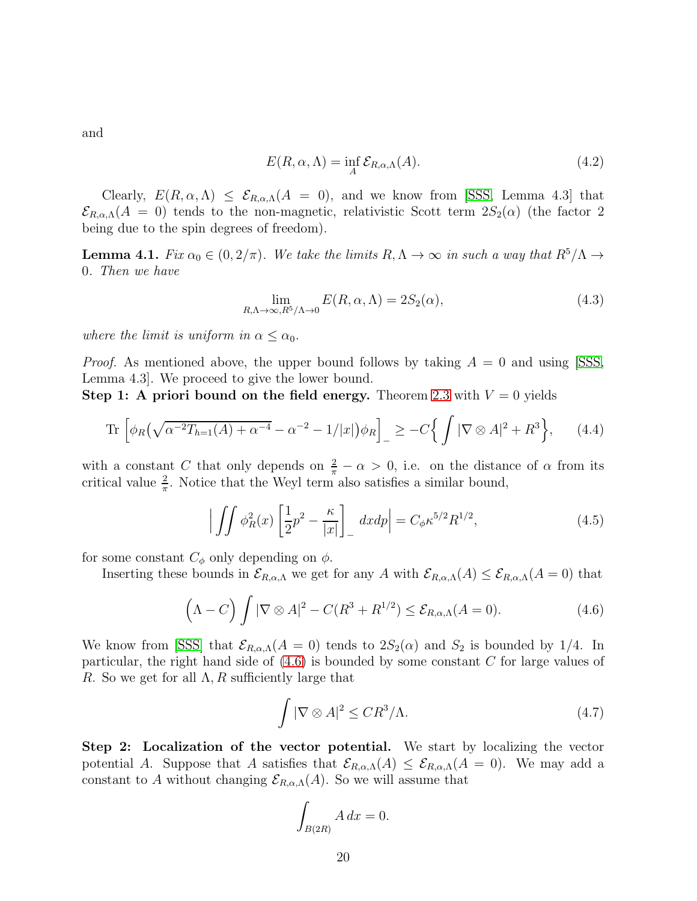and

$$E(R,\alpha,\Lambda) = \inf_{A} \mathcal{E}_{R,\alpha,\Lambda}(A). \tag{4.2}$$

Clearly, $E(R,\alpha,\Lambda) \leq \mathcal{E}_{R,\alpha,\Lambda}(A=0)$, and we know from [SSS, Lemma 4.3] that $\mathcal{E}_{R,\alpha,\Lambda}(A=0)$ tends to the non-magnetic, relativistic Scott term $2S_2(\alpha)$ (the factor 2 being due to the spin degrees of freedom).

**Lemma 4.1.** *Fix $\alpha_0 \in (0, 2/\pi)$. We take the limits $R, \Lambda \to \infty$ in such a way that $R^5/\Lambda \to 0$. Then we have*

$$\lim_{R,\Lambda\to\infty, R^5/\Lambda\to 0} E(R,\alpha,\Lambda) = 2S_2(\alpha), \tag{4.3}$$

*where the limit is uniform in $\alpha \leq \alpha_0$.*

*Proof.* As mentioned above, the upper bound follows by taking $A = 0$ and using [SSS, Lemma 4.3]. We proceed to give the lower bound.

**Step 1: A priori bound on the field energy.** Theorem 2.3 with $V = 0$ yields

$$\mathrm{Tr}\left[\phi_R\big(\sqrt{\alpha^{-2}T_{h=1}(A) + \alpha^{-4}} - \alpha^{-2} - 1/|x|\big)\phi_R\right]_- \geq -C\Big\{\int |\nabla \otimes A|^2 + R^3\Big\}, \tag{4.4}$$

with a constant $C$ that only depends on $\frac{2}{\pi} - \alpha > 0$, i.e. on the distance of $\alpha$ from its critical value $\frac{2}{\pi}$. Notice that the Weyl term also satisfies a similar bound,

$$\Big|\iint \phi_R^2(x)\left[\frac{1}{2}p^2 - \frac{\kappa}{|x|}\right]_- dx dp\Big| = C_\phi \kappa^{5/2} R^{1/2}, \tag{4.5}$$

for some constant $C_\phi$ only depending on $\phi$.

Inserting these bounds in $\mathcal{E}_{R,\alpha,\Lambda}$ we get for any $A$ with $\mathcal{E}_{R,\alpha,\Lambda}(A) \leq \mathcal{E}_{R,\alpha,\Lambda}(A=0)$ that

$$\Big(\Lambda - C\Big)\int |\nabla \otimes A|^2 - C(R^3 + R^{1/2}) \leq \mathcal{E}_{R,\alpha,\Lambda}(A=0). \tag{4.6}$$

We know from [SSS] that $\mathcal{E}_{R,\alpha,\Lambda}(A=0)$ tends to $2S_2(\alpha)$ and $S_2$ is bounded by $1/4$. In particular, the right hand side of (4.6) is bounded by some constant $C$ for large values of $R$. So we get for all $\Lambda, R$ sufficiently large that

$$\int |\nabla \otimes A|^2 \leq CR^3/\Lambda. \tag{4.7}$$

**Step 2: Localization of the vector potential.** We start by localizing the vector potential $A$. Suppose that $A$ satisfies that $\mathcal{E}_{R,\alpha,\Lambda}(A) \leq \mathcal{E}_{R,\alpha,\Lambda}(A=0)$. We may add a constant to $A$ without changing $\mathcal{E}_{R,\alpha,\Lambda}(A)$. So we will assume that

$$\int_{B(2R)} A\, dx = 0.$$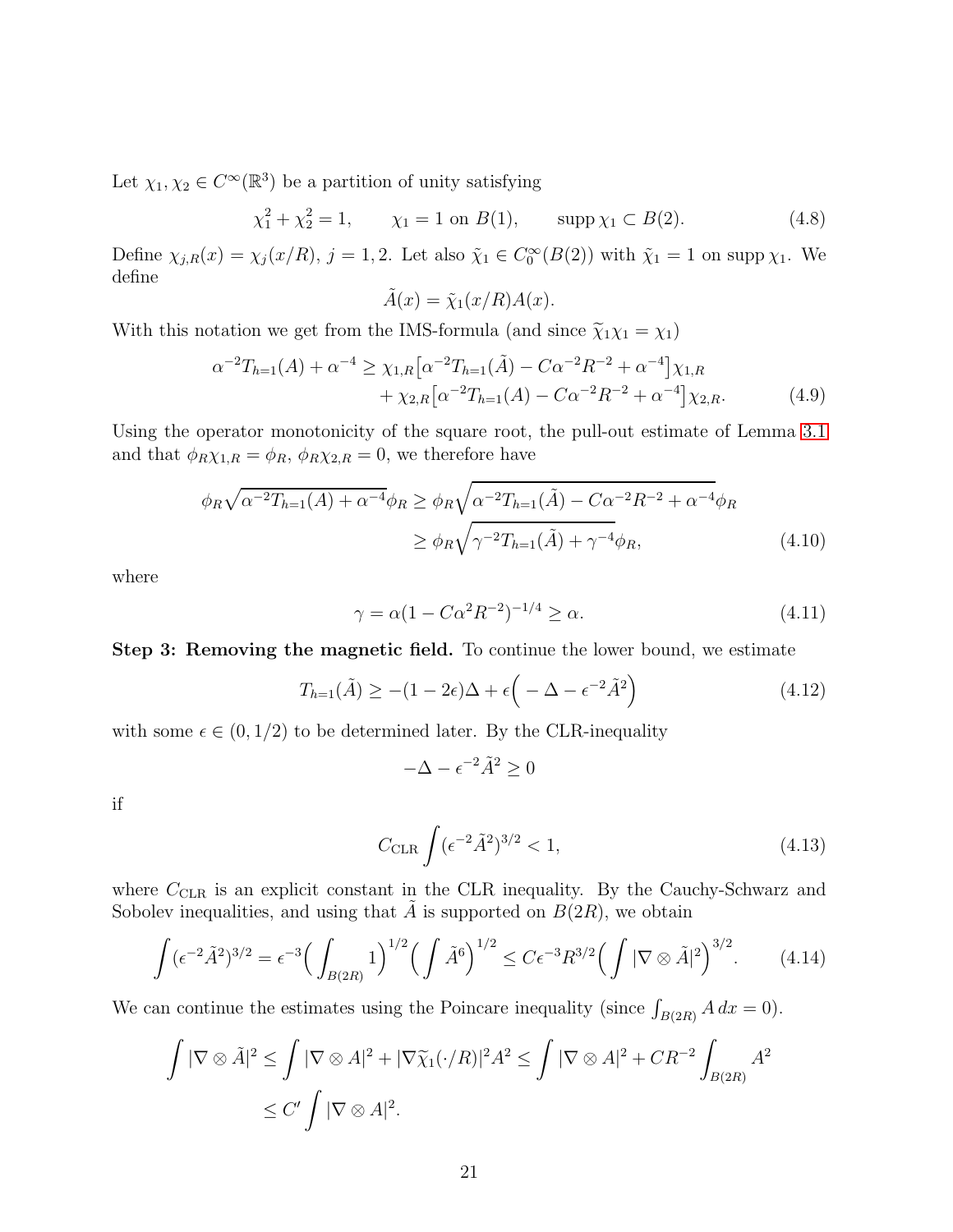Let $\chi_1, \chi_2 \in C^\infty(\mathbb{R}^3)$ be a partition of unity satisfying

$$\chi_1^2 + \chi_2^2 = 1, \qquad \chi_1 = 1 \text{ on } B(1), \qquad \operatorname{supp} \chi_1 \subset B(2). \tag{4.8}$$

Define $\chi_{j,R}(x) = \chi_j(x/R)$, $j = 1, 2$. Let also $\tilde{\chi}_1 \in C_0^\infty(B(2))$ with $\tilde{\chi}_1 = 1$ on $\operatorname{supp} \chi_1$. We define

$$\tilde{A}(x) = \tilde{\chi}_1(x/R) A(x).$$

With this notation we get from the IMS-formula (and since $\widetilde{\chi}_1 \chi_1 = \chi_1$)

$$\begin{aligned} \alpha^{-2} T_{h=1}(A) + \alpha^{-4} \geq\; & \chi_{1,R}\big[\alpha^{-2} T_{h=1}(\tilde{A}) - C\alpha^{-2} R^{-2} + \alpha^{-4}\big]\chi_{1,R} \\ & + \chi_{2,R}\big[\alpha^{-2} T_{h=1}(A) - C\alpha^{-2} R^{-2} + \alpha^{-4}\big]\chi_{2,R}. \end{aligned} \tag{4.9}$$

Using the operator monotonicity of the square root, the pull-out estimate of Lemma 3.1 and that $\phi_R \chi_{1,R} = \phi_R$, $\phi_R \chi_{2,R} = 0$, we therefore have

$$\begin{aligned} \phi_R \sqrt{\alpha^{-2} T_{h=1}(A) + \alpha^{-4}}\, \phi_R &\geq \phi_R \sqrt{\alpha^{-2} T_{h=1}(\tilde{A}) - C\alpha^{-2} R^{-2} + \alpha^{-4}}\, \phi_R \\ &\geq \phi_R \sqrt{\gamma^{-2} T_{h=1}(\tilde{A}) + \gamma^{-4}}\, \phi_R, \end{aligned} \tag{4.10}$$

where

$$\gamma = \alpha(1 - C\alpha^2 R^{-2})^{-1/4} \geq \alpha. \tag{4.11}$$

**Step 3: Removing the magnetic field.** To continue the lower bound, we estimate

$$T_{h=1}(\tilde{A}) \geq -(1 - 2\epsilon)\Delta + \epsilon\Big( -\Delta - \epsilon^{-2} \tilde{A}^2 \Big) \tag{4.12}$$

with some $\epsilon \in (0, 1/2)$ to be determined later. By the CLR-inequality

$$-\Delta - \epsilon^{-2} \tilde{A}^2 \geq 0$$

if

$$C_{\mathrm{CLR}} \int (\epsilon^{-2} \tilde{A}^2)^{3/2} < 1, \tag{4.13}$$

where $C_{\mathrm{CLR}}$ is an explicit constant in the CLR inequality. By the Cauchy-Schwarz and Sobolev inequalities, and using that $\tilde{A}$ is supported on $B(2R)$, we obtain

$$\int (\epsilon^{-2} \tilde{A}^2)^{3/2} = \epsilon^{-3} \Big( \int_{B(2R)} 1 \Big)^{1/2} \Big( \int \tilde{A}^6 \Big)^{1/2} \leq C\epsilon^{-3} R^{3/2} \Big( \int |\nabla \otimes \tilde{A}|^2 \Big)^{3/2}. \tag{4.14}$$

We can continue the estimates using the Poincare inequality (since $\int_{B(2R)} A\, dx = 0$).

$$\begin{aligned} \int |\nabla \otimes \tilde{A}|^2 &\leq \int |\nabla \otimes A|^2 + |\nabla \widetilde{\chi}_1(\cdot/R)|^2 A^2 \leq \int |\nabla \otimes A|^2 + CR^{-2} \int_{B(2R)} A^2 \\ &\leq C' \int |\nabla \otimes A|^2. \end{aligned}$$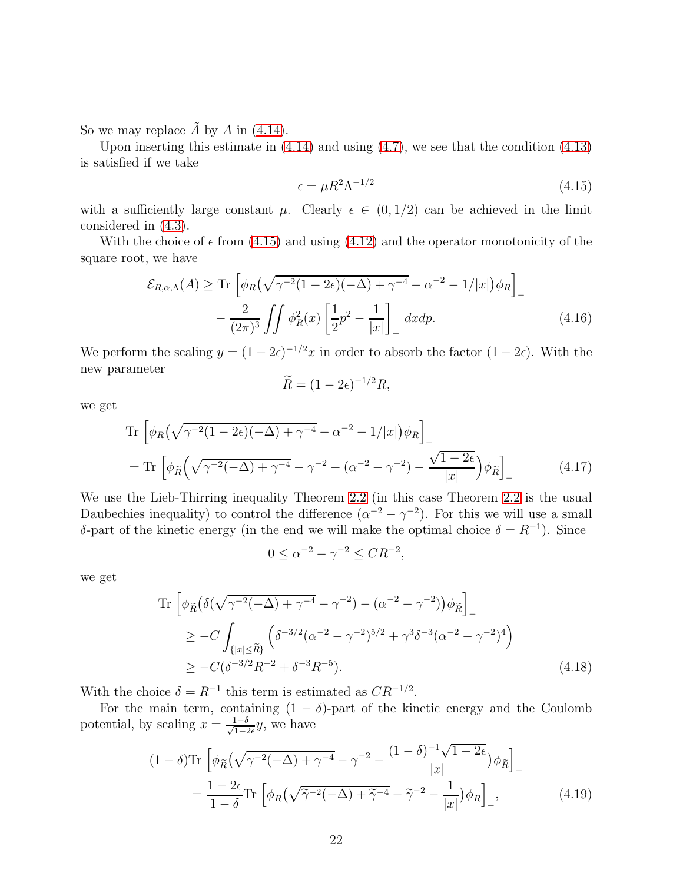So we may replace $\tilde{A}$ by $A$ in (4.14).

Upon inserting this estimate in (4.14) and using (4.7), we see that the condition (4.13) is satisfied if we take

$$\epsilon = \mu R^2 \Lambda^{-1/2} \tag{4.15}$$

with a sufficiently large constant $\mu$. Clearly $\epsilon \in (0, 1/2)$ can be achieved in the limit considered in (4.3).

With the choice of $\epsilon$ from (4.15) and using (4.12) and the operator monotonicity of the square root, we have

$$\begin{aligned}\mathcal{E}_{R,\alpha,\Lambda}(A) \geq \; & \mathrm{Tr}\left[\phi_R\big(\sqrt{\gamma^{-2}(1-2\epsilon)(-\Delta)+\gamma^{-4}} - \alpha^{-2} - 1/|x|\big)\phi_R\right]_- \\ & - \frac{2}{(2\pi)^3}\iint \phi_R^2(x)\left[\frac{1}{2}p^2 - \frac{1}{|x|}\right]_- dxdp. \end{aligned}\tag{4.16}$$

We perform the scaling $y = (1-2\epsilon)^{-1/2}x$ in order to absorb the factor $(1-2\epsilon)$. With the new parameter

$$\widetilde{R} = (1-2\epsilon)^{-1/2}R,$$

we get

$$\begin{aligned}&\mathrm{Tr}\left[\phi_R\big(\sqrt{\gamma^{-2}(1-2\epsilon)(-\Delta)+\gamma^{-4}} - \alpha^{-2} - 1/|x|\big)\phi_R\right]_- \\ &= \mathrm{Tr}\left[\phi_{\widetilde{R}}\Big(\sqrt{\gamma^{-2}(-\Delta)+\gamma^{-4}} - \gamma^{-2} - (\alpha^{-2}-\gamma^{-2}) - \frac{\sqrt{1-2\epsilon}}{|x|}\Big)\phi_{\widetilde{R}}\right]_- \end{aligned}\tag{4.17}$$

We use the Lieb-Thirring inequality Theorem 2.2 (in this case Theorem 2.2 is the usual Daubechies inequality) to control the difference $(\alpha^{-2}-\gamma^{-2})$. For this we will use a small $\delta$-part of the kinetic energy (in the end we will make the optimal choice $\delta = R^{-1}$). Since

$$0 \leq \alpha^{-2} - \gamma^{-2} \leq CR^{-2},$$

we get

$$\begin{aligned}&\mathrm{Tr}\left[\phi_{\widetilde{R}}\big(\delta(\sqrt{\gamma^{-2}(-\Delta)+\gamma^{-4}} - \gamma^{-2}) - (\alpha^{-2}-\gamma^{-2})\big)\phi_{\widetilde{R}}\right]_- \\ &\quad \geq -C\int_{\{|x|\leq \widetilde{R}\}}\Big(\delta^{-3/2}(\alpha^{-2}-\gamma^{-2})^{5/2} + \gamma^3\delta^{-3}(\alpha^{-2}-\gamma^{-2})^4\Big) \\ &\quad \geq -C(\delta^{-3/2}R^{-2} + \delta^{-3}R^{-5}). \end{aligned}\tag{4.18}$$

With the choice $\delta = R^{-1}$ this term is estimated as $CR^{-1/2}$.

For the main term, containing $(1-\delta)$-part of the kinetic energy and the Coulomb potential, by scaling $x = \frac{1-\delta}{\sqrt{1-2\epsilon}}y$, we have

$$\begin{aligned}&(1-\delta)\mathrm{Tr}\left[\phi_{\widetilde{R}}\big(\sqrt{\gamma^{-2}(-\Delta)+\gamma^{-4}} - \gamma^{-2} - \frac{(1-\delta)^{-1}\sqrt{1-2\epsilon}}{|x|}\big)\phi_{\widetilde{R}}\right]_- \\ &= \frac{1-2\epsilon}{1-\delta}\mathrm{Tr}\left[\phi_{\bar{R}}\big(\sqrt{\widetilde{\gamma}^{-2}(-\Delta)+\widetilde{\gamma}^{-4}} - \widetilde{\gamma}^{-2} - \frac{1}{|x|}\big)\phi_{\bar{R}}\right]_-, \end{aligned}\tag{4.19}$$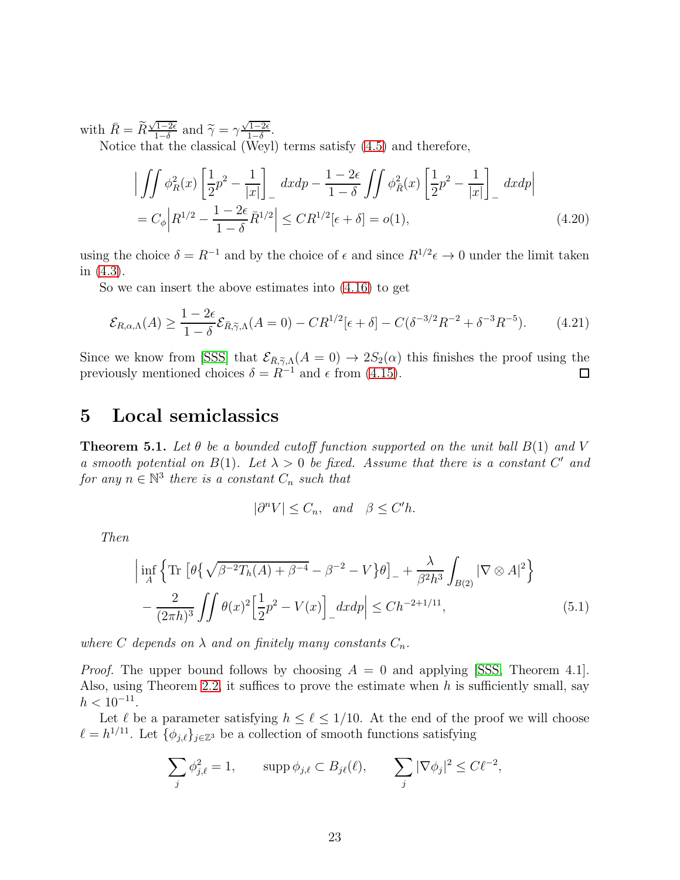with $\bar{R} = \widetilde{R}\frac{\sqrt{1-2\epsilon}}{1-\delta}$ and $\widetilde{\gamma} = \gamma\frac{\sqrt{1-2\epsilon}}{1-\delta}$.

Notice that the classical (Weyl) terms satisfy (4.5) and therefore,

$$
\begin{aligned}
\Big| \iint \phi_R^2(x) \left[\frac{1}{2}p^2 - \frac{1}{|x|}\right]_- \, dxdp - \frac{1-2\epsilon}{1-\delta} \iint \phi_{\bar{R}}^2(x) \left[\frac{1}{2}p^2 - \frac{1}{|x|}\right]_- \, dxdp \Big| \\
= C_\phi \Big| R^{1/2} - \frac{1-2\epsilon}{1-\delta}\bar{R}^{1/2} \Big| \leq CR^{1/2}[\epsilon + \delta] = o(1),
\end{aligned}
\tag{4.20}
$$

using the choice $\delta = R^{-1}$ and by the choice of $\epsilon$ and since $R^{1/2}\epsilon \to 0$ under the limit taken in (4.3).

So we can insert the above estimates into (4.16) to get

$$
\mathcal{E}_{R,\alpha,\Lambda}(A) \geq \frac{1-2\epsilon}{1-\delta}\mathcal{E}_{\bar{R},\widetilde{\gamma},\Lambda}(A=0) - CR^{1/2}[\epsilon + \delta] - C(\delta^{-3/2}R^{-2} + \delta^{-3}R^{-5}). \tag{4.21}
$$

Since we know from [SSS] that $\mathcal{E}_{\bar{R},\widetilde{\gamma},\Lambda}(A=0) \to 2S_2(\alpha)$ this finishes the proof using the previously mentioned choices $\delta = R^{-1}$ and $\epsilon$ from (4.15). ◻

# 5 Local semiclassics

**Theorem 5.1.** *Let $\theta$ be a bounded cutoff function supported on the unit ball $B(1)$ and $V$ a smooth potential on $B(1)$. Let $\lambda > 0$ be fixed. Assume that there is a constant $C'$ and for any $n \in \mathbb{N}^3$ there is a constant $C_n$ such that*

$$
|\partial^n V| \leq C_n, \quad \text{and} \quad \beta \leq C'h.
$$

*Then*

$$
\begin{aligned}
\Big| \inf_A \Big\{ \mathrm{Tr}\, \big[\theta\big\{\sqrt{\beta^{-2}T_h(A) + \beta^{-4}} - \beta^{-2} - V\big\}\theta\big]_- + \frac{\lambda}{\beta^2 h^3}\int_{B(2)} |\nabla \otimes A|^2 \Big\} \\
- \frac{2}{(2\pi h)^3}\iint \theta(x)^2 \Big[\frac{1}{2}p^2 - V(x)\Big]_- dxdp \Big| \leq Ch^{-2+1/11},
\end{aligned}
\tag{5.1}
$$

*where $C$ depends on $\lambda$ and on finitely many constants $C_n$.*

*Proof.* The upper bound follows by choosing $A = 0$ and applying [SSS, Theorem 4.1]. Also, using Theorem 2.2, it suffices to prove the estimate when $h$ is sufficiently small, say $h < 10^{-11}$.

Let $\ell$ be a parameter satisfying $h \leq \ell \leq 1/10$. At the end of the proof we will choose $\ell = h^{1/11}$. Let $\{\phi_{j,\ell}\}_{j\in\mathbb{Z}^3}$ be a collection of smooth functions satisfying

$$
\sum_j \phi_{j,\ell}^2 = 1, \qquad \mathrm{supp}\,\phi_{j,\ell} \subset B_{j\ell}(\ell), \qquad \sum_j |\nabla \phi_j|^2 \leq C\ell^{-2},
$$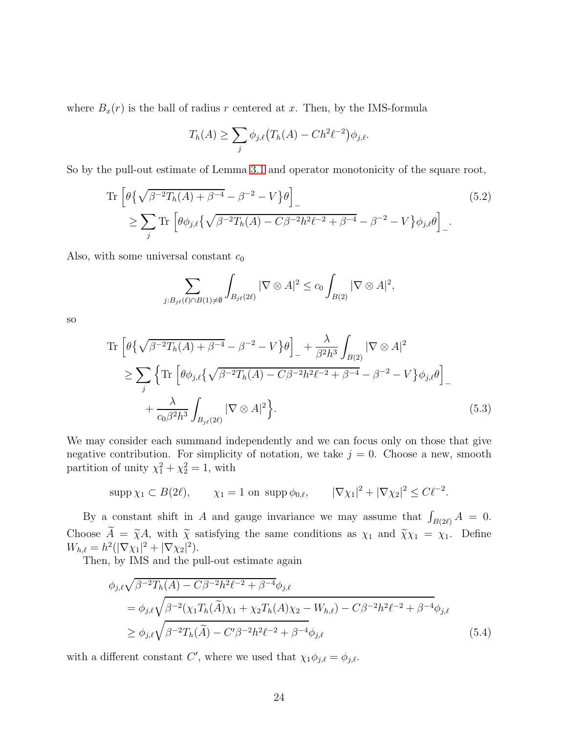where $B_x(r)$ is the ball of radius $r$ centered at $x$. Then, by the IMS-formula

$$T_h(A) \geq \sum_j \phi_{j,\ell}\big(T_h(A) - Ch^2\ell^{-2}\big)\phi_{j,\ell}.$$

So by the pull-out estimate of Lemma 3.1 and operator monotonicity of the square root,

$$\begin{aligned}
&\operatorname{Tr}\Big[\theta\big\{\sqrt{\beta^{-2}T_h(A)+\beta^{-4}} - \beta^{-2} - V\big\}\theta\Big]_- \\
&\quad \geq \sum_j \operatorname{Tr}\Big[\theta\phi_{j,\ell}\big\{\sqrt{\beta^{-2}T_h(A) - C\beta^{-2}h^2\ell^{-2} + \beta^{-4}} - \beta^{-2} - V\big\}\phi_{j,\ell}\theta\Big]_-.
\end{aligned} \tag{5.2}$$

Also, with some universal constant $c_0$

$$\sum_{j: B_{j\ell}(\ell)\cap B(1)\neq\emptyset} \int_{B_{j\ell}(2\ell)} |\nabla\otimes A|^2 \leq c_0 \int_{B(2)} |\nabla\otimes A|^2,$$

so

$$\begin{aligned}
&\operatorname{Tr}\Big[\theta\big\{\sqrt{\beta^{-2}T_h(A)+\beta^{-4}} - \beta^{-2} - V\big\}\theta\Big]_- + \frac{\lambda}{\beta^2h^3}\int_{B(2)}|\nabla\otimes A|^2 \\
&\quad \geq \sum_j \Big\{\operatorname{Tr}\Big[\theta\phi_{j,\ell}\big\{\sqrt{\beta^{-2}T_h(A) - C\beta^{-2}h^2\ell^{-2} + \beta^{-4}} - \beta^{-2} - V\big\}\phi_{j,\ell}\theta\Big]_- \\
&\qquad + \frac{\lambda}{c_0\beta^2h^3}\int_{B_{j\ell}(2\ell)}|\nabla\otimes A|^2\Big\}.
\end{aligned} \tag{5.3}$$

We may consider each summand independently and we can focus only on those that give negative contribution. For simplicity of notation, we take $j=0$. Choose a new, smooth partition of unity $\chi_1^2+\chi_2^2=1$, with

$$\operatorname{supp}\chi_1 \subset B(2\ell), \qquad \chi_1 = 1 \text{ on } \operatorname{supp}\phi_{0,\ell}, \qquad |\nabla\chi_1|^2 + |\nabla\chi_2|^2 \leq C\ell^{-2}.$$

By a constant shift in $A$ and gauge invariance we may assume that $\int_{B(2\ell)} A = 0$. Choose $\widetilde{A} = \widetilde{\chi}A$, with $\widetilde{\chi}$ satisfying the same conditions as $\chi_1$ and $\widetilde{\chi}\chi_1 = \chi_1$. Define $W_{h,\ell} = h^2(|\nabla\chi_1|^2 + |\nabla\chi_2|^2)$.

Then, by IMS and the pull-out estimate again

$$\begin{aligned}
&\phi_{j,\ell}\sqrt{\beta^{-2}T_h(A) - C\beta^{-2}h^2\ell^{-2} + \beta^{-4}}\,\phi_{j,\ell} \\
&\quad = \phi_{j,\ell}\sqrt{\beta^{-2}(\chi_1 T_h(\widetilde{A})\chi_1 + \chi_2 T_h(A)\chi_2 - W_{h,\ell}) - C\beta^{-2}h^2\ell^{-2} + \beta^{-4}}\,\phi_{j,\ell} \\
&\quad \geq \phi_{j,\ell}\sqrt{\beta^{-2}T_h(\widetilde{A}) - C'\beta^{-2}h^2\ell^{-2} + \beta^{-4}}\,\phi_{j,\ell}
\end{aligned} \tag{5.4}$$

with a different constant $C'$, where we used that $\chi_1\phi_{j,\ell} = \phi_{j,\ell}$.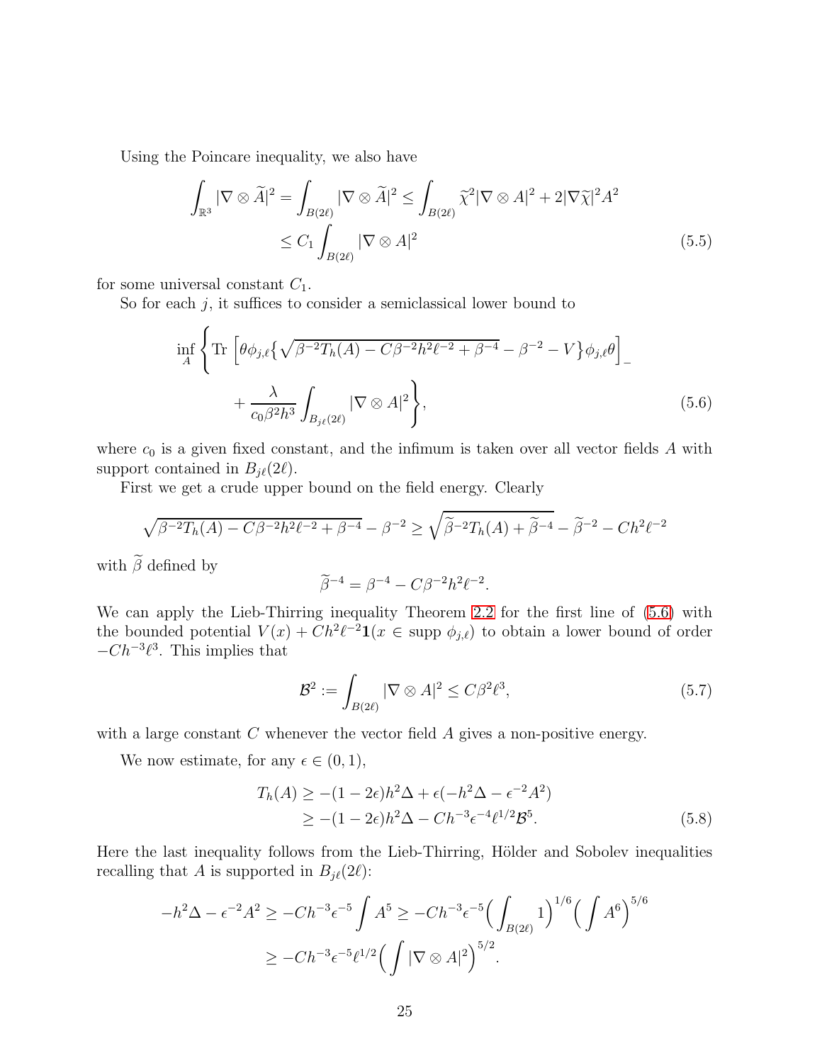Using the Poincare inequality, we also have

$$
\begin{aligned}
\int_{\mathbb{R}^3} |\nabla \otimes \widetilde{A}|^2 = \int_{B(2\ell)} |\nabla \otimes \widetilde{A}|^2 &\leq \int_{B(2\ell)} \widetilde{\chi}^2 |\nabla \otimes A|^2 + 2|\nabla \widetilde{\chi}|^2 A^2 \\
&\leq C_1 \int_{B(2\ell)} |\nabla \otimes A|^2
\end{aligned}
\tag{5.5}
$$

for some universal constant $C_1$.

So for each $j$, it suffices to consider a semiclassical lower bound to

$$
\begin{aligned}
\inf_{A} \Bigg\{ &\mathrm{Tr}\, \Big[\theta \phi_{j,\ell} \big\{ \sqrt{\beta^{-2} T_h(A) - C\beta^{-2} h^2 \ell^{-2} + \beta^{-4}} - \beta^{-2} - V \big\} \phi_{j,\ell} \theta \Big]_- \\
&+ \frac{\lambda}{c_0 \beta^2 h^3} \int_{B_{j\ell}(2\ell)} |\nabla \otimes A|^2 \Bigg\},
\end{aligned}
\tag{5.6}
$$

where $c_0$ is a given fixed constant, and the infimum is taken over all vector fields $A$ with support contained in $B_{j\ell}(2\ell)$.

First we get a crude upper bound on the field energy. Clearly

$$
\sqrt{\beta^{-2} T_h(A) - C\beta^{-2} h^2 \ell^{-2} + \beta^{-4}} - \beta^{-2} \geq \sqrt{\widetilde{\beta}^{-2} T_h(A) + \widetilde{\beta}^{-4}} - \widetilde{\beta}^{-2} - Ch^2 \ell^{-2}
$$

with $\widetilde{\beta}$ defined by

$$
\widetilde{\beta}^{-4} = \beta^{-4} - C\beta^{-2} h^2 \ell^{-2}.
$$

We can apply the Lieb-Thirring inequality Theorem 2.2 for the first line of (5.6) with the bounded potential $V(x) + Ch^2\ell^{-2}\mathbf{1}(x \in \mathrm{supp}\, \phi_{j,\ell})$ to obtain a lower bound of order $-Ch^{-3}\ell^3$. This implies that

$$
\mathcal{B}^2 := \int_{B(2\ell)} |\nabla \otimes A|^2 \leq C\beta^2 \ell^3,
\tag{5.7}
$$

with a large constant $C$ whenever the vector field $A$ gives a non-positive energy.

We now estimate, for any $\epsilon \in (0, 1)$,

$$
\begin{aligned}
T_h(A) &\geq -(1 - 2\epsilon) h^2 \Delta + \epsilon(-h^2 \Delta - \epsilon^{-2} A^2) \\
&\geq -(1 - 2\epsilon) h^2 \Delta - Ch^{-3} \epsilon^{-4} \ell^{1/2} \mathcal{B}^5.
\end{aligned}
\tag{5.8}
$$

Here the last inequality follows from the Lieb-Thirring, Hölder and Sobolev inequalities recalling that $A$ is supported in $B_{j\ell}(2\ell)$:

$$
\begin{aligned}
-h^2 \Delta - \epsilon^{-2} A^2 &\geq -Ch^{-3} \epsilon^{-5} \int A^5 \geq -Ch^{-3} \epsilon^{-5} \Big( \int_{B(2\ell)} 1 \Big)^{1/6} \Big( \int A^6 \Big)^{5/6} \\
&\geq -Ch^{-3} \epsilon^{-5} \ell^{1/2} \Big( \int |\nabla \otimes A|^2 \Big)^{5/2}.
\end{aligned}
$$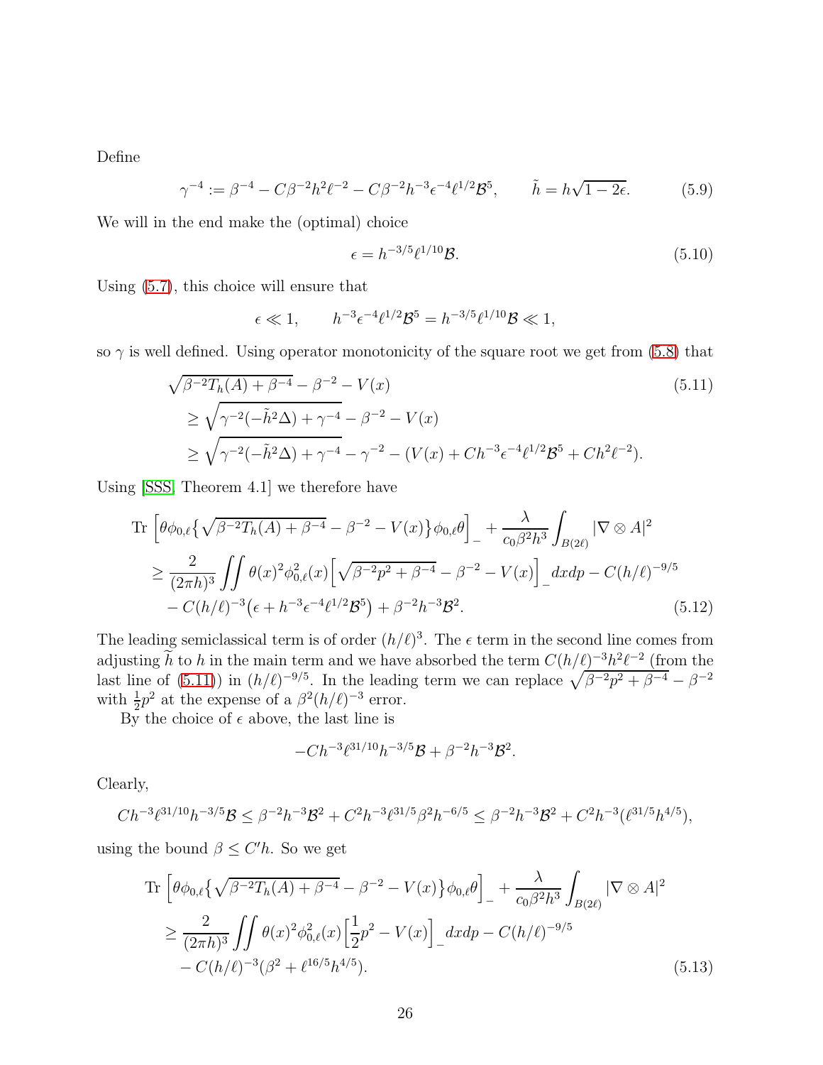Define

$$\gamma^{-4} := \beta^{-4} - C\beta^{-2}h^2\ell^{-2} - C\beta^{-2}h^{-3}\epsilon^{-4}\ell^{1/2}\mathcal{B}^5, \qquad \tilde{h} = h\sqrt{1-2\epsilon}. \tag{5.9}$$

We will in the end make the (optimal) choice

$$\epsilon = h^{-3/5}\ell^{1/10}\mathcal{B}. \tag{5.10}$$

Using (5.7), this choice will ensure that

$$\epsilon \ll 1, \qquad h^{-3}\epsilon^{-4}\ell^{1/2}\mathcal{B}^5 = h^{-3/5}\ell^{1/10}\mathcal{B} \ll 1,$$

so $\gamma$ is well defined. Using operator monotonicity of the square root we get from (5.8) that

$$\begin{aligned}
&\sqrt{\beta^{-2}T_h(A) + \beta^{-4}} - \beta^{-2} - V(x) \\
&\geq \sqrt{\gamma^{-2}(-\tilde{h}^2\Delta) + \gamma^{-4}} - \beta^{-2} - V(x) \\
&\geq \sqrt{\gamma^{-2}(-\tilde{h}^2\Delta) + \gamma^{-4}} - \gamma^{-2} - (V(x) + Ch^{-3}\epsilon^{-4}\ell^{1/2}\mathcal{B}^5 + Ch^2\ell^{-2}).
\end{aligned} \tag{5.11}$$

Using [SSS, Theorem 4.1] we therefore have

$$\begin{aligned}
&\mathrm{Tr}\left[\theta\phi_{0,\ell}\big\{\sqrt{\beta^{-2}T_h(A) + \beta^{-4}} - \beta^{-2} - V(x)\big\}\phi_{0,\ell}\theta\right]_- + \frac{\lambda}{c_0\beta^2h^3}\int_{B(2\ell)}|\nabla\otimes A|^2 \\
&\geq \frac{2}{(2\pi h)^3}\iint \theta(x)^2\phi_{0,\ell}^2(x)\Big[\sqrt{\beta^{-2}p^2 + \beta^{-4}} - \beta^{-2} - V(x)\Big]_- dxdp - C(h/\ell)^{-9/5} \\
&\quad - C(h/\ell)^{-3}\big(\epsilon + h^{-3}\epsilon^{-4}\ell^{1/2}\mathcal{B}^5\big) + \beta^{-2}h^{-3}\mathcal{B}^2.
\end{aligned} \tag{5.12}$$

The leading semiclassical term is of order $(h/\ell)^3$. The $\epsilon$ term in the second line comes from adjusting $\widetilde{h}$ to $h$ in the main term and we have absorbed the term $C(h/\ell)^{-3}h^2\ell^{-2}$ (from the last line of (5.11)) in $(h/\ell)^{-9/5}$. In the leading term we can replace $\sqrt{\beta^{-2}p^2 + \beta^{-4}} - \beta^{-2}$ with $\frac{1}{2}p^2$ at the expense of a $\beta^2(h/\ell)^{-3}$ error.

By the choice of $\epsilon$ above, the last line is

$$-Ch^{-3}\ell^{31/10}h^{-3/5}\mathcal{B} + \beta^{-2}h^{-3}\mathcal{B}^2.$$

Clearly,

$$Ch^{-3}\ell^{31/10}h^{-3/5}\mathcal{B} \leq \beta^{-2}h^{-3}\mathcal{B}^2 + C^2h^{-3}\ell^{31/5}\beta^2h^{-6/5} \leq \beta^{-2}h^{-3}\mathcal{B}^2 + C^2h^{-3}(\ell^{31/5}h^{4/5}),$$

using the bound $\beta \leq C'h$. So we get

$$\begin{aligned}
&\mathrm{Tr}\left[\theta\phi_{0,\ell}\big\{\sqrt{\beta^{-2}T_h(A) + \beta^{-4}} - \beta^{-2} - V(x)\big\}\phi_{0,\ell}\theta\right]_- + \frac{\lambda}{c_0\beta^2h^3}\int_{B(2\ell)}|\nabla\otimes A|^2 \\
&\geq \frac{2}{(2\pi h)^3}\iint \theta(x)^2\phi_{0,\ell}^2(x)\Big[\frac{1}{2}p^2 - V(x)\Big]_- dxdp - C(h/\ell)^{-9/5} \\
&\quad - C(h/\ell)^{-3}(\beta^2 + \ell^{16/5}h^{4/5}).
\end{aligned} \tag{5.13}$$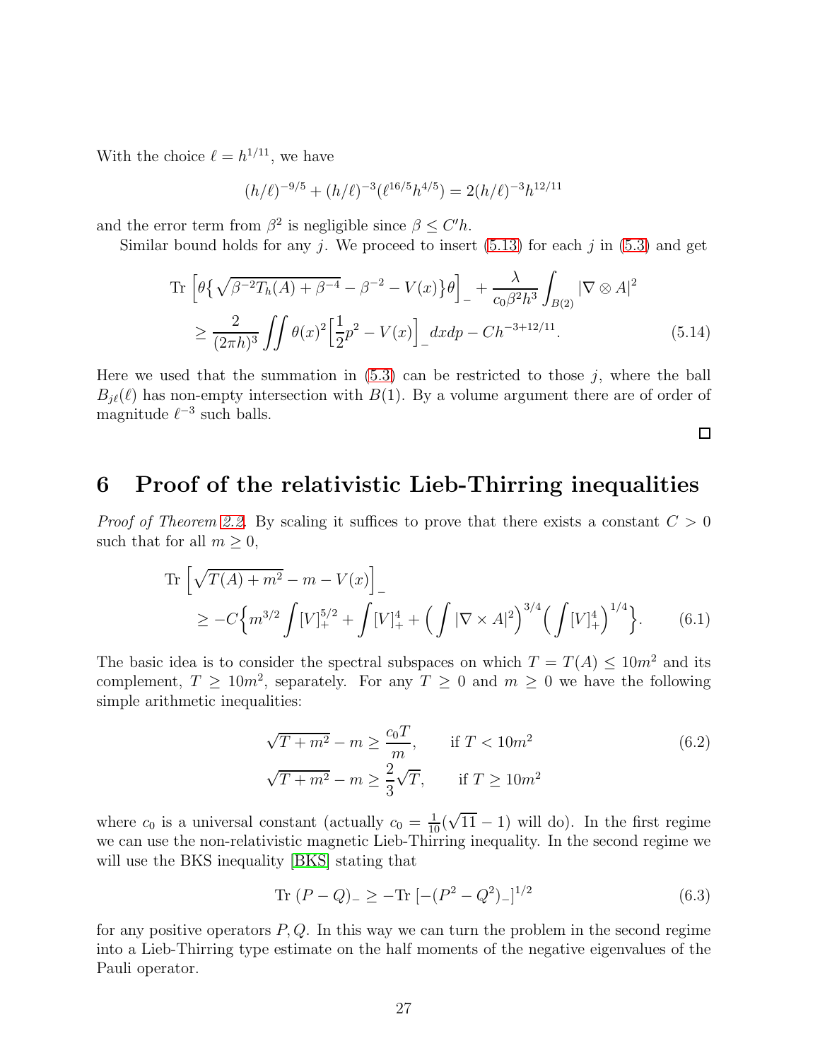With the choice $\ell = h^{1/11}$, we have

$$(h/\ell)^{-9/5} + (h/\ell)^{-3}(\ell^{16/5}h^{4/5}) = 2(h/\ell)^{-3}h^{12/11}$$

and the error term from $\beta^2$ is negligible since $\beta \leq C'h$.

Similar bound holds for any $j$. We proceed to insert (5.13) for each $j$ in (5.3) and get

$$\begin{aligned}
\text{Tr}\,\Big[\theta\big\{\sqrt{\beta^{-2}T_h(A)+\beta^{-4}} - \beta^{-2} - V(x)\big\}\theta\Big]_- + \frac{\lambda}{c_0\beta^2 h^3}\int_{B(2)} |\nabla \otimes A|^2 \\
\geq \frac{2}{(2\pi h)^3}\iint \theta(x)^2\Big[\frac{1}{2}p^2 - V(x)\Big]_- dxdp - Ch^{-3+12/11}.
\end{aligned} \tag{5.14}$$

Here we used that the summation in (5.3) can be restricted to those $j$, where the ball $B_{j\ell}(\ell)$ has non-empty intersection with $B(1)$. By a volume argument there are of order of magnitude $\ell^{-3}$ such balls.

□

# 6 Proof of the relativistic Lieb-Thirring inequalities

*Proof of Theorem 2.2.* By scaling it suffices to prove that there exists a constant $C > 0$ such that for all $m \geq 0$,

$$\begin{aligned}
&\text{Tr}\,\Big[\sqrt{T(A)+m^2} - m - V(x)\Big]_- \\
&\qquad \geq -C\Big\{m^{3/2}\int [V]_+^{5/2} + \int [V]_+^4 + \Big(\int |\nabla \times A|^2\Big)^{3/4}\Big(\int [V]_+^4\Big)^{1/4}\Big\}.
\end{aligned} \tag{6.1}$$

The basic idea is to consider the spectral subspaces on which $T = T(A) \leq 10m^2$ and its complement, $T \geq 10m^2$, separately. For any $T \geq 0$ and $m \geq 0$ we have the following simple arithmetic inequalities:

$$\begin{aligned}
\sqrt{T+m^2} - m &\geq \frac{c_0 T}{m}, \qquad \text{if } T < 10m^2 \\
\sqrt{T+m^2} - m &\geq \frac{2}{3}\sqrt{T}, \qquad \text{if } T \geq 10m^2
\end{aligned} \tag{6.2}$$

where $c_0$ is a universal constant (actually $c_0 = \frac{1}{10}(\sqrt{11}-1)$ will do). In the first regime we can use the non-relativistic magnetic Lieb-Thirring inequality. In the second regime we will use the BKS inequality [BKS] stating that

$$\text{Tr}\,(P-Q)_- \geq -\text{Tr}\,[-(P^2-Q^2)_-]^{1/2} \tag{6.3}$$

for any positive operators $P, Q$. In this way we can turn the problem in the second regime into a Lieb-Thirring type estimate on the half moments of the negative eigenvalues of the Pauli operator.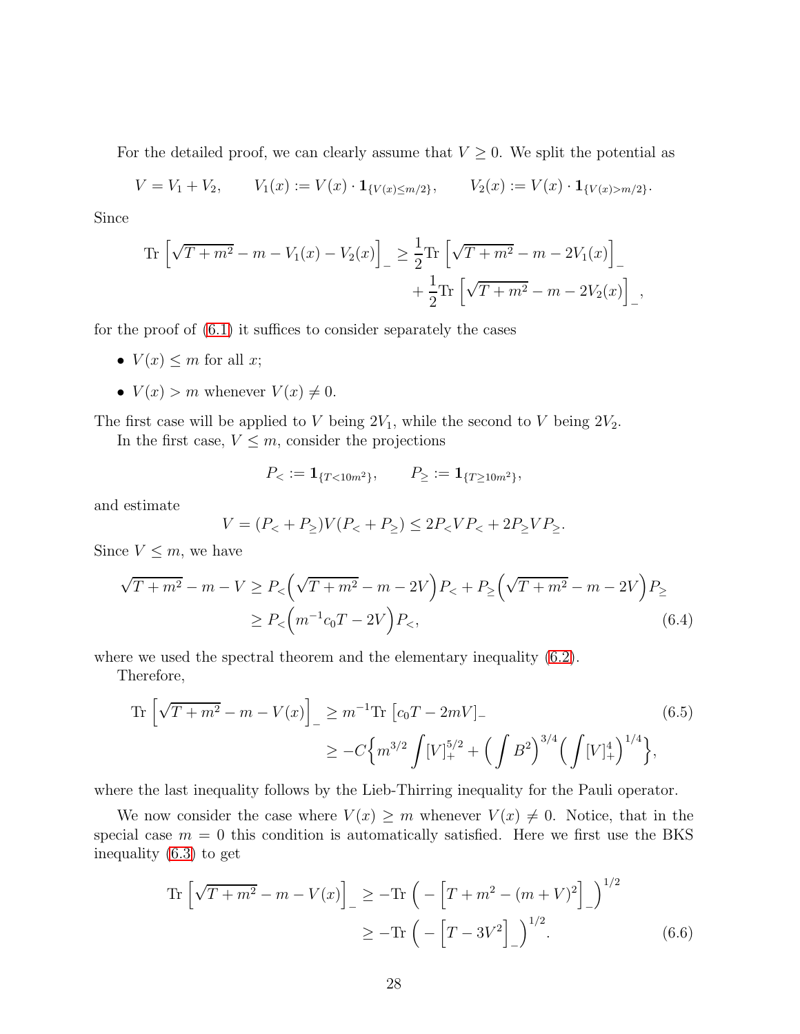For the detailed proof, we can clearly assume that $V \geq 0$. We split the potential as

$$V = V_1 + V_2, \qquad V_1(x) := V(x) \cdot \mathbf{1}_{\{V(x) \leq m/2\}}, \qquad V_2(x) := V(x) \cdot \mathbf{1}_{\{V(x) > m/2\}}.$$

Since

$$\begin{aligned}\mathrm{Tr}\,\Big[\sqrt{T+m^2} - m - V_1(x) - V_2(x)\Big]_- &\geq \frac{1}{2}\mathrm{Tr}\,\Big[\sqrt{T+m^2} - m - 2V_1(x)\Big]_- \\ &\quad + \frac{1}{2}\mathrm{Tr}\,\Big[\sqrt{T+m^2} - m - 2V_2(x)\Big]_-,\end{aligned}$$

for the proof of (6.1) it suffices to consider separately the cases

- $V(x) \leq m$ for all $x$;
- $V(x) > m$ whenever $V(x) \neq 0$.

The first case will be applied to $V$ being $2V_1$, while the second to $V$ being $2V_2$.

In the first case, $V \leq m$, consider the projections

$$P_< := \mathbf{1}_{\{T < 10m^2\}}, \qquad P_\geq := \mathbf{1}_{\{T \geq 10m^2\}},$$

and estimate

$$V = (P_< + P_\geq)V(P_< + P_\geq) \leq 2P_< V P_< + 2P_\geq V P_\geq.$$

Since $V \leq m$, we have

$$\begin{aligned}\sqrt{T+m^2} - m - V &\geq P_<\Big(\sqrt{T+m^2} - m - 2V\Big)P_< + P_\geq\Big(\sqrt{T+m^2} - m - 2V\Big)P_\geq \\ &\geq P_<\Big(m^{-1}c_0 T - 2V\Big)P_<, \end{aligned} \tag{6.4}$$

where we used the spectral theorem and the elementary inequality (6.2).

Therefore,

$$\begin{aligned}\mathrm{Tr}\,\Big[\sqrt{T+m^2} - m - V(x)\Big]_- &\geq m^{-1}\mathrm{Tr}\,\big[c_0 T - 2mV\big]_- \\ &\geq -C\Big\{m^{3/2}\int [V]_+^{5/2} + \Big(\int B^2\Big)^{3/4}\Big(\int [V]_+^4\Big)^{1/4}\Big\},\end{aligned} \tag{6.5}$$

where the last inequality follows by the Lieb-Thirring inequality for the Pauli operator.

We now consider the case where $V(x) \geq m$ whenever $V(x) \neq 0$. Notice, that in the special case $m = 0$ this condition is automatically satisfied. Here we first use the BKS inequality (6.3) to get

$$\begin{aligned}\mathrm{Tr}\,\Big[\sqrt{T+m^2} - m - V(x)\Big]_- &\geq -\mathrm{Tr}\,\Big(-\Big[T + m^2 - (m+V)^2\Big]_-\Big)^{1/2} \\ &\geq -\mathrm{Tr}\,\Big(-\Big[T - 3V^2\Big]_-\Big)^{1/2}.\end{aligned} \tag{6.6}$$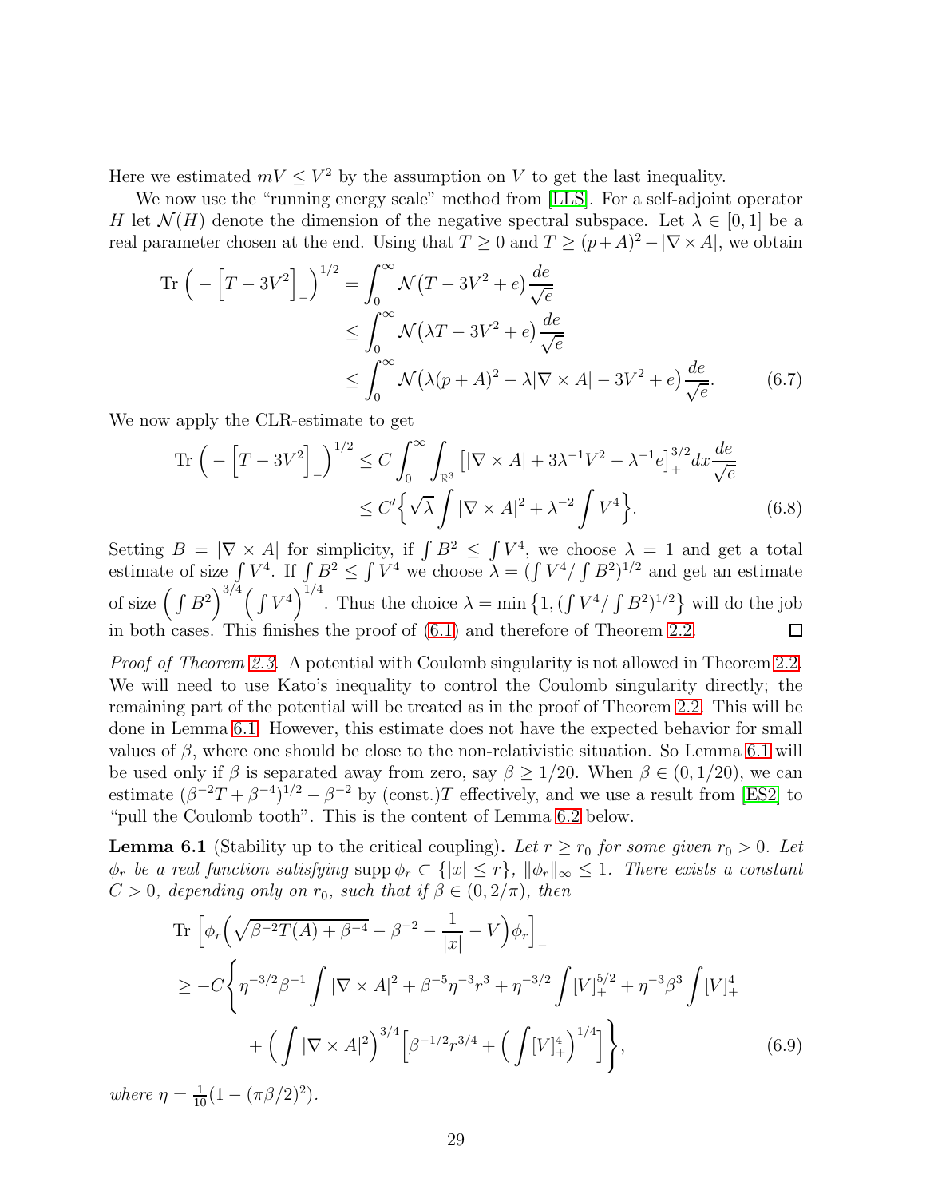Here we estimated $mV \le V^2$ by the assumption on $V$ to get the last inequality.

We now use the "running energy scale" method from [LLS]. For a self-adjoint operator $H$ let $\mathcal{N}(H)$ denote the dimension of the negative spectral subspace. Let $\lambda \in [0,1]$ be a real parameter chosen at the end. Using that $T \ge 0$ and $T \ge (p+A)^2 - |\nabla \times A|$, we obtain

$$
\begin{aligned}
\operatorname{Tr}\Big(-\Big[T - 3V^2\Big]_-\Big)^{1/2} &= \int_0^\infty \mathcal{N}\big(T - 3V^2 + e\big)\frac{de}{\sqrt{e}} \\
&\le \int_0^\infty \mathcal{N}\big(\lambda T - 3V^2 + e\big)\frac{de}{\sqrt{e}} \\
&\le \int_0^\infty \mathcal{N}\big(\lambda(p+A)^2 - \lambda|\nabla \times A| - 3V^2 + e\big)\frac{de}{\sqrt{e}}. \qquad (6.7)
\end{aligned}
$$

We now apply the CLR-estimate to get

$$
\begin{aligned}
\operatorname{Tr}\Big(-\Big[T - 3V^2\Big]_-\Big)^{1/2} &\le C\int_0^\infty \int_{\mathbb{R}^3} \big[|\nabla \times A| + 3\lambda^{-1}V^2 - \lambda^{-1}e\big]_+^{3/2} dx \frac{de}{\sqrt{e}} \\
&\le C'\Big\{\sqrt{\lambda}\int |\nabla \times A|^2 + \lambda^{-2}\int V^4\Big\}. \qquad (6.8)
\end{aligned}
$$

Setting $B = |\nabla \times A|$ for simplicity, if $\int B^2 \le \int V^4$, we choose $\lambda = 1$ and get a total estimate of size $\int V^4$. If $\int B^2 \le \int V^4$ we choose $\lambda = (\int V^4/\int B^2)^{1/2}$ and get an estimate of size $\Big(\int B^2\Big)^{3/4}\Big(\int V^4\Big)^{1/4}$. Thus the choice $\lambda = \min\big\{1, (\int V^4/\int B^2)^{1/2}\big\}$ will do the job in both cases. This finishes the proof of (6.1) and therefore of Theorem 2.2. $\square$

*Proof of Theorem 2.3.* A potential with Coulomb singularity is not allowed in Theorem 2.2. We will need to use Kato's inequality to control the Coulomb singularity directly; the remaining part of the potential will be treated as in the proof of Theorem 2.2. This will be done in Lemma 6.1. However, this estimate does not have the expected behavior for small values of $\beta$, where one should be close to the non-relativistic situation. So Lemma 6.1 will be used only if $\beta$ is separated away from zero, say $\beta \ge 1/20$. When $\beta \in (0, 1/20)$, we can estimate $(\beta^{-2}T + \beta^{-4})^{1/2} - \beta^{-2}$ by (const.)$T$ effectively, and we use a result from [ES2] to "pull the Coulomb tooth". This is the content of Lemma 6.2 below.

**Lemma 6.1** (Stability up to the critical coupling)**.** *Let $r \ge r_0$ for some given $r_0 > 0$. Let $\phi_r$ be a real function satisfying $\operatorname{supp}\phi_r \subset \{|x| \le r\}$, $\|\phi_r\|_\infty \le 1$. There exists a constant $C > 0$, depending only on $r_0$, such that if $\beta \in (0, 2/\pi)$, then*

$$
\begin{aligned}
&\operatorname{Tr}\Big[\phi_r\Big(\sqrt{\beta^{-2}T(A) + \beta^{-4}} - \beta^{-2} - \frac{1}{|x|} - V\Big)\phi_r\Big]_- \\
&\ge -C\bigg\{\eta^{-3/2}\beta^{-1}\int |\nabla \times A|^2 + \beta^{-5}\eta^{-3}r^3 + \eta^{-3/2}\int [V]_+^{5/2} + \eta^{-3}\beta^3\int [V]_+^4 \\
&\qquad + \Big(\int |\nabla \times A|^2\Big)^{3/4}\Big[\beta^{-1/2}r^{3/4} + \Big(\int [V]_+^4\Big)^{1/4}\Big]\bigg\}, \qquad (6.9)
\end{aligned}
$$

*where $\eta = \frac{1}{10}(1 - (\pi\beta/2)^2)$.*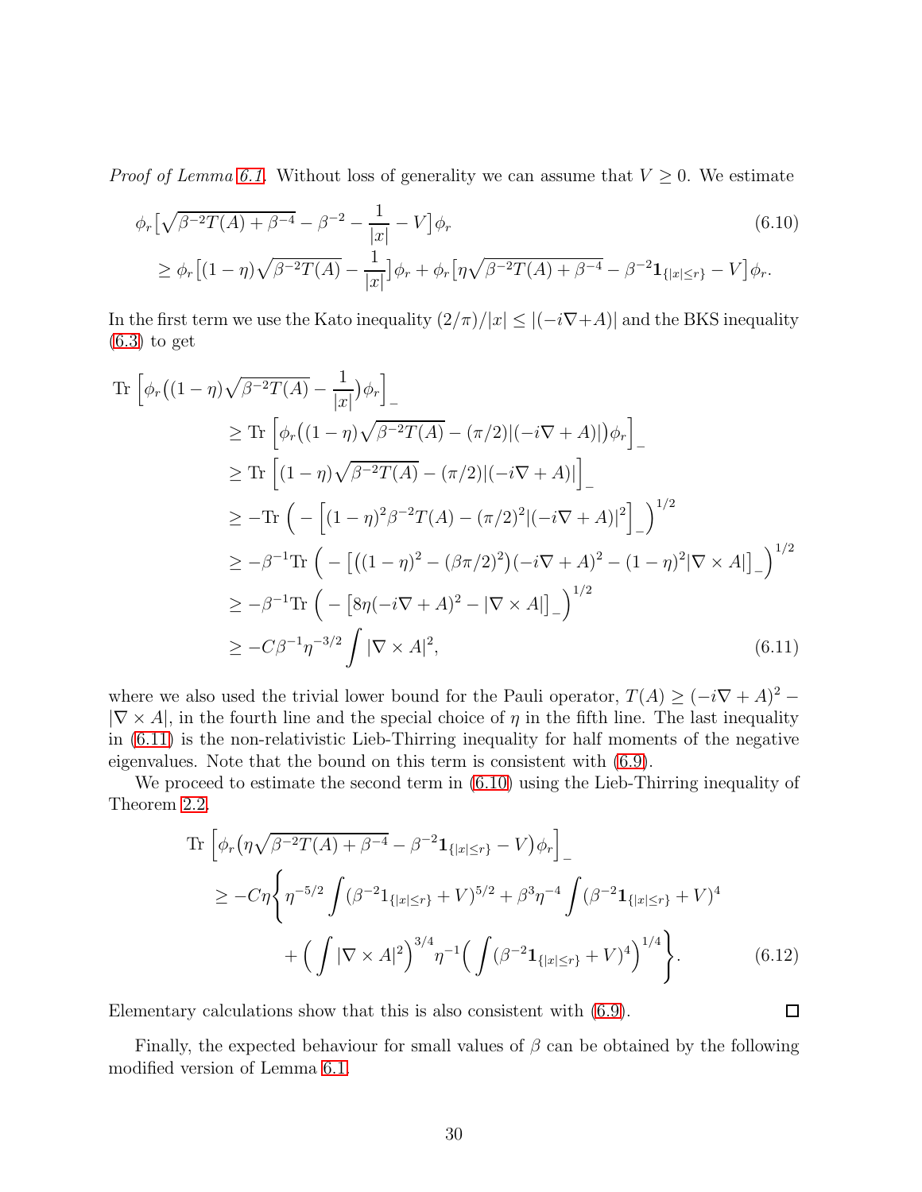*Proof of Lemma 6.1.* Without loss of generality we can assume that $V \geq 0$. We estimate

$$
\begin{aligned}
&\phi_r\big[\sqrt{\beta^{-2}T(A)+\beta^{-4}}-\beta^{-2}-\frac{1}{|x|}-V\big]\phi_r \\
&\quad \geq \phi_r\big[(1-\eta)\sqrt{\beta^{-2}T(A)}-\frac{1}{|x|}\big]\phi_r+\phi_r\big[\eta\sqrt{\beta^{-2}T(A)+\beta^{-4}}-\beta^{-2}\mathbf{1}_{\{|x|\leq r\}}-V\big]\phi_r.
\end{aligned}
\tag{6.10}
$$

In the first term we use the Kato inequality $(2/\pi)/|x| \leq |(-i\nabla + A)|$ and the BKS inequality (6.3) to get

$$
\begin{aligned}
\mathrm{Tr}\,&\Big[\phi_r\big((1-\eta)\sqrt{\beta^{-2}T(A)}-\frac{1}{|x|}\big)\phi_r\Big]_- \\
&\geq \mathrm{Tr}\,\Big[\phi_r\big((1-\eta)\sqrt{\beta^{-2}T(A)}-(\pi/2)|(-i\nabla+A)|\big)\phi_r\Big]_- \\
&\geq \mathrm{Tr}\,\Big[(1-\eta)\sqrt{\beta^{-2}T(A)}-(\pi/2)|(-i\nabla+A)|\Big]_- \\
&\geq -\mathrm{Tr}\,\Big(-\Big[(1-\eta)^2\beta^{-2}T(A)-(\pi/2)^2|(-i\nabla+A)|^2\Big]_-\Big)^{1/2} \\
&\geq -\beta^{-1}\mathrm{Tr}\,\Big(-\big[\big((1-\eta)^2-(\beta\pi/2)^2\big)(-i\nabla+A)^2-(1-\eta)^2|\nabla\times A|\big]_-\Big)^{1/2} \\
&\geq -\beta^{-1}\mathrm{Tr}\,\Big(-\big[8\eta(-i\nabla+A)^2-|\nabla\times A|\big]_-\Big)^{1/2} \\
&\geq -C\beta^{-1}\eta^{-3/2}\int|\nabla\times A|^2,
\end{aligned}
\tag{6.11}
$$

where we also used the trivial lower bound for the Pauli operator, $T(A) \geq (-i\nabla + A)^2 - |\nabla \times A|$, in the fourth line and the special choice of $\eta$ in the fifth line. The last inequality in (6.11) is the non-relativistic Lieb-Thirring inequality for half moments of the negative eigenvalues. Note that the bound on this term is consistent with (6.9).

We proceed to estimate the second term in (6.10) using the Lieb-Thirring inequality of Theorem 2.2,

$$
\begin{aligned}
\mathrm{Tr}\,&\Big[\phi_r\big(\eta\sqrt{\beta^{-2}T(A)+\beta^{-4}}-\beta^{-2}\mathbf{1}_{\{|x|\leq r\}}-V\big)\phi_r\Big]_- \\
&\geq -C\eta\Bigg\{\eta^{-5/2}\int(\beta^{-2}1_{\{|x|\leq r\}}+V)^{5/2}+\beta^3\eta^{-4}\int(\beta^{-2}\mathbf{1}_{\{|x|\leq r\}}+V)^4 \\
&\qquad+\Big(\int|\nabla\times A|^2\Big)^{3/4}\eta^{-1}\Big(\int(\beta^{-2}\mathbf{1}_{\{|x|\leq r\}}+V)^4\Big)^{1/4}\Bigg\}.
\end{aligned}
\tag{6.12}
$$

Elementary calculations show that this is also consistent with (6.9). □

Finally, the expected behaviour for small values of $\beta$ can be obtained by the following modified version of Lemma 6.1.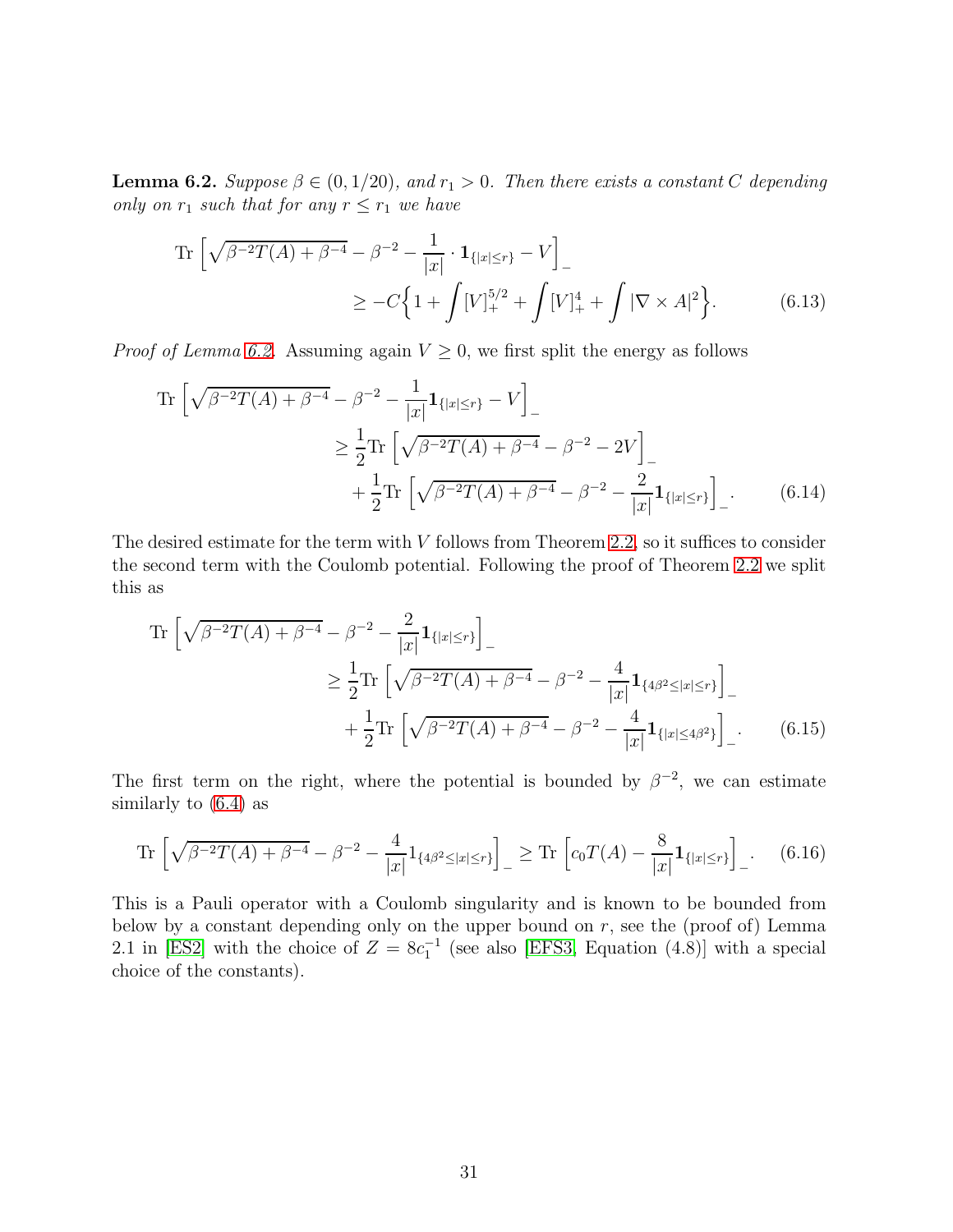**Lemma 6.2.** *Suppose $\beta \in (0, 1/20)$, and $r_1 > 0$. Then there exists a constant $C$ depending only on $r_1$ such that for any $r \le r_1$ we have*

$$
\begin{aligned}
\mathrm{Tr}\left[\sqrt{\beta^{-2}T(A)+\beta^{-4}} - \beta^{-2} - \frac{1}{|x|}\cdot \mathbf{1}_{\{|x|\le r\}} - V\right]_- & \\
\ge -C\Big\{1 + \int [V]_+^{5/2} + \int [V]_+^4 + \int |\nabla \times A|^2\Big\}. & \qquad (6.13)
\end{aligned}
$$

*Proof of Lemma 6.2.* Assuming again $V \ge 0$, we first split the energy as follows

$$
\begin{aligned}
\mathrm{Tr}\left[\sqrt{\beta^{-2}T(A)+\beta^{-4}} - \beta^{-2} - \frac{1}{|x|}\mathbf{1}_{\{|x|\le r\}} - V\right]_- & \\
\ge \frac{1}{2}\mathrm{Tr}\left[\sqrt{\beta^{-2}T(A)+\beta^{-4}} - \beta^{-2} - 2V\right]_- & \\
+ \frac{1}{2}\mathrm{Tr}\left[\sqrt{\beta^{-2}T(A)+\beta^{-4}} - \beta^{-2} - \frac{2}{|x|}\mathbf{1}_{\{|x|\le r\}}\right]_-. & \qquad (6.14)
\end{aligned}
$$

The desired estimate for the term with $V$ follows from Theorem 2.2, so it suffices to consider the second term with the Coulomb potential. Following the proof of Theorem 2.2 we split this as

$$
\begin{aligned}
\mathrm{Tr}\left[\sqrt{\beta^{-2}T(A)+\beta^{-4}} - \beta^{-2} - \frac{2}{|x|}\mathbf{1}_{\{|x|\le r\}}\right]_- & \\
\ge \frac{1}{2}\mathrm{Tr}\left[\sqrt{\beta^{-2}T(A)+\beta^{-4}} - \beta^{-2} - \frac{4}{|x|}\mathbf{1}_{\{4\beta^2\le|x|\le r\}}\right]_- & \\
+ \frac{1}{2}\mathrm{Tr}\left[\sqrt{\beta^{-2}T(A)+\beta^{-4}} - \beta^{-2} - \frac{4}{|x|}\mathbf{1}_{\{|x|\le 4\beta^2\}}\right]_-. & \qquad (6.15)
\end{aligned}
$$

The first term on the right, where the potential is bounded by $\beta^{-2}$, we can estimate similarly to (6.4) as

$$
\mathrm{Tr}\left[\sqrt{\beta^{-2}T(A)+\beta^{-4}} - \beta^{-2} - \frac{4}{|x|}1_{\{4\beta^2\le|x|\le r\}}\right]_- \ge \mathrm{Tr}\left[c_0 T(A) - \frac{8}{|x|}\mathbf{1}_{\{|x|\le r\}}\right]_-. \qquad (6.16)
$$

This is a Pauli operator with a Coulomb singularity and is known to be bounded from below by a constant depending only on the upper bound on $r$, see the (proof of) Lemma 2.1 in [ES2] with the choice of $Z = 8c_1^{-1}$ (see also [EFS3, Equation (4.8)] with a special choice of the constants).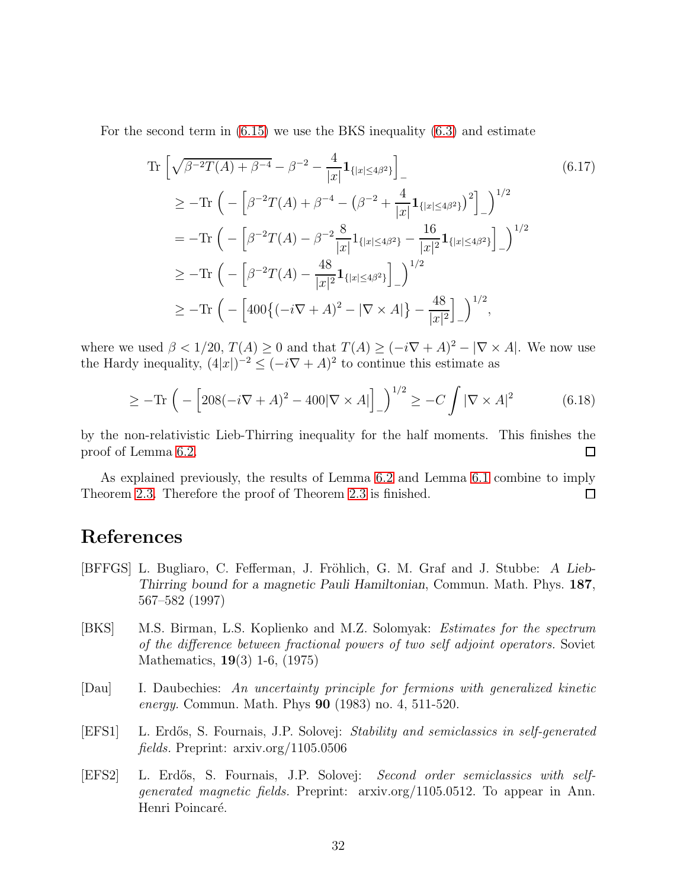For the second term in (6.15) we use the BKS inequality (6.3) and estimate

$$
\begin{aligned}
\operatorname{Tr}&\Big[\sqrt{\beta^{-2}T(A)+\beta^{-4}}-\beta^{-2}-\frac{4}{|x|}\mathbf{1}_{\{|x|\le 4\beta^2\}}\Big]_- \qquad (6.17)\\
&\ge -\operatorname{Tr}\Big(-\Big[\beta^{-2}T(A)+\beta^{-4}-\big(\beta^{-2}+\frac{4}{|x|}\mathbf{1}_{\{|x|\le 4\beta^2\}}\big)^2\Big]_-\Big)^{1/2}\\
&= -\operatorname{Tr}\Big(-\Big[\beta^{-2}T(A)-\beta^{-2}\frac{8}{|x|}1_{\{|x|\le 4\beta^2\}}-\frac{16}{|x|^2}\mathbf{1}_{\{|x|\le 4\beta^2\}}\Big]_-\Big)^{1/2}\\
&\ge -\operatorname{Tr}\Big(-\Big[\beta^{-2}T(A)-\frac{48}{|x|^2}\mathbf{1}_{\{|x|\le 4\beta^2\}}\Big]_-\Big)^{1/2}\\
&\ge -\operatorname{Tr}\Big(-\Big[400\big\{(-i\nabla+A)^2-|\nabla\times A|\big\}-\frac{48}{|x|^2}\Big]_-\Big)^{1/2},
\end{aligned}
$$

where we used $\beta < 1/20$, $T(A) \ge 0$ and that $T(A) \ge (-i\nabla + A)^2 - |\nabla \times A|$. We now use the Hardy inequality, $(4|x|)^{-2} \le (-i\nabla + A)^2$ to continue this estimate as

$$
\ge -\operatorname{Tr}\Big(-\Big[208(-i\nabla+A)^2-400|\nabla\times A|\Big]_-\Big)^{1/2}\ge -C\int|\nabla\times A|^2 \qquad (6.18)
$$

by the non-relativistic Lieb-Thirring inequality for the half moments. This finishes the proof of Lemma 6.2. □

As explained previously, the results of Lemma 6.2 and Lemma 6.1 combine to imply Theorem 2.3. Therefore the proof of Theorem 2.3 is finished. □

# References

[BFFGS] L. Bugliaro, C. Fefferman, J. Fröhlich, G. M. Graf and J. Stubbe: *A Lieb-Thirring bound for a magnetic Pauli Hamiltonian*, Commun. Math. Phys. **187**, 567–582 (1997)

[BKS] M.S. Birman, L.S. Koplienko and M.Z. Solomyak: *Estimates for the spectrum of the difference between fractional powers of two self adjoint operators.* Soviet Mathematics, **19**(3) 1-6, (1975)

[Dau] I. Daubechies: *An uncertainty principle for fermions with generalized kinetic energy.* Commun. Math. Phys **90** (1983) no. 4, 511-520.

[EFS1] L. Erdős, S. Fournais, J.P. Solovej: *Stability and semiclassics in self-generated fields.* Preprint: arxiv.org/1105.0506

[EFS2] L. Erdős, S. Fournais, J.P. Solovej: *Second order semiclassics with self-generated magnetic fields.* Preprint: arxiv.org/1105.0512. To appear in Ann. Henri Poincaré.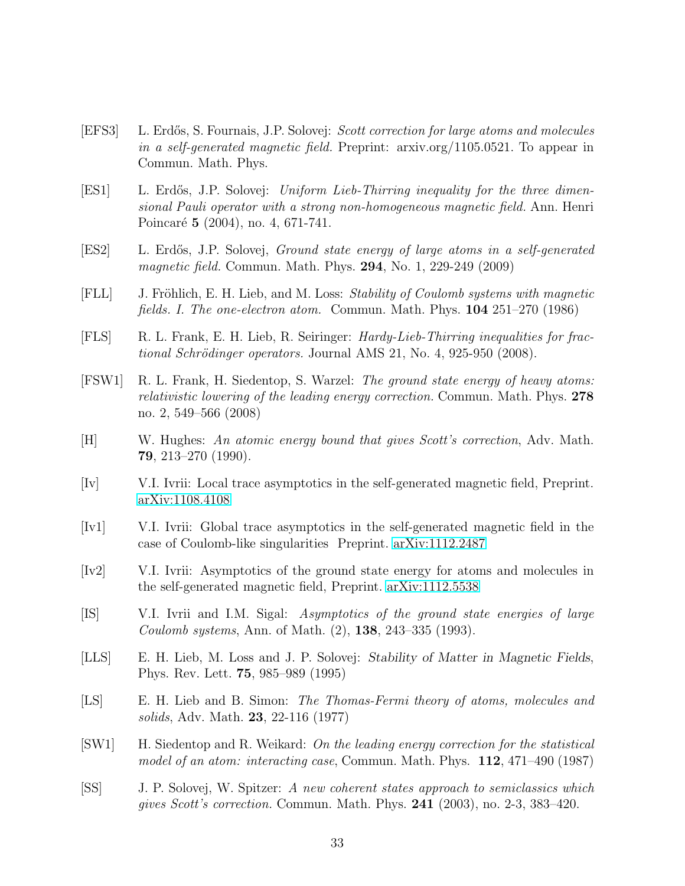- [EFS3] L. Erdős, S. Fournais, J.P. Solovej: *Scott correction for large atoms and molecules in a self-generated magnetic field.* Preprint: arxiv.org/1105.0521. To appear in Commun. Math. Phys.

- [ES1] L. Erdős, J.P. Solovej: *Uniform Lieb-Thirring inequality for the three dimensional Pauli operator with a strong non-homogeneous magnetic field.* Ann. Henri Poincaré **5** (2004), no. 4, 671-741.

- [ES2] L. Erdős, J.P. Solovej, *Ground state energy of large atoms in a self-generated magnetic field.* Commun. Math. Phys. **294**, No. 1, 229-249 (2009)

- [FLL] J. Fröhlich, E. H. Lieb, and M. Loss: *Stability of Coulomb systems with magnetic fields. I. The one-electron atom.* Commun. Math. Phys. **104** 251–270 (1986)

- [FLS] R. L. Frank, E. H. Lieb, R. Seiringer: *Hardy-Lieb-Thirring inequalities for fractional Schrödinger operators.* Journal AMS 21, No. 4, 925-950 (2008).

- [FSW1] R. L. Frank, H. Siedentop, S. Warzel: *The ground state energy of heavy atoms: relativistic lowering of the leading energy correction.* Commun. Math. Phys. **278** no. 2, 549–566 (2008)

- [H] W. Hughes: *An atomic energy bound that gives Scott's correction*, Adv. Math. **79**, 213–270 (1990).

- [Iv] V.I. Ivrii: Local trace asymptotics in the self-generated magnetic field, Preprint. arXiv:1108.4108

- [Iv1] V.I. Ivrii: Global trace asymptotics in the self-generated magnetic field in the case of Coulomb-like singularities Preprint. arXiv:1112.2487

- [Iv2] V.I. Ivrii: Asymptotics of the ground state energy for atoms and molecules in the self-generated magnetic field, Preprint. arXiv:1112.5538

- [IS] V.I. Ivrii and I.M. Sigal: *Asymptotics of the ground state energies of large Coulomb systems*, Ann. of Math. (2), **138**, 243–335 (1993).

- [LLS] E. H. Lieb, M. Loss and J. P. Solovej: *Stability of Matter in Magnetic Fields*, Phys. Rev. Lett. **75**, 985–989 (1995)

- [LS] E. H. Lieb and B. Simon: *The Thomas-Fermi theory of atoms, molecules and solids*, Adv. Math. **23**, 22-116 (1977)

- [SW1] H. Siedentop and R. Weikard: *On the leading energy correction for the statistical model of an atom: interacting case*, Commun. Math. Phys. **112**, 471–490 (1987)

- [SS] J. P. Solovej, W. Spitzer: *A new coherent states approach to semiclassics which gives Scott's correction.* Commun. Math. Phys. **241** (2003), no. 2-3, 383–420.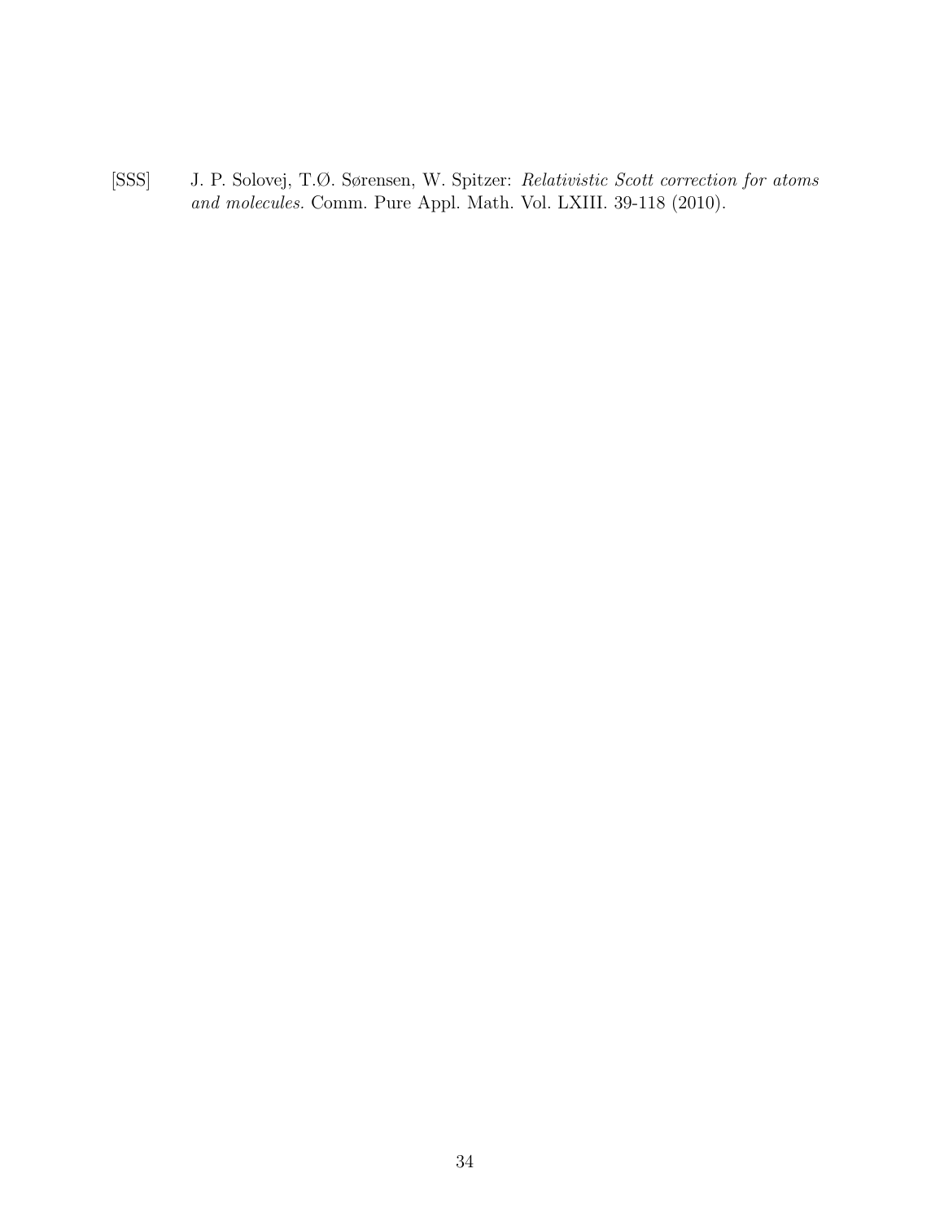[SSS] J. P. Solovej, T.Ø. Sørensen, W. Spitzer: *Relativistic Scott correction for atoms and molecules.* Comm. Pure Appl. Math. Vol. LXIII. 39-118 (2010).